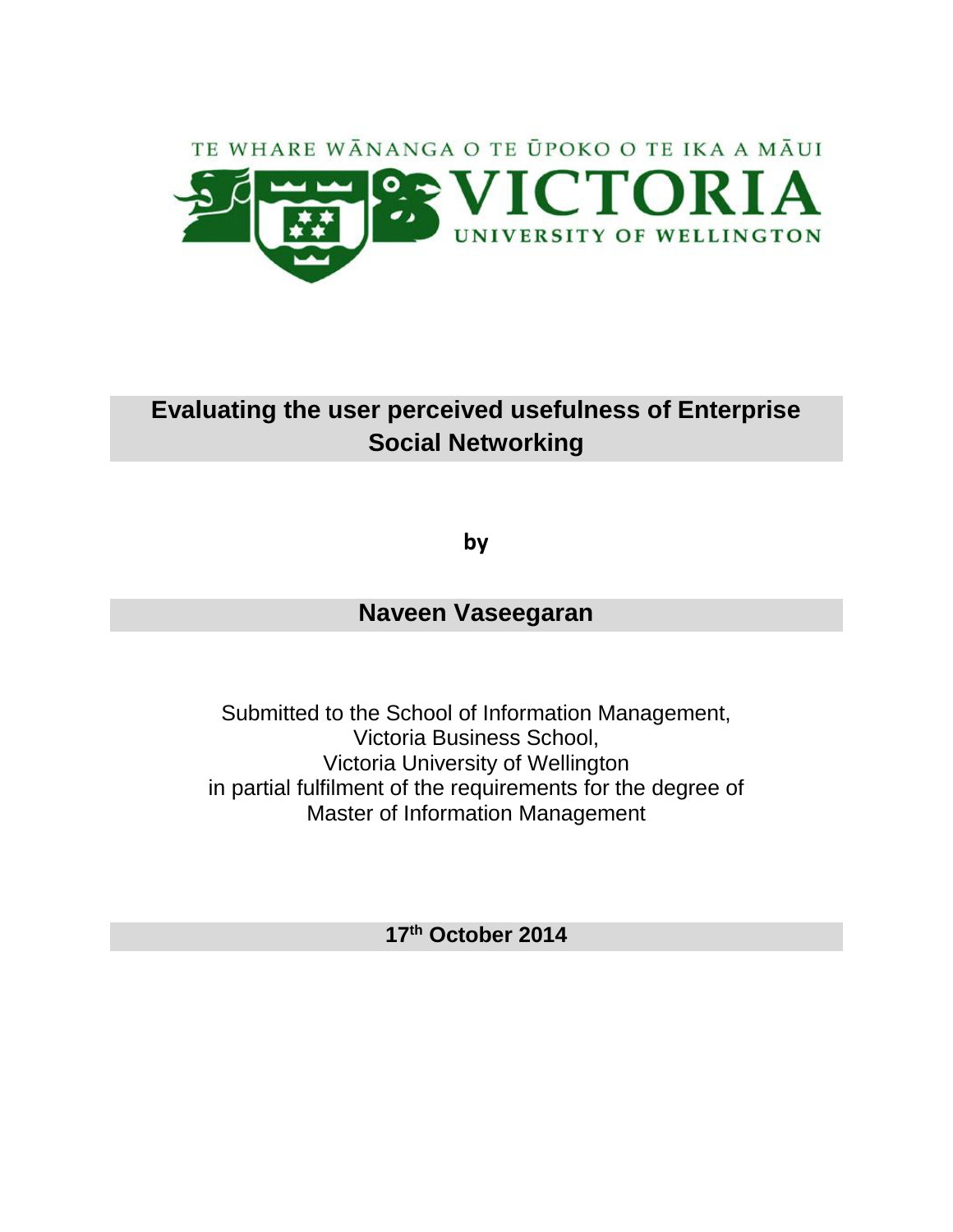TE WHARE WĀNANGA O TE ŪPOKO O TE IKA A MĀUI

VICTORIA

UNIVERSITY OF WELLINGTON

# Evaluating the user perceived usefulness of Enterprise Social Networking

**by**

## Naveen Vaseegaran

Submitted to the School of Information Management,
Victoria Business School,
Victoria University of Wellington
in partial fulfilment of the requirements for the degree of
Master of Information Management

**17th October 2014**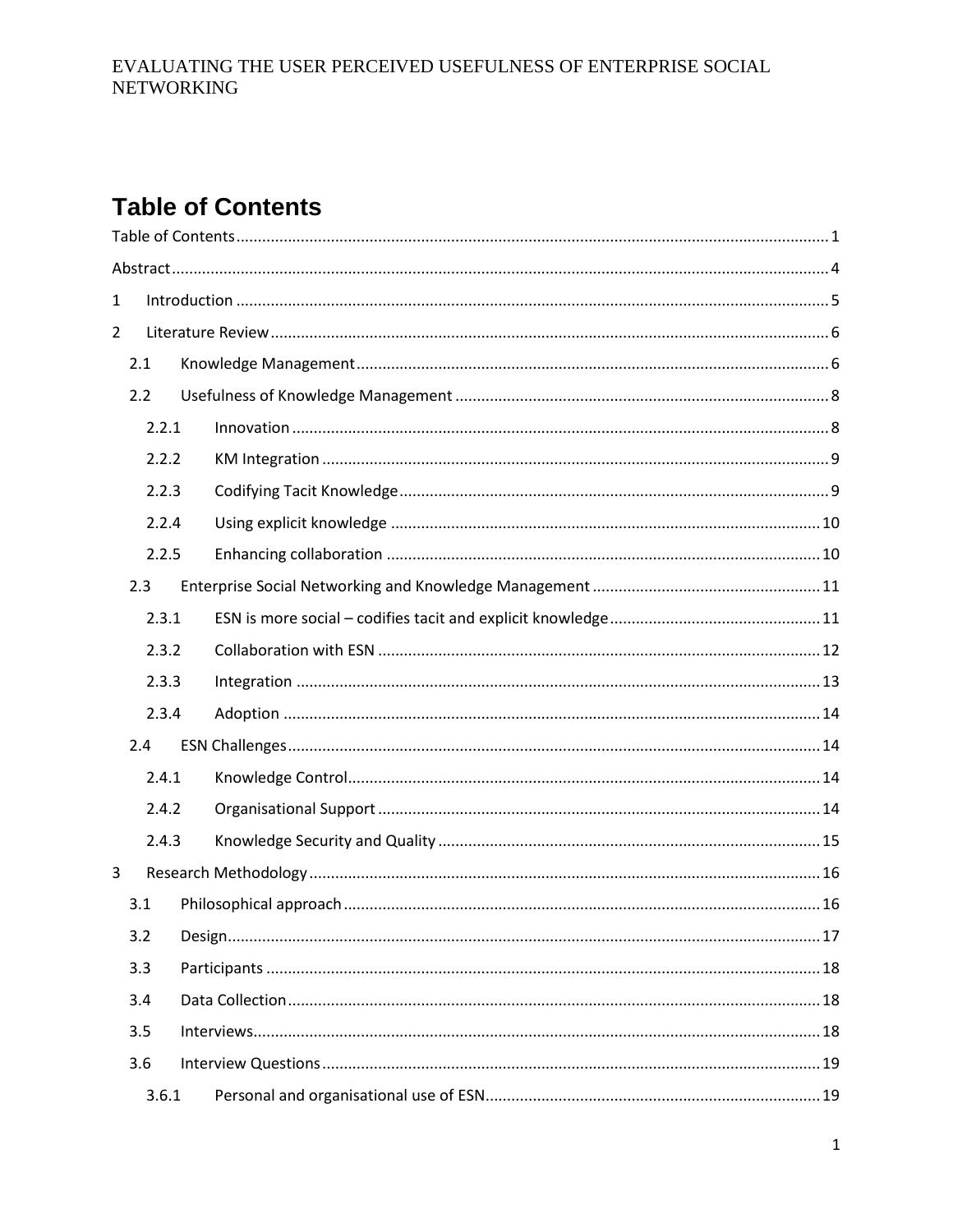# Table of Contents

Table of Contents ........ 1

Abstract ........ 4

1 Introduction ........ 5

2 Literature Review ........ 6

- 2.1 Knowledge Management ........ 6
- 2.2 Usefulness of Knowledge Management ........ 8
  - 2.2.1 Innovation ........ 8
  - 2.2.2 KM Integration ........ 9
  - 2.2.3 Codifying Tacit Knowledge ........ 9
  - 2.2.4 Using explicit knowledge ........ 10
  - 2.2.5 Enhancing collaboration ........ 10
- 2.3 Enterprise Social Networking and Knowledge Management ........ 11
  - 2.3.1 ESN is more social – codifies tacit and explicit knowledge ........ 11
  - 2.3.2 Collaboration with ESN ........ 12
  - 2.3.3 Integration ........ 13
  - 2.3.4 Adoption ........ 14
- 2.4 ESN Challenges ........ 14
  - 2.4.1 Knowledge Control ........ 14
  - 2.4.2 Organisational Support ........ 14
  - 2.4.3 Knowledge Security and Quality ........ 15

3 Research Methodology ........ 16

- 3.1 Philosophical approach ........ 16
- 3.2 Design ........ 17
- 3.3 Participants ........ 18
- 3.4 Data Collection ........ 18
- 3.5 Interviews ........ 18
- 3.6 Interview Questions ........ 19
  - 3.6.1 Personal and organisational use of ESN ........ 19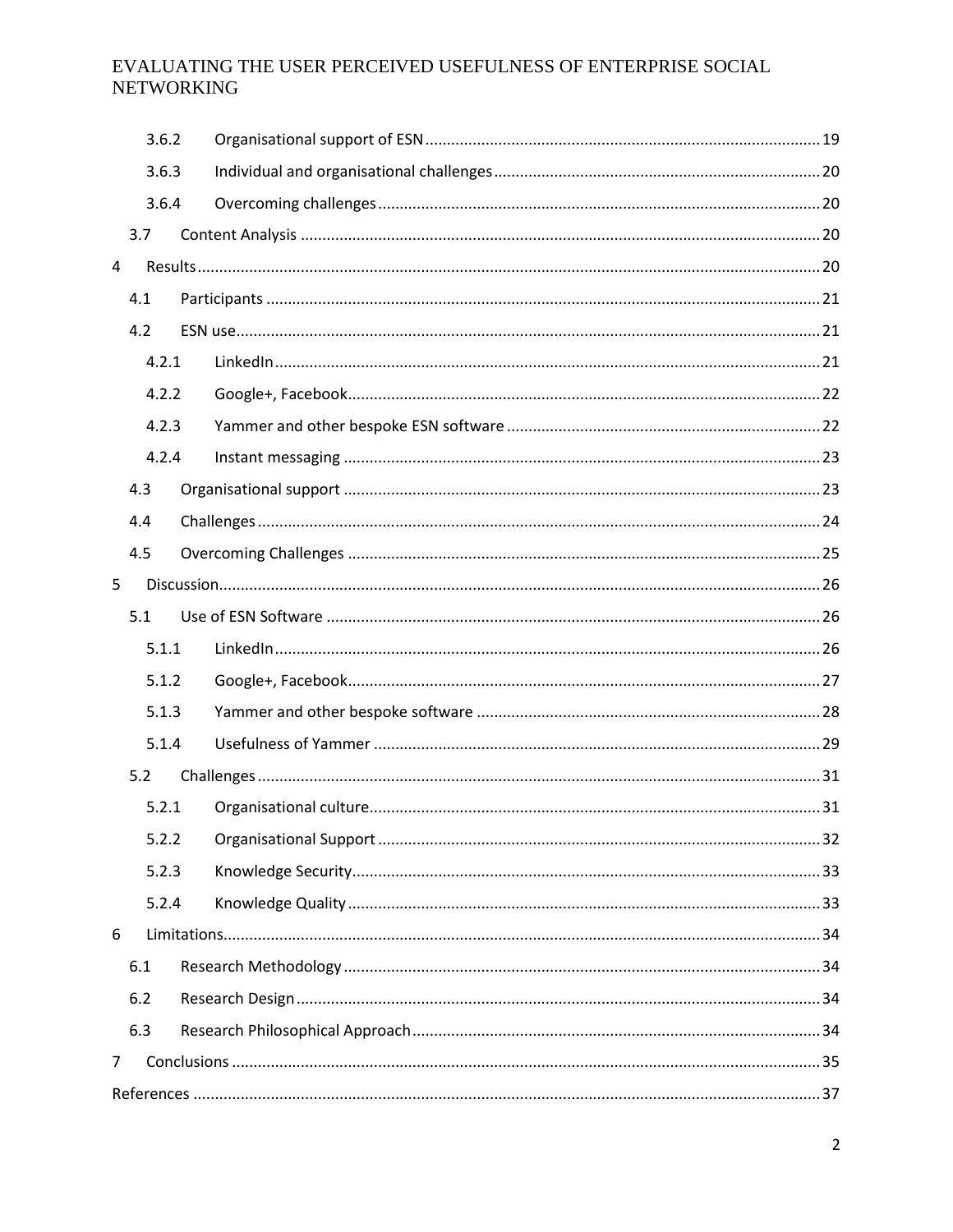3.6.2 Organisational support of ESN ... 19

3.6.3 Individual and organisational challenges ... 20

3.6.4 Overcoming challenges ... 20

3.7 Content Analysis ... 20

4 Results ... 20

4.1 Participants ... 21

4.2 ESN use ... 21

4.2.1 LinkedIn ... 21

4.2.2 Google+, Facebook ... 22

4.2.3 Yammer and other bespoke ESN software ... 22

4.2.4 Instant messaging ... 23

4.3 Organisational support ... 23

4.4 Challenges ... 24

4.5 Overcoming Challenges ... 25

5 Discussion ... 26

5.1 Use of ESN Software ... 26

5.1.1 LinkedIn ... 26

5.1.2 Google+, Facebook ... 27

5.1.3 Yammer and other bespoke software ... 28

5.1.4 Usefulness of Yammer ... 29

5.2 Challenges ... 31

5.2.1 Organisational culture ... 31

5.2.2 Organisational Support ... 32

5.2.3 Knowledge Security ... 33

5.2.4 Knowledge Quality ... 33

6 Limitations ... 34

6.1 Research Methodology ... 34

6.2 Research Design ... 34

6.3 Research Philosophical Approach ... 34

7 Conclusions ... 35

References ... 37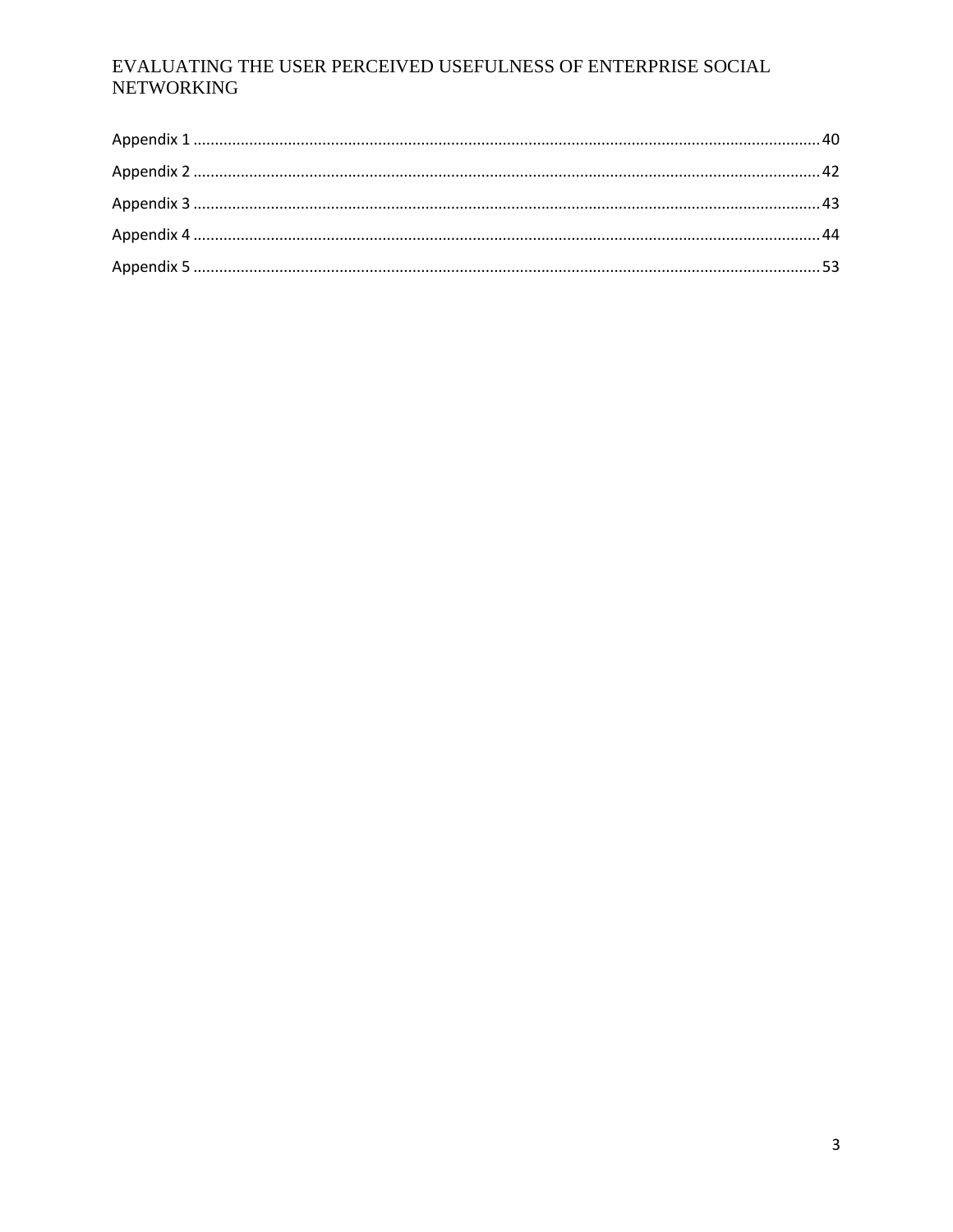Appendix 1 ........................................................................................................................................ 40

Appendix 2 ........................................................................................................................................ 42

Appendix 3 ........................................................................................................................................ 43

Appendix 4 ........................................................................................................................................ 44

Appendix 5 ........................................................................................................................................ 53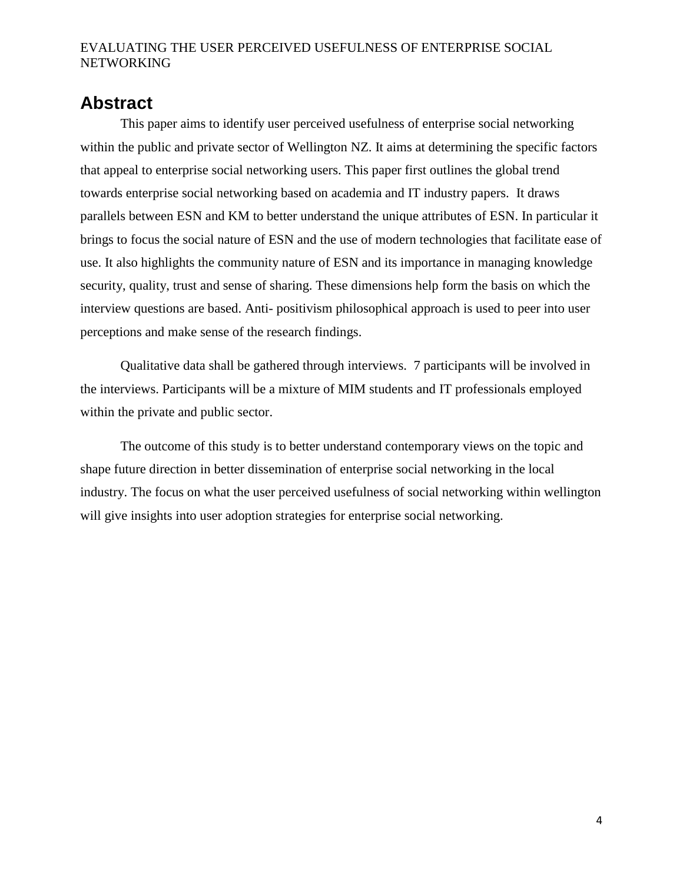## Abstract

This paper aims to identify user perceived usefulness of enterprise social networking within the public and private sector of Wellington NZ. It aims at determining the specific factors that appeal to enterprise social networking users. This paper first outlines the global trend towards enterprise social networking based on academia and IT industry papers. It draws parallels between ESN and KM to better understand the unique attributes of ESN. In particular it brings to focus the social nature of ESN and the use of modern technologies that facilitate ease of use. It also highlights the community nature of ESN and its importance in managing knowledge security, quality, trust and sense of sharing. These dimensions help form the basis on which the interview questions are based. Anti- positivism philosophical approach is used to peer into user perceptions and make sense of the research findings.

Qualitative data shall be gathered through interviews. 7 participants will be involved in the interviews. Participants will be a mixture of MIM students and IT professionals employed within the private and public sector.

The outcome of this study is to better understand contemporary views on the topic and shape future direction in better dissemination of enterprise social networking in the local industry. The focus on what the user perceived usefulness of social networking within wellington will give insights into user adoption strategies for enterprise social networking.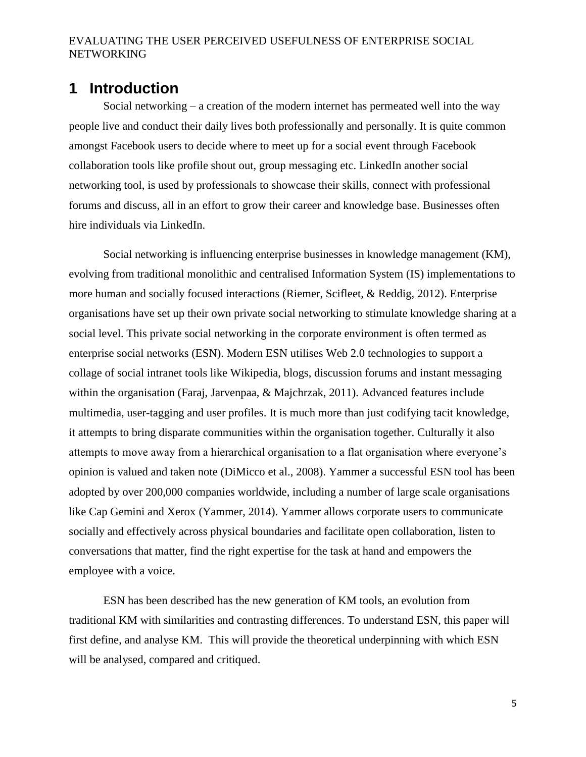# 1 Introduction

Social networking – a creation of the modern internet has permeated well into the way people live and conduct their daily lives both professionally and personally. It is quite common amongst Facebook users to decide where to meet up for a social event through Facebook collaboration tools like profile shout out, group messaging etc. LinkedIn another social networking tool, is used by professionals to showcase their skills, connect with professional forums and discuss, all in an effort to grow their career and knowledge base. Businesses often hire individuals via LinkedIn.

Social networking is influencing enterprise businesses in knowledge management (KM), evolving from traditional monolithic and centralised Information System (IS) implementations to more human and socially focused interactions (Riemer, Scifleet, & Reddig, 2012). Enterprise organisations have set up their own private social networking to stimulate knowledge sharing at a social level. This private social networking in the corporate environment is often termed as enterprise social networks (ESN). Modern ESN utilises Web 2.0 technologies to support a collage of social intranet tools like Wikipedia, blogs, discussion forums and instant messaging within the organisation (Faraj, Jarvenpaa, & Majchrzak, 2011). Advanced features include multimedia, user-tagging and user profiles. It is much more than just codifying tacit knowledge, it attempts to bring disparate communities within the organisation together. Culturally it also attempts to move away from a hierarchical organisation to a flat organisation where everyone's opinion is valued and taken note (DiMicco et al., 2008). Yammer a successful ESN tool has been adopted by over 200,000 companies worldwide, including a number of large scale organisations like Cap Gemini and Xerox (Yammer, 2014). Yammer allows corporate users to communicate socially and effectively across physical boundaries and facilitate open collaboration, listen to conversations that matter, find the right expertise for the task at hand and empowers the employee with a voice.

ESN has been described has the new generation of KM tools, an evolution from traditional KM with similarities and contrasting differences. To understand ESN, this paper will first define, and analyse KM. This will provide the theoretical underpinning with which ESN will be analysed, compared and critiqued.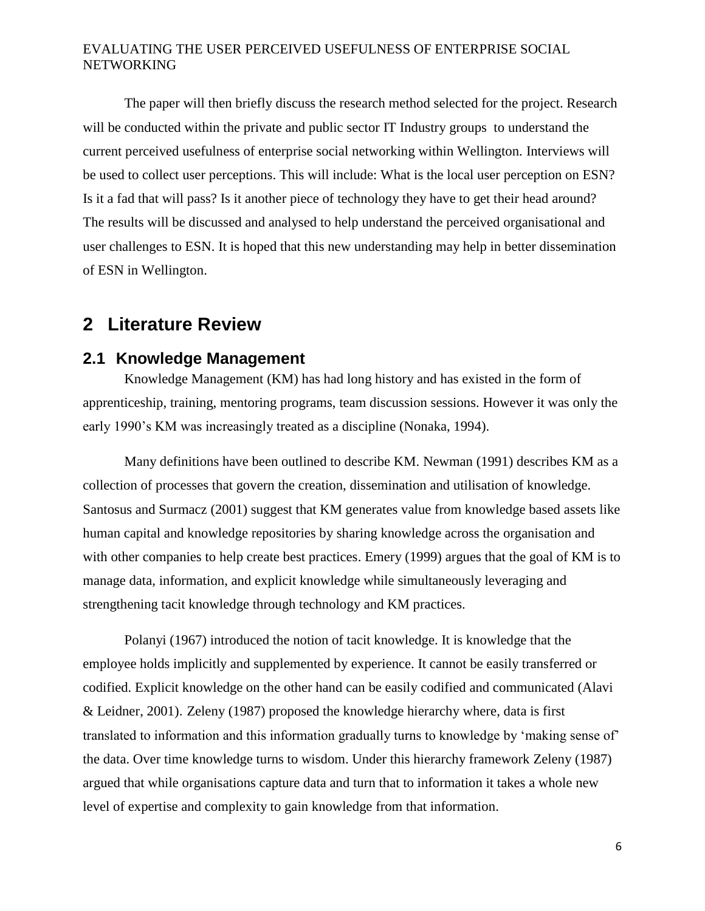The paper will then briefly discuss the research method selected for the project. Research will be conducted within the private and public sector IT Industry groups to understand the current perceived usefulness of enterprise social networking within Wellington. Interviews will be used to collect user perceptions. This will include: What is the local user perception on ESN? Is it a fad that will pass? Is it another piece of technology they have to get their head around? The results will be discussed and analysed to help understand the perceived organisational and user challenges to ESN. It is hoped that this new understanding may help in better dissemination of ESN in Wellington.

# 2 Literature Review

## 2.1 Knowledge Management

Knowledge Management (KM) has had long history and has existed in the form of apprenticeship, training, mentoring programs, team discussion sessions. However it was only the early 1990's KM was increasingly treated as a discipline (Nonaka, 1994).

Many definitions have been outlined to describe KM. Newman (1991) describes KM as a collection of processes that govern the creation, dissemination and utilisation of knowledge. Santosus and Surmacz (2001) suggest that KM generates value from knowledge based assets like human capital and knowledge repositories by sharing knowledge across the organisation and with other companies to help create best practices. Emery (1999) argues that the goal of KM is to manage data, information, and explicit knowledge while simultaneously leveraging and strengthening tacit knowledge through technology and KM practices.

Polanyi (1967) introduced the notion of tacit knowledge. It is knowledge that the employee holds implicitly and supplemented by experience. It cannot be easily transferred or codified. Explicit knowledge on the other hand can be easily codified and communicated (Alavi & Leidner, 2001). Zeleny (1987) proposed the knowledge hierarchy where, data is first translated to information and this information gradually turns to knowledge by 'making sense of' the data. Over time knowledge turns to wisdom. Under this hierarchy framework Zeleny (1987) argued that while organisations capture data and turn that to information it takes a whole new level of expertise and complexity to gain knowledge from that information.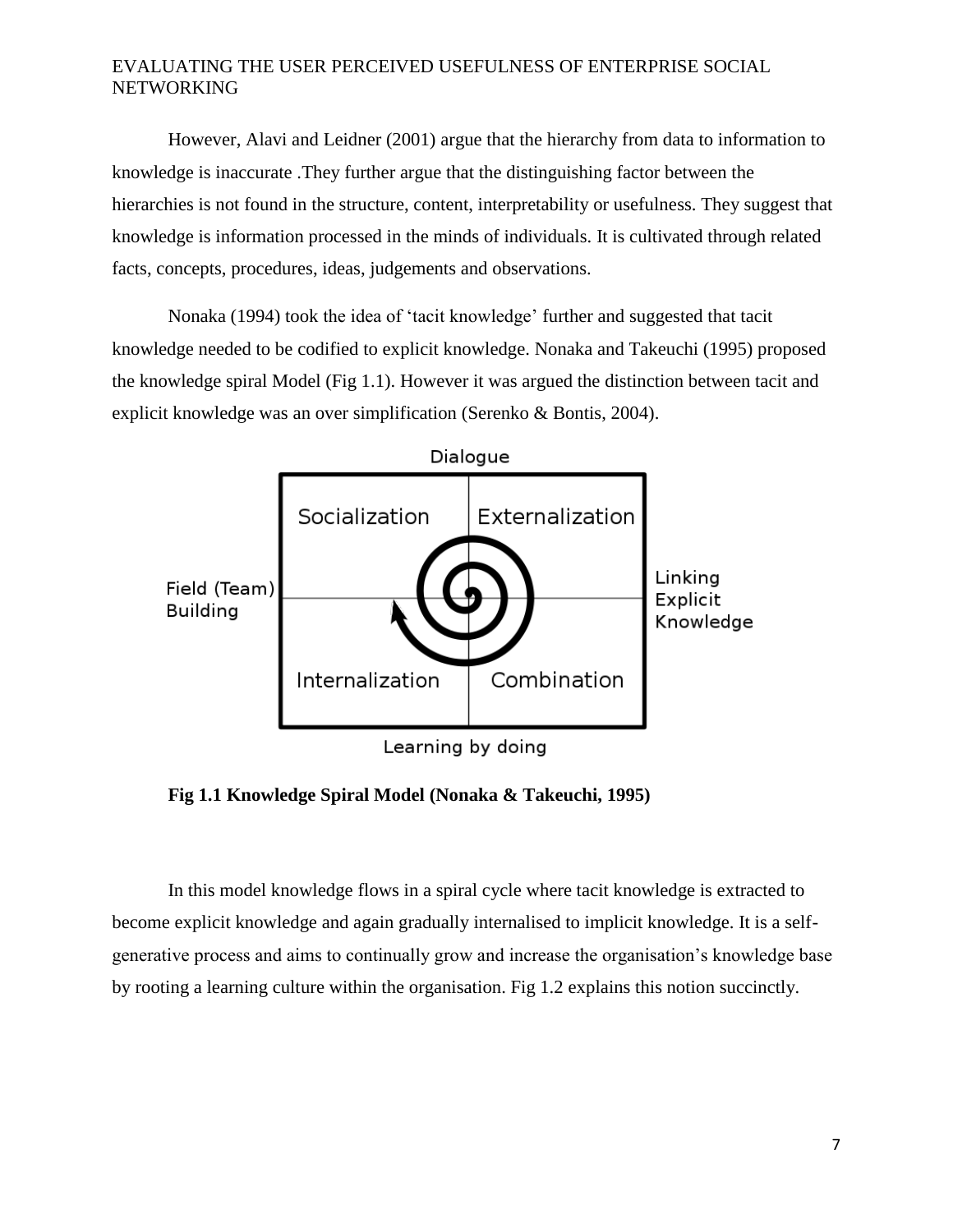However, Alavi and Leidner (2001) argue that the hierarchy from data to information to knowledge is inaccurate .They further argue that the distinguishing factor between the hierarchies is not found in the structure, content, interpretability or usefulness. They suggest that knowledge is information processed in the minds of individuals. It is cultivated through related facts, concepts, procedures, ideas, judgements and observations.

Nonaka (1994) took the idea of 'tacit knowledge' further and suggested that tacit knowledge needed to be codified to explicit knowledge. Nonaka and Takeuchi (1995) proposed the knowledge spiral Model (Fig 1.1). However it was argued the distinction between tacit and explicit knowledge was an over simplification (Serenko & Bontis, 2004).

**Fig 1.1 Knowledge Spiral Model (Nonaka & Takeuchi, 1995)**

In this model knowledge flows in a spiral cycle where tacit knowledge is extracted to become explicit knowledge and again gradually internalised to implicit knowledge. It is a self-generative process and aims to continually grow and increase the organisation's knowledge base by rooting a learning culture within the organisation. Fig 1.2 explains this notion succinctly.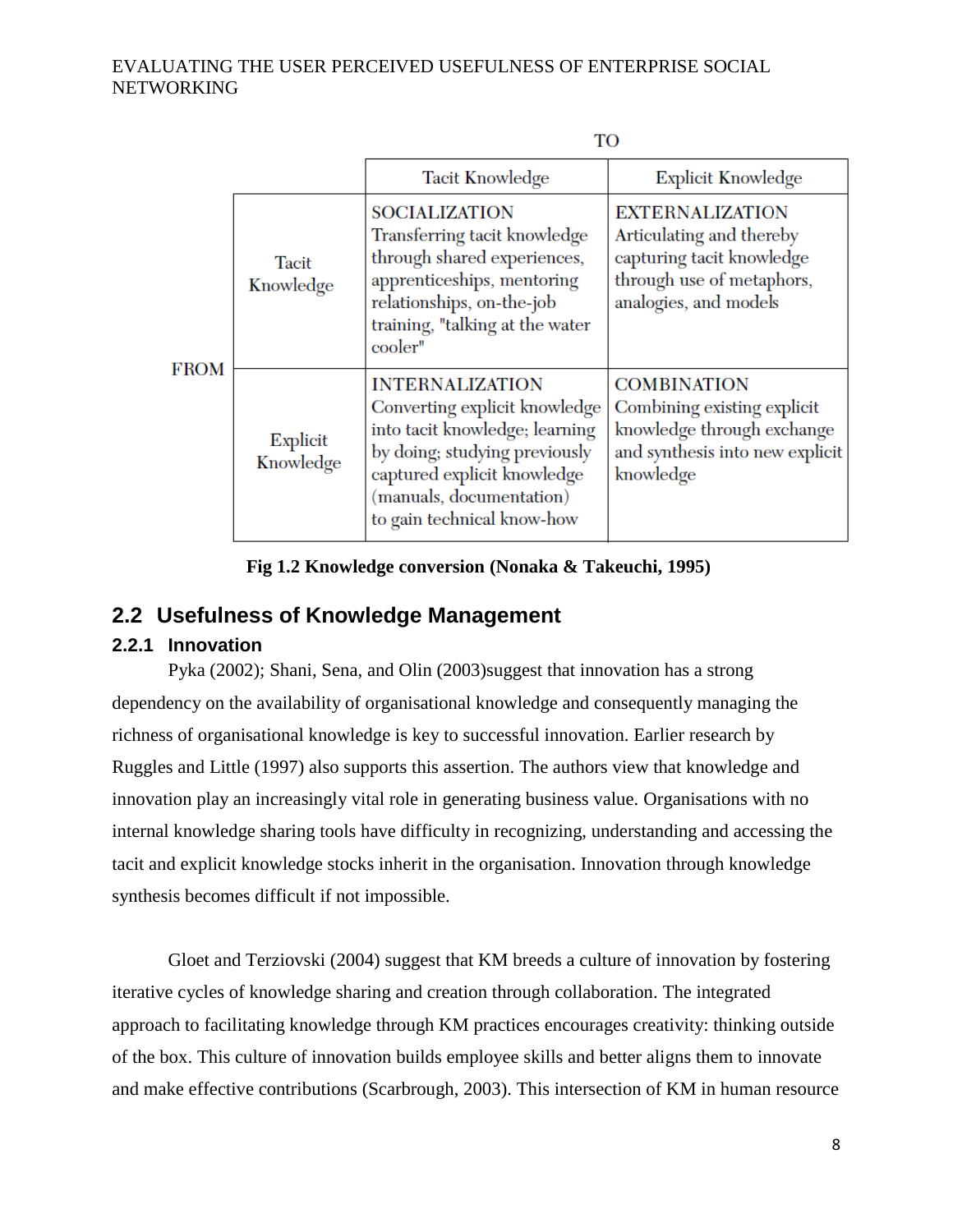| | | TO | |
|---|---|---|---|
| | | Tacit Knowledge | Explicit Knowledge |
| FROM | Tacit Knowledge | SOCIALIZATION Transferring tacit knowledge through shared experiences, apprenticeships, mentoring relationships, on-the-job training, "talking at the water cooler" | EXTERNALIZATION Articulating and thereby capturing tacit knowledge through use of metaphors, analogies, and models |
| | Explicit Knowledge | INTERNALIZATION Converting explicit knowledge into tacit knowledge; learning by doing; studying previously captured explicit knowledge (manuals, documentation) to gain technical know-how | COMBINATION Combining existing explicit knowledge through exchange and synthesis into new explicit knowledge |

**Fig 1.2 Knowledge conversion (Nonaka & Takeuchi, 1995)**

## 2.2 Usefulness of Knowledge Management

### 2.2.1 Innovation

Pyka (2002); Shani, Sena, and Olin (2003)suggest that innovation has a strong dependency on the availability of organisational knowledge and consequently managing the richness of organisational knowledge is key to successful innovation. Earlier research by Ruggles and Little (1997) also supports this assertion. The authors view that knowledge and innovation play an increasingly vital role in generating business value. Organisations with no internal knowledge sharing tools have difficulty in recognizing, understanding and accessing the tacit and explicit knowledge stocks inherit in the organisation. Innovation through knowledge synthesis becomes difficult if not impossible.

Gloet and Terziovski (2004) suggest that KM breeds a culture of innovation by fostering iterative cycles of knowledge sharing and creation through collaboration. The integrated approach to facilitating knowledge through KM practices encourages creativity: thinking outside of the box. This culture of innovation builds employee skills and better aligns them to innovate and make effective contributions (Scarbrough, 2003). This intersection of KM in human resource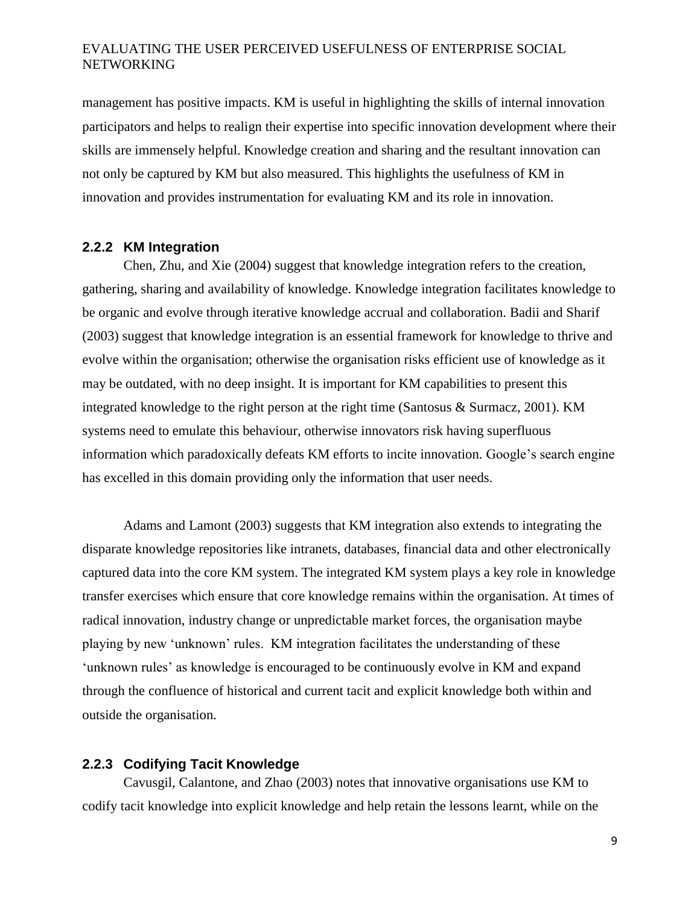management has positive impacts. KM is useful in highlighting the skills of internal innovation participators and helps to realign their expertise into specific innovation development where their skills are immensely helpful. Knowledge creation and sharing and the resultant innovation can not only be captured by KM but also measured. This highlights the usefulness of KM in innovation and provides instrumentation for evaluating KM and its role in innovation.

### 2.2.2 KM Integration

Chen, Zhu, and Xie (2004) suggest that knowledge integration refers to the creation, gathering, sharing and availability of knowledge. Knowledge integration facilitates knowledge to be organic and evolve through iterative knowledge accrual and collaboration. Badii and Sharif (2003) suggest that knowledge integration is an essential framework for knowledge to thrive and evolve within the organisation; otherwise the organisation risks efficient use of knowledge as it may be outdated, with no deep insight. It is important for KM capabilities to present this integrated knowledge to the right person at the right time (Santosus & Surmacz, 2001). KM systems need to emulate this behaviour, otherwise innovators risk having superfluous information which paradoxically defeats KM efforts to incite innovation. Google's search engine has excelled in this domain providing only the information that user needs.

Adams and Lamont (2003) suggests that KM integration also extends to integrating the disparate knowledge repositories like intranets, databases, financial data and other electronically captured data into the core KM system. The integrated KM system plays a key role in knowledge transfer exercises which ensure that core knowledge remains within the organisation. At times of radical innovation, industry change or unpredictable market forces, the organisation maybe playing by new 'unknown' rules. KM integration facilitates the understanding of these 'unknown rules' as knowledge is encouraged to be continuously evolve in KM and expand through the confluence of historical and current tacit and explicit knowledge both within and outside the organisation.

### 2.2.3 Codifying Tacit Knowledge

Cavusgil, Calantone, and Zhao (2003) notes that innovative organisations use KM to codify tacit knowledge into explicit knowledge and help retain the lessons learnt, while on the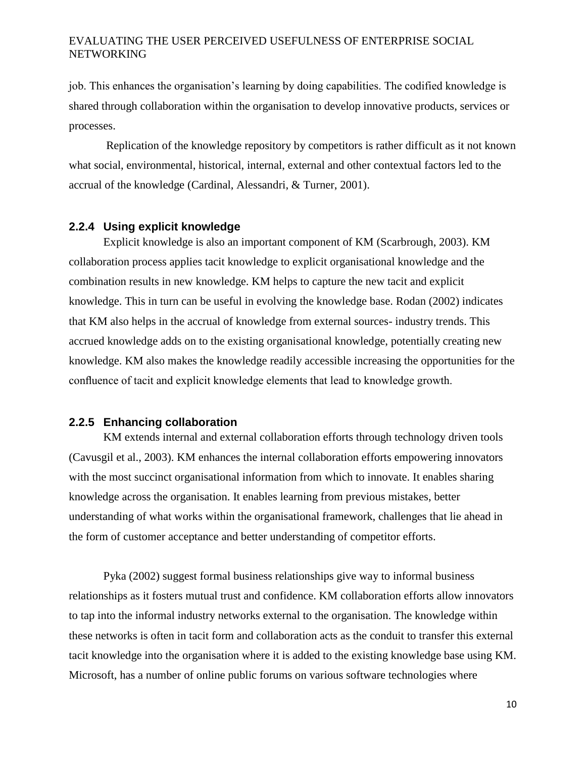job. This enhances the organisation's learning by doing capabilities. The codified knowledge is shared through collaboration within the organisation to develop innovative products, services or processes.

Replication of the knowledge repository by competitors is rather difficult as it not known what social, environmental, historical, internal, external and other contextual factors led to the accrual of the knowledge (Cardinal, Alessandri, & Turner, 2001).

### 2.2.4 Using explicit knowledge

Explicit knowledge is also an important component of KM (Scarbrough, 2003). KM collaboration process applies tacit knowledge to explicit organisational knowledge and the combination results in new knowledge. KM helps to capture the new tacit and explicit knowledge. This in turn can be useful in evolving the knowledge base. Rodan (2002) indicates that KM also helps in the accrual of knowledge from external sources- industry trends. This accrued knowledge adds on to the existing organisational knowledge, potentially creating new knowledge. KM also makes the knowledge readily accessible increasing the opportunities for the confluence of tacit and explicit knowledge elements that lead to knowledge growth.

### 2.2.5 Enhancing collaboration

KM extends internal and external collaboration efforts through technology driven tools (Cavusgil et al., 2003). KM enhances the internal collaboration efforts empowering innovators with the most succinct organisational information from which to innovate. It enables sharing knowledge across the organisation. It enables learning from previous mistakes, better understanding of what works within the organisational framework, challenges that lie ahead in the form of customer acceptance and better understanding of competitor efforts.

Pyka (2002) suggest formal business relationships give way to informal business relationships as it fosters mutual trust and confidence. KM collaboration efforts allow innovators to tap into the informal industry networks external to the organisation. The knowledge within these networks is often in tacit form and collaboration acts as the conduit to transfer this external tacit knowledge into the organisation where it is added to the existing knowledge base using KM. Microsoft, has a number of online public forums on various software technologies where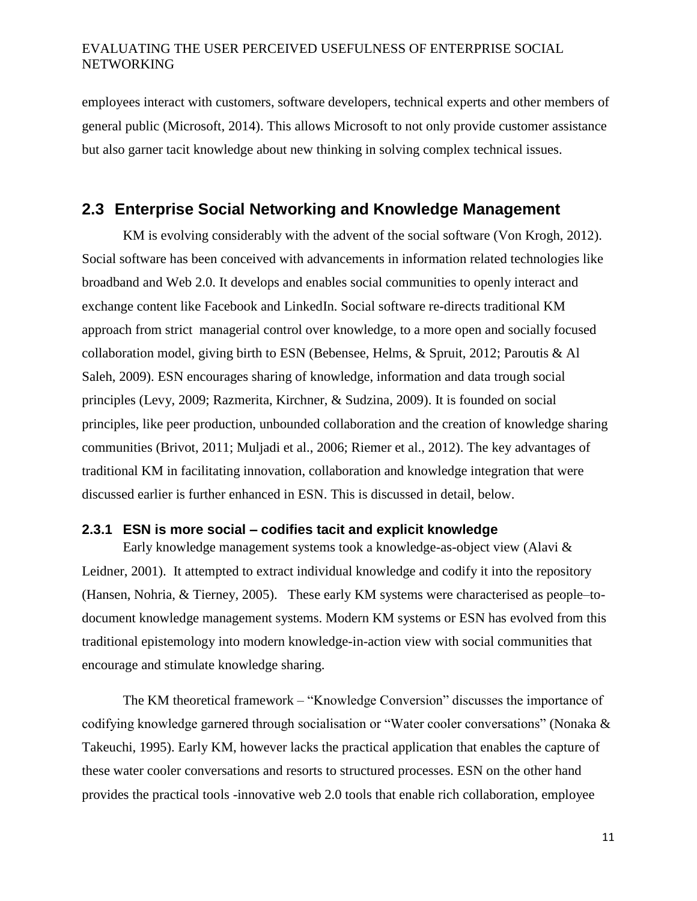employees interact with customers, software developers, technical experts and other members of general public (Microsoft, 2014). This allows Microsoft to not only provide customer assistance but also garner tacit knowledge about new thinking in solving complex technical issues.

## 2.3 Enterprise Social Networking and Knowledge Management

KM is evolving considerably with the advent of the social software (Von Krogh, 2012). Social software has been conceived with advancements in information related technologies like broadband and Web 2.0. It develops and enables social communities to openly interact and exchange content like Facebook and LinkedIn. Social software re-directs traditional KM approach from strict managerial control over knowledge, to a more open and socially focused collaboration model, giving birth to ESN (Bebensee, Helms, & Spruit, 2012; Paroutis & Al Saleh, 2009). ESN encourages sharing of knowledge, information and data trough social principles (Levy, 2009; Razmerita, Kirchner, & Sudzina, 2009). It is founded on social principles, like peer production, unbounded collaboration and the creation of knowledge sharing communities (Brivot, 2011; Muljadi et al., 2006; Riemer et al., 2012). The key advantages of traditional KM in facilitating innovation, collaboration and knowledge integration that were discussed earlier is further enhanced in ESN. This is discussed in detail, below.

### 2.3.1 ESN is more social – codifies tacit and explicit knowledge

Early knowledge management systems took a knowledge-as-object view (Alavi & Leidner, 2001). It attempted to extract individual knowledge and codify it into the repository (Hansen, Nohria, & Tierney, 2005). These early KM systems were characterised as people–to-document knowledge management systems. Modern KM systems or ESN has evolved from this traditional epistemology into modern knowledge-in-action view with social communities that encourage and stimulate knowledge sharing.

The KM theoretical framework – "Knowledge Conversion" discusses the importance of codifying knowledge garnered through socialisation or "Water cooler conversations" (Nonaka & Takeuchi, 1995). Early KM, however lacks the practical application that enables the capture of these water cooler conversations and resorts to structured processes. ESN on the other hand provides the practical tools -innovative web 2.0 tools that enable rich collaboration, employee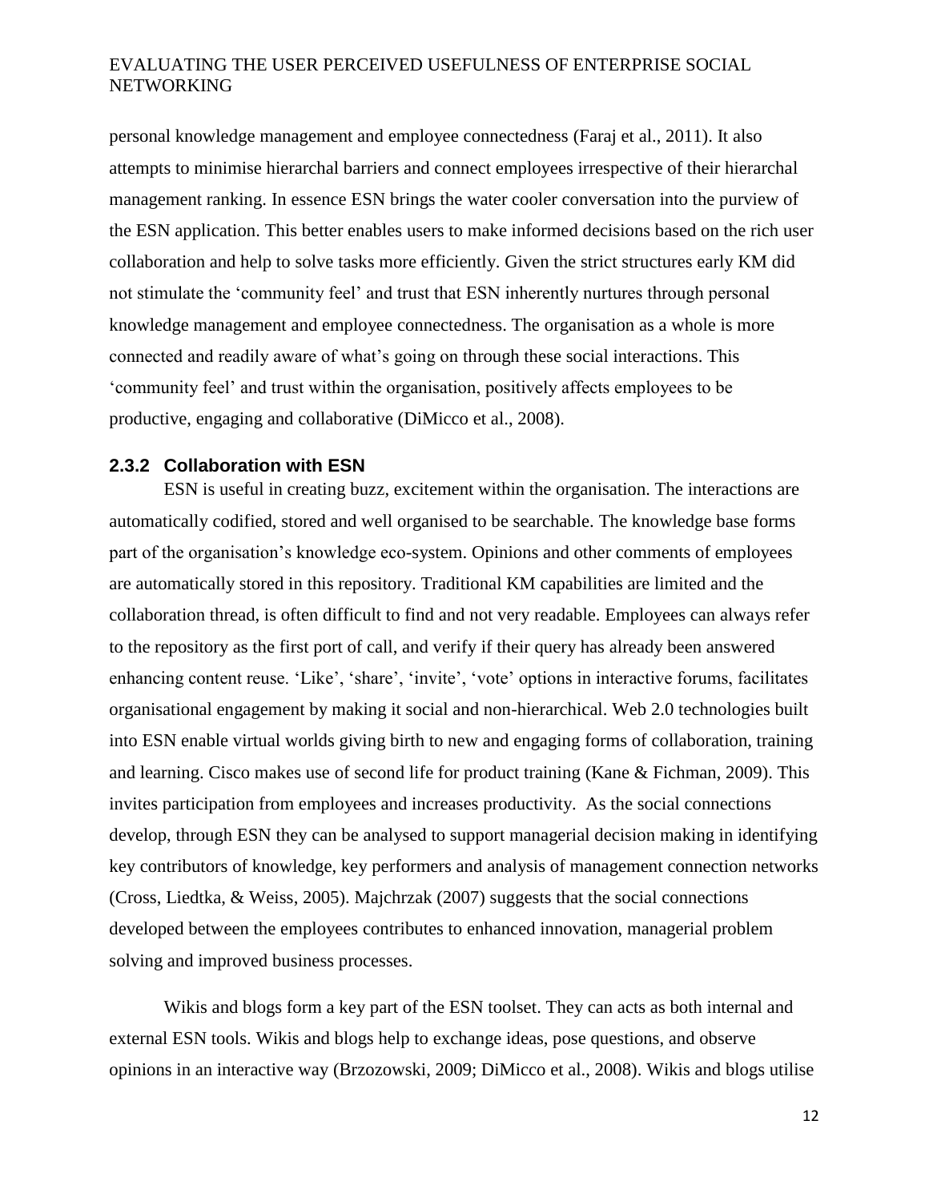personal knowledge management and employee connectedness (Faraj et al., 2011). It also attempts to minimise hierarchal barriers and connect employees irrespective of their hierarchal management ranking. In essence ESN brings the water cooler conversation into the purview of the ESN application. This better enables users to make informed decisions based on the rich user collaboration and help to solve tasks more efficiently. Given the strict structures early KM did not stimulate the 'community feel' and trust that ESN inherently nurtures through personal knowledge management and employee connectedness. The organisation as a whole is more connected and readily aware of what's going on through these social interactions. This 'community feel' and trust within the organisation, positively affects employees to be productive, engaging and collaborative (DiMicco et al., 2008).

### 2.3.2 Collaboration with ESN

ESN is useful in creating buzz, excitement within the organisation. The interactions are automatically codified, stored and well organised to be searchable. The knowledge base forms part of the organisation's knowledge eco-system. Opinions and other comments of employees are automatically stored in this repository. Traditional KM capabilities are limited and the collaboration thread, is often difficult to find and not very readable. Employees can always refer to the repository as the first port of call, and verify if their query has already been answered enhancing content reuse. 'Like', 'share', 'invite', 'vote' options in interactive forums, facilitates organisational engagement by making it social and non-hierarchical. Web 2.0 technologies built into ESN enable virtual worlds giving birth to new and engaging forms of collaboration, training and learning. Cisco makes use of second life for product training (Kane & Fichman, 2009). This invites participation from employees and increases productivity. As the social connections develop, through ESN they can be analysed to support managerial decision making in identifying key contributors of knowledge, key performers and analysis of management connection networks (Cross, Liedtka, & Weiss, 2005). Majchrzak (2007) suggests that the social connections developed between the employees contributes to enhanced innovation, managerial problem solving and improved business processes.

Wikis and blogs form a key part of the ESN toolset. They can acts as both internal and external ESN tools. Wikis and blogs help to exchange ideas, pose questions, and observe opinions in an interactive way (Brzozowski, 2009; DiMicco et al., 2008). Wikis and blogs utilise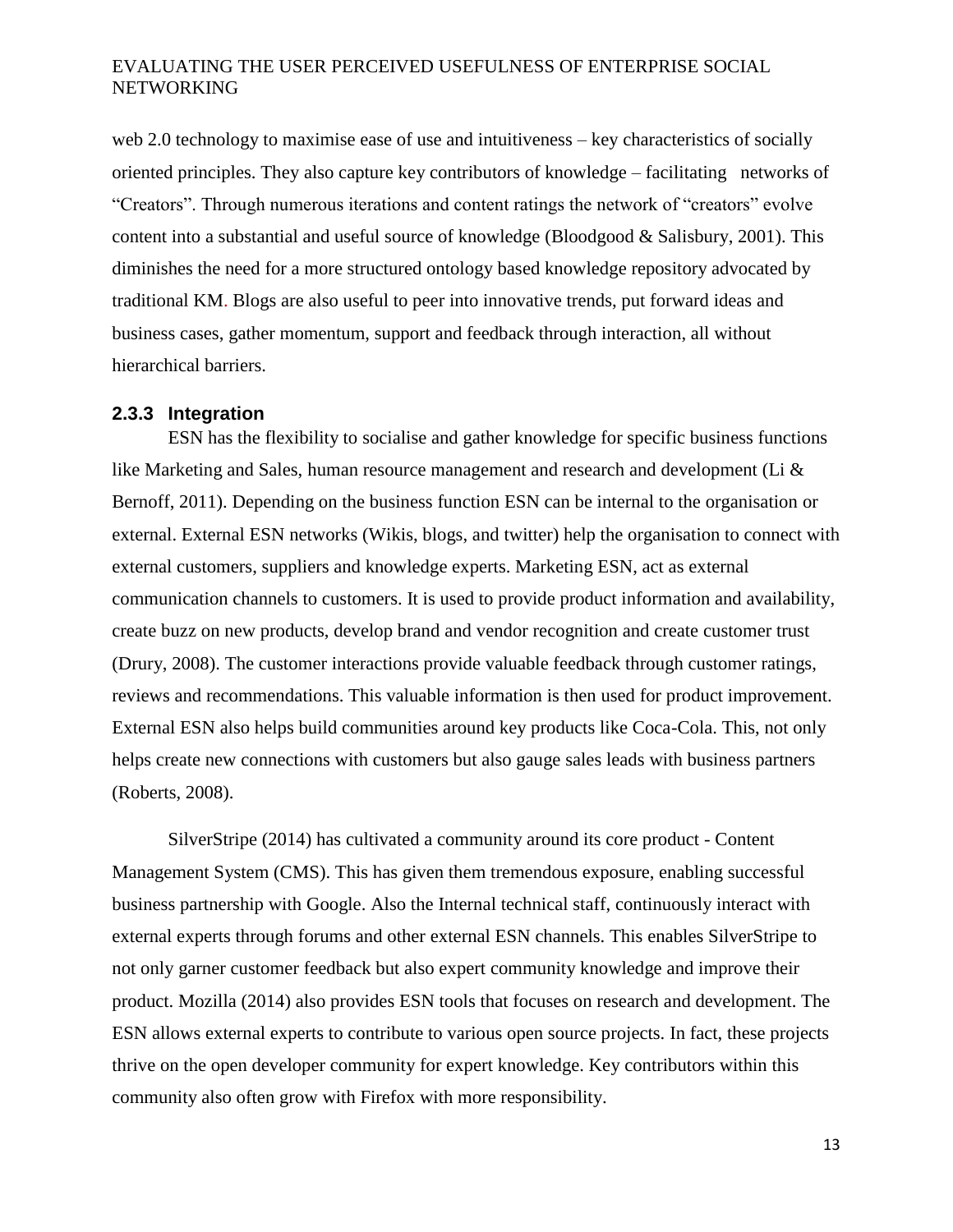web 2.0 technology to maximise ease of use and intuitiveness – key characteristics of socially oriented principles. They also capture key contributors of knowledge – facilitating networks of "Creators". Through numerous iterations and content ratings the network of "creators" evolve content into a substantial and useful source of knowledge (Bloodgood & Salisbury, 2001). This diminishes the need for a more structured ontology based knowledge repository advocated by traditional KM. Blogs are also useful to peer into innovative trends, put forward ideas and business cases, gather momentum, support and feedback through interaction, all without hierarchical barriers.

### 2.3.3 Integration

ESN has the flexibility to socialise and gather knowledge for specific business functions like Marketing and Sales, human resource management and research and development (Li & Bernoff, 2011). Depending on the business function ESN can be internal to the organisation or external. External ESN networks (Wikis, blogs, and twitter) help the organisation to connect with external customers, suppliers and knowledge experts. Marketing ESN, act as external communication channels to customers. It is used to provide product information and availability, create buzz on new products, develop brand and vendor recognition and create customer trust (Drury, 2008). The customer interactions provide valuable feedback through customer ratings, reviews and recommendations. This valuable information is then used for product improvement. External ESN also helps build communities around key products like Coca-Cola. This, not only helps create new connections with customers but also gauge sales leads with business partners (Roberts, 2008).

SilverStripe (2014) has cultivated a community around its core product - Content Management System (CMS). This has given them tremendous exposure, enabling successful business partnership with Google. Also the Internal technical staff, continuously interact with external experts through forums and other external ESN channels. This enables SilverStripe to not only garner customer feedback but also expert community knowledge and improve their product. Mozilla (2014) also provides ESN tools that focuses on research and development. The ESN allows external experts to contribute to various open source projects. In fact, these projects thrive on the open developer community for expert knowledge. Key contributors within this community also often grow with Firefox with more responsibility.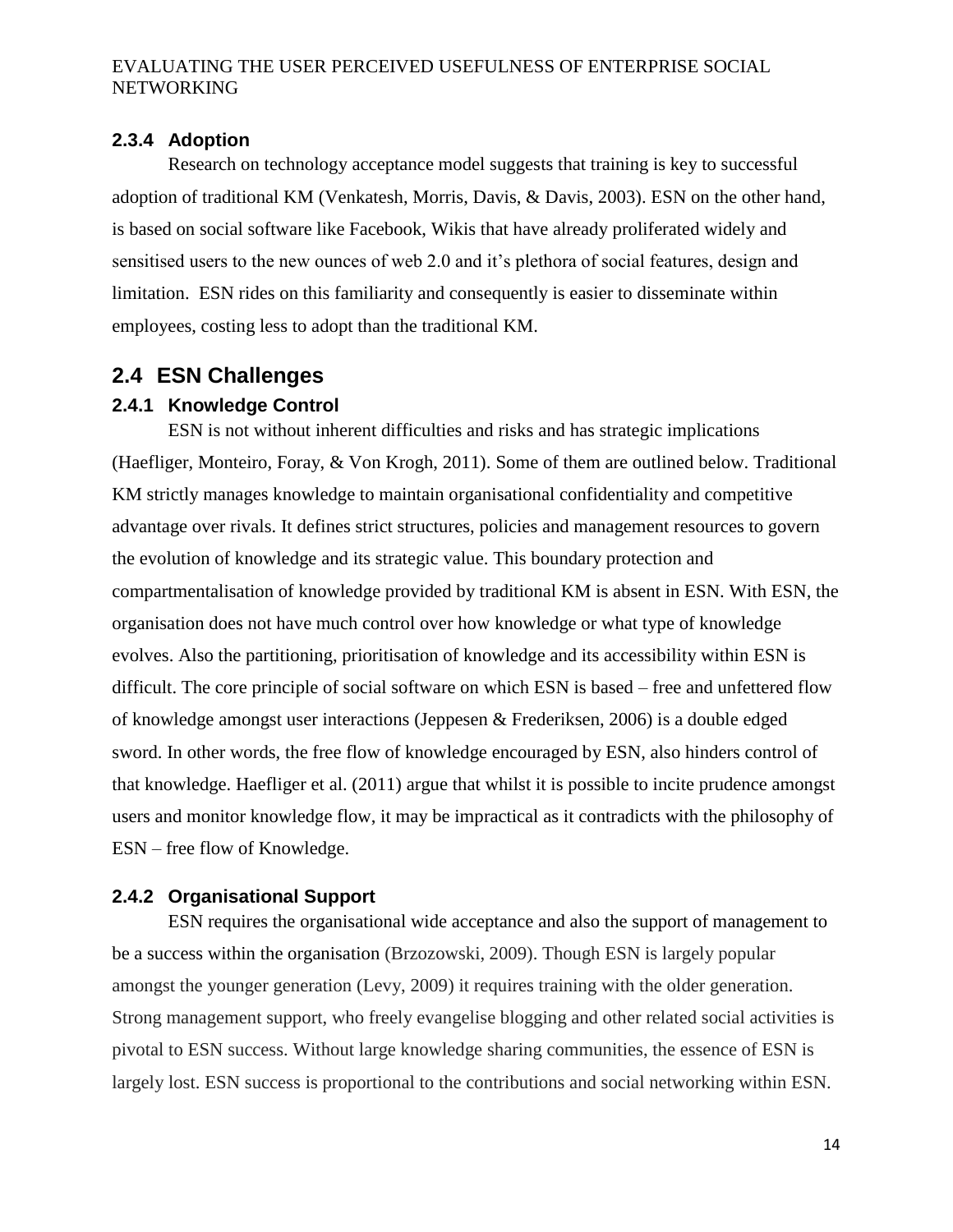### 2.3.4 Adoption

Research on technology acceptance model suggests that training is key to successful adoption of traditional KM (Venkatesh, Morris, Davis, & Davis, 2003). ESN on the other hand, is based on social software like Facebook, Wikis that have already proliferated widely and sensitised users to the new ounces of web 2.0 and it's plethora of social features, design and limitation. ESN rides on this familiarity and consequently is easier to disseminate within employees, costing less to adopt than the traditional KM.

## 2.4 ESN Challenges

### 2.4.1 Knowledge Control

ESN is not without inherent difficulties and risks and has strategic implications (Haefliger, Monteiro, Foray, & Von Krogh, 2011). Some of them are outlined below. Traditional KM strictly manages knowledge to maintain organisational confidentiality and competitive advantage over rivals. It defines strict structures, policies and management resources to govern the evolution of knowledge and its strategic value. This boundary protection and compartmentalisation of knowledge provided by traditional KM is absent in ESN. With ESN, the organisation does not have much control over how knowledge or what type of knowledge evolves. Also the partitioning, prioritisation of knowledge and its accessibility within ESN is difficult. The core principle of social software on which ESN is based – free and unfettered flow of knowledge amongst user interactions (Jeppesen & Frederiksen, 2006) is a double edged sword. In other words, the free flow of knowledge encouraged by ESN, also hinders control of that knowledge. Haefliger et al. (2011) argue that whilst it is possible to incite prudence amongst users and monitor knowledge flow, it may be impractical as it contradicts with the philosophy of ESN – free flow of Knowledge.

### 2.4.2 Organisational Support

ESN requires the organisational wide acceptance and also the support of management to be a success within the organisation (Brzozowski, 2009). Though ESN is largely popular amongst the younger generation (Levy, 2009) it requires training with the older generation. Strong management support, who freely evangelise blogging and other related social activities is pivotal to ESN success. Without large knowledge sharing communities, the essence of ESN is largely lost. ESN success is proportional to the contributions and social networking within ESN.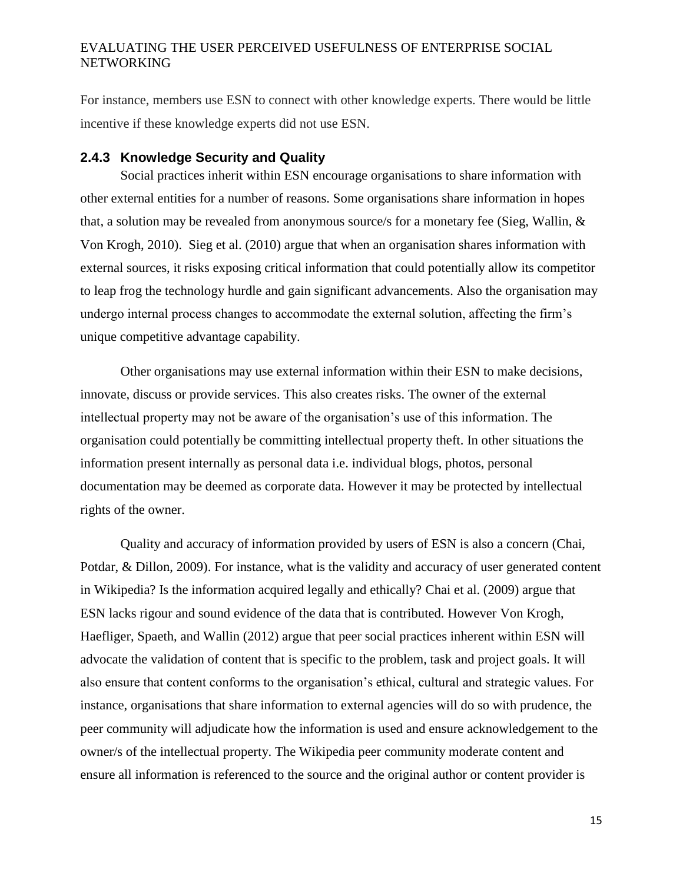For instance, members use ESN to connect with other knowledge experts. There would be little incentive if these knowledge experts did not use ESN.

### 2.4.3 Knowledge Security and Quality

Social practices inherit within ESN encourage organisations to share information with other external entities for a number of reasons. Some organisations share information in hopes that, a solution may be revealed from anonymous source/s for a monetary fee (Sieg, Wallin, & Von Krogh, 2010). Sieg et al. (2010) argue that when an organisation shares information with external sources, it risks exposing critical information that could potentially allow its competitor to leap frog the technology hurdle and gain significant advancements. Also the organisation may undergo internal process changes to accommodate the external solution, affecting the firm's unique competitive advantage capability.

Other organisations may use external information within their ESN to make decisions, innovate, discuss or provide services. This also creates risks. The owner of the external intellectual property may not be aware of the organisation's use of this information. The organisation could potentially be committing intellectual property theft. In other situations the information present internally as personal data i.e. individual blogs, photos, personal documentation may be deemed as corporate data. However it may be protected by intellectual rights of the owner.

Quality and accuracy of information provided by users of ESN is also a concern (Chai, Potdar, & Dillon, 2009). For instance, what is the validity and accuracy of user generated content in Wikipedia? Is the information acquired legally and ethically? Chai et al. (2009) argue that ESN lacks rigour and sound evidence of the data that is contributed. However Von Krogh, Haefliger, Spaeth, and Wallin (2012) argue that peer social practices inherent within ESN will advocate the validation of content that is specific to the problem, task and project goals. It will also ensure that content conforms to the organisation's ethical, cultural and strategic values. For instance, organisations that share information to external agencies will do so with prudence, the peer community will adjudicate how the information is used and ensure acknowledgement to the owner/s of the intellectual property. The Wikipedia peer community moderate content and ensure all information is referenced to the source and the original author or content provider is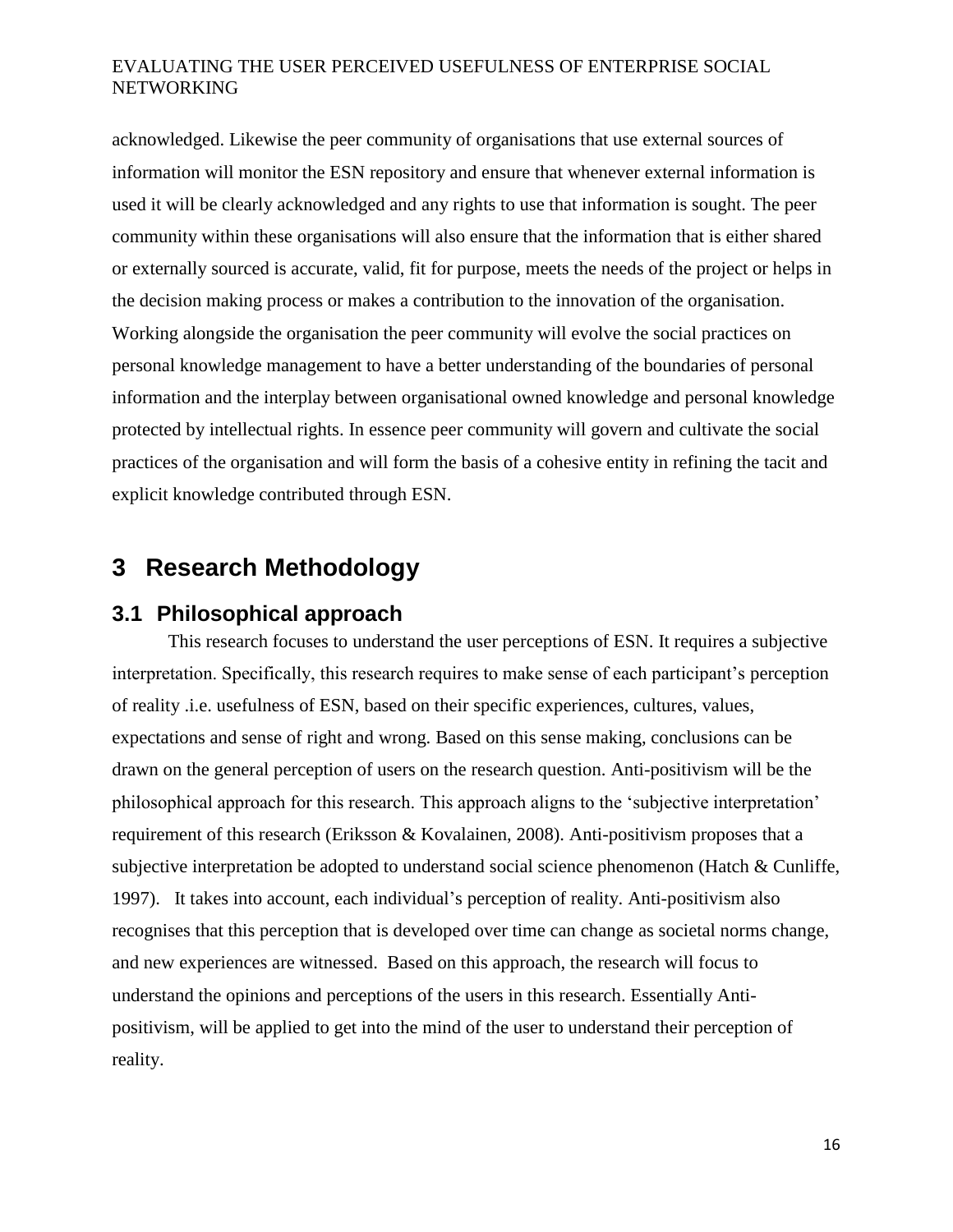acknowledged. Likewise the peer community of organisations that use external sources of information will monitor the ESN repository and ensure that whenever external information is used it will be clearly acknowledged and any rights to use that information is sought. The peer community within these organisations will also ensure that the information that is either shared or externally sourced is accurate, valid, fit for purpose, meets the needs of the project or helps in the decision making process or makes a contribution to the innovation of the organisation. Working alongside the organisation the peer community will evolve the social practices on personal knowledge management to have a better understanding of the boundaries of personal information and the interplay between organisational owned knowledge and personal knowledge protected by intellectual rights. In essence peer community will govern and cultivate the social practices of the organisation and will form the basis of a cohesive entity in refining the tacit and explicit knowledge contributed through ESN.

# 3 Research Methodology

## 3.1 Philosophical approach

This research focuses to understand the user perceptions of ESN. It requires a subjective interpretation. Specifically, this research requires to make sense of each participant's perception of reality .i.e. usefulness of ESN, based on their specific experiences, cultures, values, expectations and sense of right and wrong. Based on this sense making, conclusions can be drawn on the general perception of users on the research question. Anti-positivism will be the philosophical approach for this research. This approach aligns to the 'subjective interpretation' requirement of this research (Eriksson & Kovalainen, 2008). Anti-positivism proposes that a subjective interpretation be adopted to understand social science phenomenon (Hatch & Cunliffe, 1997). It takes into account, each individual's perception of reality. Anti-positivism also recognises that this perception that is developed over time can change as societal norms change, and new experiences are witnessed. Based on this approach, the research will focus to understand the opinions and perceptions of the users in this research. Essentially Anti-positivism, will be applied to get into the mind of the user to understand their perception of reality.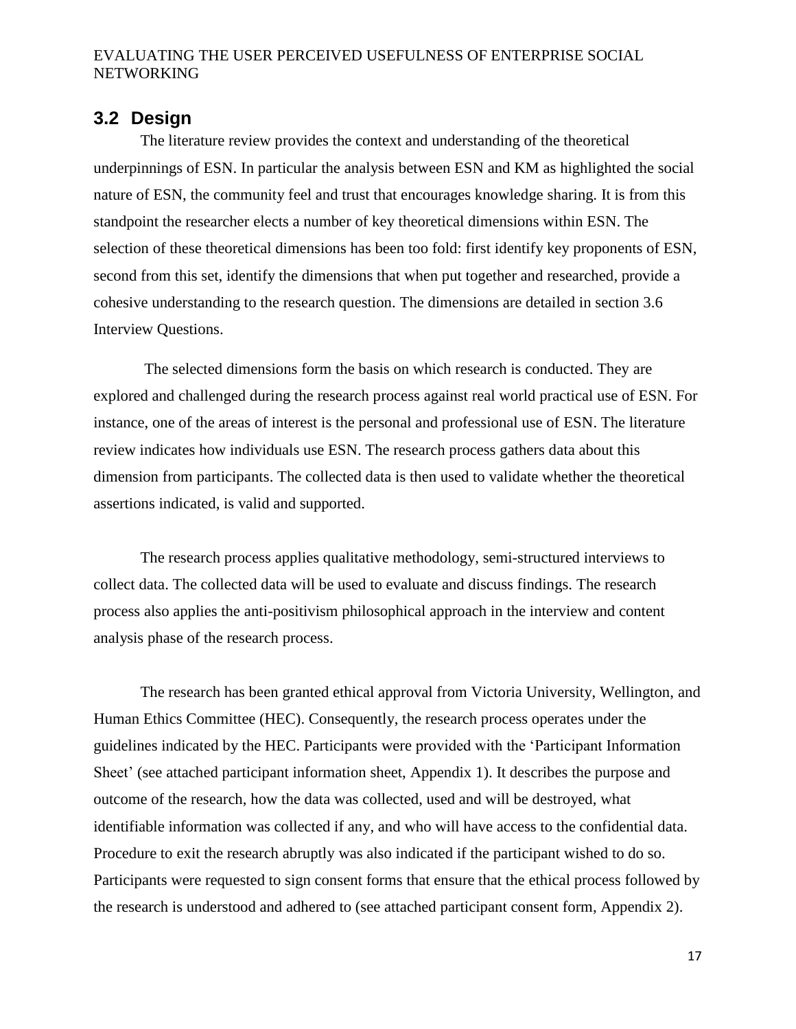## 3.2 Design

The literature review provides the context and understanding of the theoretical underpinnings of ESN. In particular the analysis between ESN and KM as highlighted the social nature of ESN, the community feel and trust that encourages knowledge sharing. It is from this standpoint the researcher elects a number of key theoretical dimensions within ESN. The selection of these theoretical dimensions has been too fold: first identify key proponents of ESN, second from this set, identify the dimensions that when put together and researched, provide a cohesive understanding to the research question. The dimensions are detailed in section 3.6 Interview Questions.

The selected dimensions form the basis on which research is conducted. They are explored and challenged during the research process against real world practical use of ESN. For instance, one of the areas of interest is the personal and professional use of ESN. The literature review indicates how individuals use ESN. The research process gathers data about this dimension from participants. The collected data is then used to validate whether the theoretical assertions indicated, is valid and supported.

The research process applies qualitative methodology, semi-structured interviews to collect data. The collected data will be used to evaluate and discuss findings. The research process also applies the anti-positivism philosophical approach in the interview and content analysis phase of the research process.

The research has been granted ethical approval from Victoria University, Wellington, and Human Ethics Committee (HEC). Consequently, the research process operates under the guidelines indicated by the HEC. Participants were provided with the 'Participant Information Sheet' (see attached participant information sheet, Appendix 1). It describes the purpose and outcome of the research, how the data was collected, used and will be destroyed, what identifiable information was collected if any, and who will have access to the confidential data. Procedure to exit the research abruptly was also indicated if the participant wished to do so. Participants were requested to sign consent forms that ensure that the ethical process followed by the research is understood and adhered to (see attached participant consent form, Appendix 2).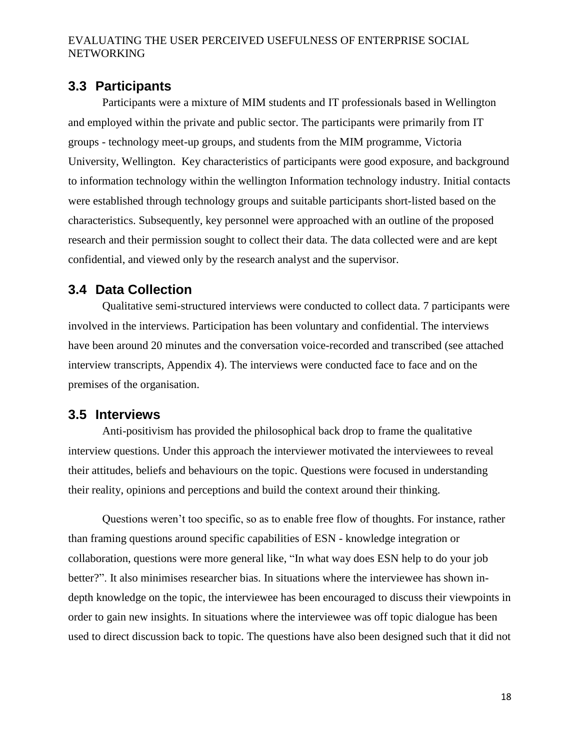## 3.3 Participants

Participants were a mixture of MIM students and IT professionals based in Wellington and employed within the private and public sector. The participants were primarily from IT groups - technology meet-up groups, and students from the MIM programme, Victoria University, Wellington. Key characteristics of participants were good exposure, and background to information technology within the wellington Information technology industry. Initial contacts were established through technology groups and suitable participants short-listed based on the characteristics. Subsequently, key personnel were approached with an outline of the proposed research and their permission sought to collect their data. The data collected were and are kept confidential, and viewed only by the research analyst and the supervisor.

## 3.4 Data Collection

Qualitative semi-structured interviews were conducted to collect data. 7 participants were involved in the interviews. Participation has been voluntary and confidential. The interviews have been around 20 minutes and the conversation voice-recorded and transcribed (see attached interview transcripts, Appendix 4). The interviews were conducted face to face and on the premises of the organisation.

## 3.5 Interviews

Anti-positivism has provided the philosophical back drop to frame the qualitative interview questions. Under this approach the interviewer motivated the interviewees to reveal their attitudes, beliefs and behaviours on the topic. Questions were focused in understanding their reality, opinions and perceptions and build the context around their thinking.

Questions weren't too specific, so as to enable free flow of thoughts. For instance, rather than framing questions around specific capabilities of ESN - knowledge integration or collaboration, questions were more general like, "In what way does ESN help to do your job better?". It also minimises researcher bias. In situations where the interviewee has shown in-depth knowledge on the topic, the interviewee has been encouraged to discuss their viewpoints in order to gain new insights. In situations where the interviewee was off topic dialogue has been used to direct discussion back to topic. The questions have also been designed such that it did not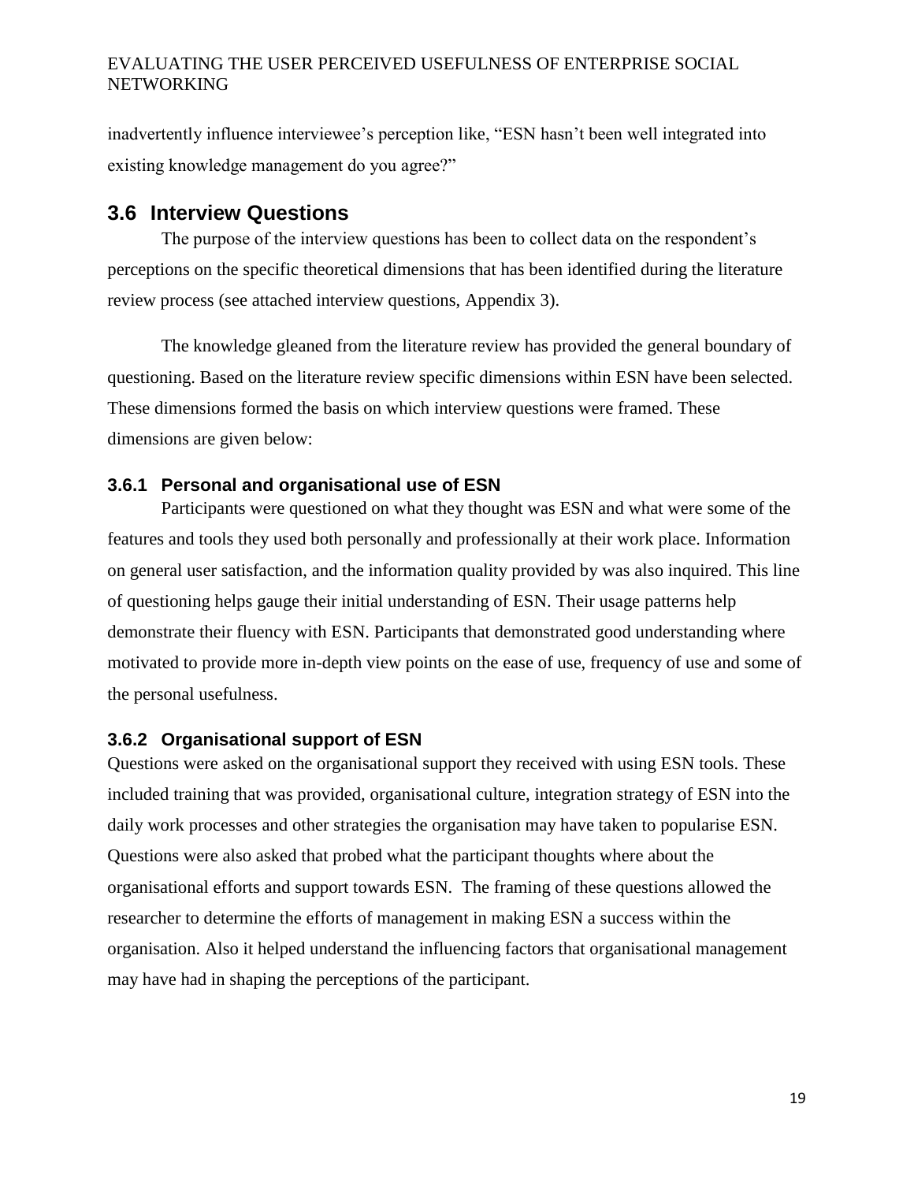inadvertently influence interviewee's perception like, "ESN hasn't been well integrated into existing knowledge management do you agree?"

## 3.6 Interview Questions

The purpose of the interview questions has been to collect data on the respondent's perceptions on the specific theoretical dimensions that has been identified during the literature review process (see attached interview questions, Appendix 3).

The knowledge gleaned from the literature review has provided the general boundary of questioning. Based on the literature review specific dimensions within ESN have been selected. These dimensions formed the basis on which interview questions were framed. These dimensions are given below:

### 3.6.1 Personal and organisational use of ESN

Participants were questioned on what they thought was ESN and what were some of the features and tools they used both personally and professionally at their work place. Information on general user satisfaction, and the information quality provided by was also inquired. This line of questioning helps gauge their initial understanding of ESN. Their usage patterns help demonstrate their fluency with ESN. Participants that demonstrated good understanding where motivated to provide more in-depth view points on the ease of use, frequency of use and some of the personal usefulness.

### 3.6.2 Organisational support of ESN

Questions were asked on the organisational support they received with using ESN tools. These included training that was provided, organisational culture, integration strategy of ESN into the daily work processes and other strategies the organisation may have taken to popularise ESN. Questions were also asked that probed what the participant thoughts where about the organisational efforts and support towards ESN. The framing of these questions allowed the researcher to determine the efforts of management in making ESN a success within the organisation. Also it helped understand the influencing factors that organisational management may have had in shaping the perceptions of the participant.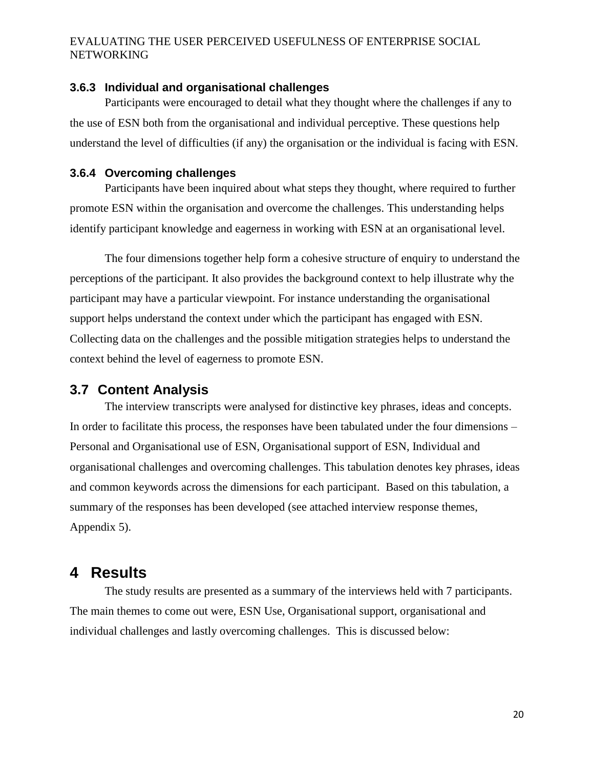### 3.6.3 Individual and organisational challenges

Participants were encouraged to detail what they thought where the challenges if any to the use of ESN both from the organisational and individual perceptive. These questions help understand the level of difficulties (if any) the organisation or the individual is facing with ESN.

### 3.6.4 Overcoming challenges

Participants have been inquired about what steps they thought, where required to further promote ESN within the organisation and overcome the challenges. This understanding helps identify participant knowledge and eagerness in working with ESN at an organisational level.

The four dimensions together help form a cohesive structure of enquiry to understand the perceptions of the participant. It also provides the background context to help illustrate why the participant may have a particular viewpoint. For instance understanding the organisational support helps understand the context under which the participant has engaged with ESN. Collecting data on the challenges and the possible mitigation strategies helps to understand the context behind the level of eagerness to promote ESN.

## 3.7 Content Analysis

The interview transcripts were analysed for distinctive key phrases, ideas and concepts. In order to facilitate this process, the responses have been tabulated under the four dimensions – Personal and Organisational use of ESN, Organisational support of ESN, Individual and organisational challenges and overcoming challenges. This tabulation denotes key phrases, ideas and common keywords across the dimensions for each participant. Based on this tabulation, a summary of the responses has been developed (see attached interview response themes, Appendix 5).

# 4 Results

The study results are presented as a summary of the interviews held with 7 participants. The main themes to come out were, ESN Use, Organisational support, organisational and individual challenges and lastly overcoming challenges. This is discussed below: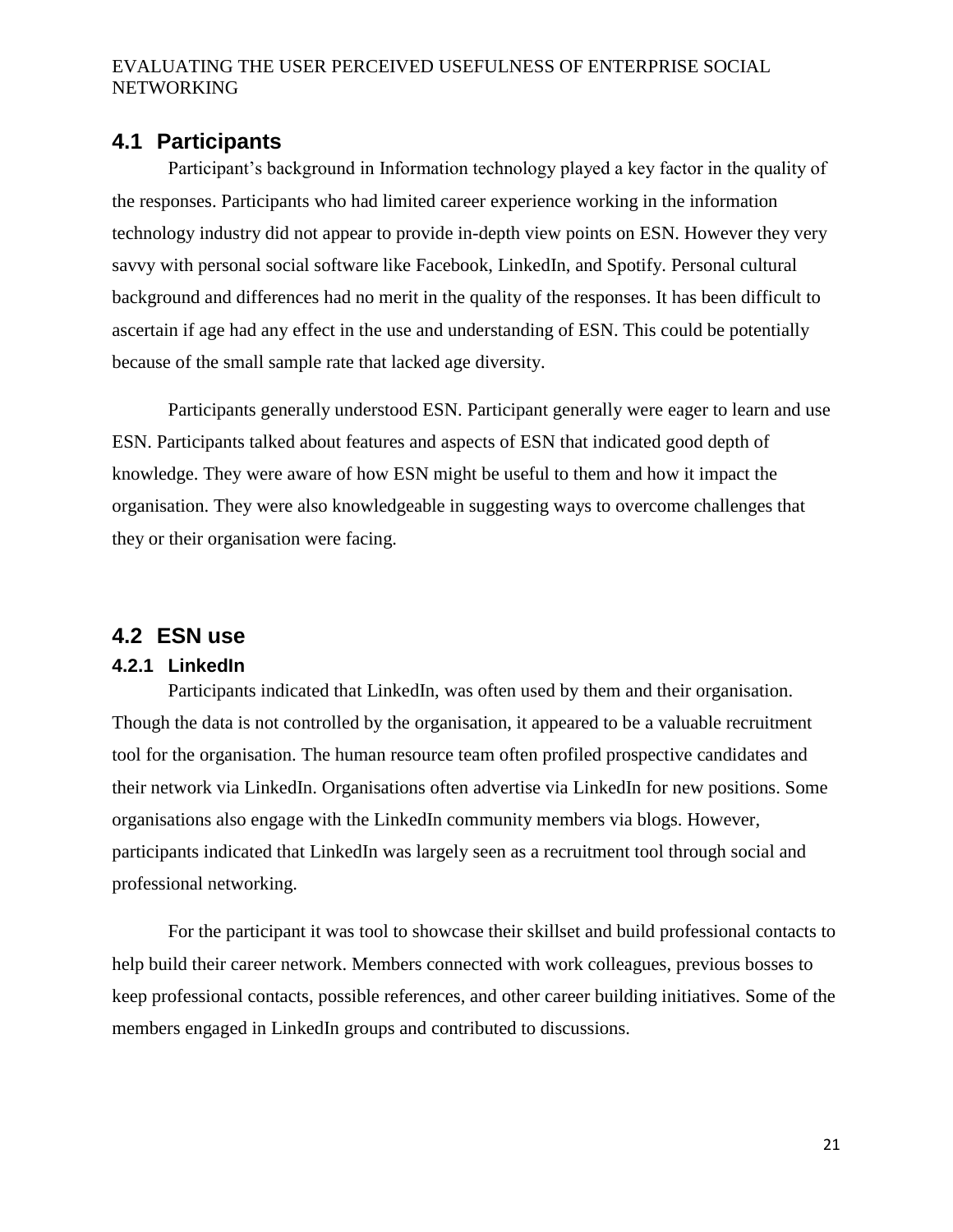## 4.1 Participants

Participant's background in Information technology played a key factor in the quality of the responses. Participants who had limited career experience working in the information technology industry did not appear to provide in-depth view points on ESN. However they very savvy with personal social software like Facebook, LinkedIn, and Spotify. Personal cultural background and differences had no merit in the quality of the responses. It has been difficult to ascertain if age had any effect in the use and understanding of ESN. This could be potentially because of the small sample rate that lacked age diversity.

Participants generally understood ESN. Participant generally were eager to learn and use ESN. Participants talked about features and aspects of ESN that indicated good depth of knowledge. They were aware of how ESN might be useful to them and how it impact the organisation. They were also knowledgeable in suggesting ways to overcome challenges that they or their organisation were facing.

## 4.2 ESN use

### 4.2.1 LinkedIn

Participants indicated that LinkedIn, was often used by them and their organisation. Though the data is not controlled by the organisation, it appeared to be a valuable recruitment tool for the organisation. The human resource team often profiled prospective candidates and their network via LinkedIn. Organisations often advertise via LinkedIn for new positions. Some organisations also engage with the LinkedIn community members via blogs. However, participants indicated that LinkedIn was largely seen as a recruitment tool through social and professional networking.

For the participant it was tool to showcase their skillset and build professional contacts to help build their career network. Members connected with work colleagues, previous bosses to keep professional contacts, possible references, and other career building initiatives. Some of the members engaged in LinkedIn groups and contributed to discussions.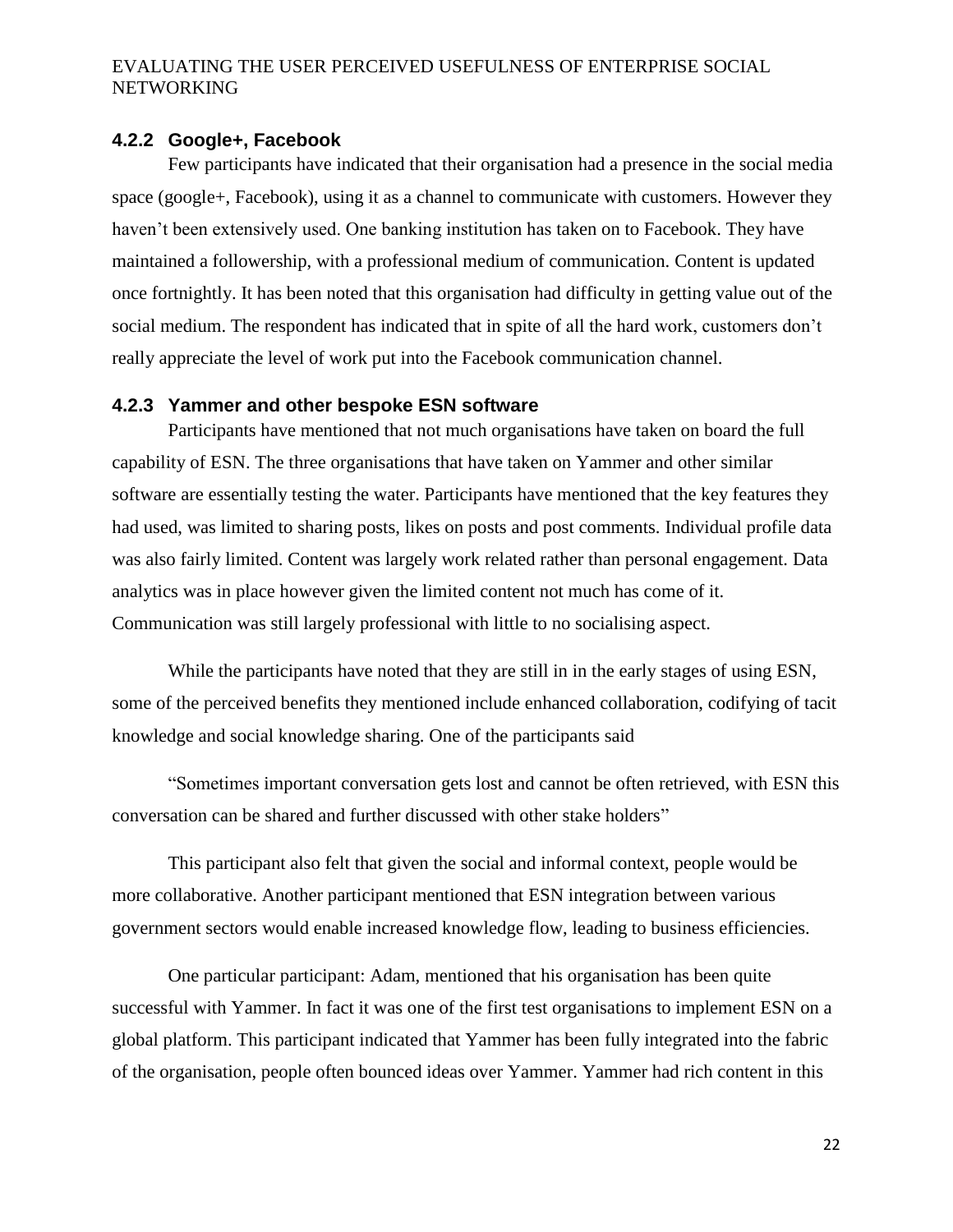### 4.2.2 Google+, Facebook

Few participants have indicated that their organisation had a presence in the social media space (google+, Facebook), using it as a channel to communicate with customers. However they haven't been extensively used. One banking institution has taken on to Facebook. They have maintained a followership, with a professional medium of communication. Content is updated once fortnightly. It has been noted that this organisation had difficulty in getting value out of the social medium. The respondent has indicated that in spite of all the hard work, customers don't really appreciate the level of work put into the Facebook communication channel.

### 4.2.3 Yammer and other bespoke ESN software

Participants have mentioned that not much organisations have taken on board the full capability of ESN. The three organisations that have taken on Yammer and other similar software are essentially testing the water. Participants have mentioned that the key features they had used, was limited to sharing posts, likes on posts and post comments. Individual profile data was also fairly limited. Content was largely work related rather than personal engagement. Data analytics was in place however given the limited content not much has come of it. Communication was still largely professional with little to no socialising aspect.

While the participants have noted that they are still in in the early stages of using ESN, some of the perceived benefits they mentioned include enhanced collaboration, codifying of tacit knowledge and social knowledge sharing. One of the participants said

"Sometimes important conversation gets lost and cannot be often retrieved, with ESN this conversation can be shared and further discussed with other stake holders"

This participant also felt that given the social and informal context, people would be more collaborative. Another participant mentioned that ESN integration between various government sectors would enable increased knowledge flow, leading to business efficiencies.

One particular participant: Adam, mentioned that his organisation has been quite successful with Yammer. In fact it was one of the first test organisations to implement ESN on a global platform. This participant indicated that Yammer has been fully integrated into the fabric of the organisation, people often bounced ideas over Yammer. Yammer had rich content in this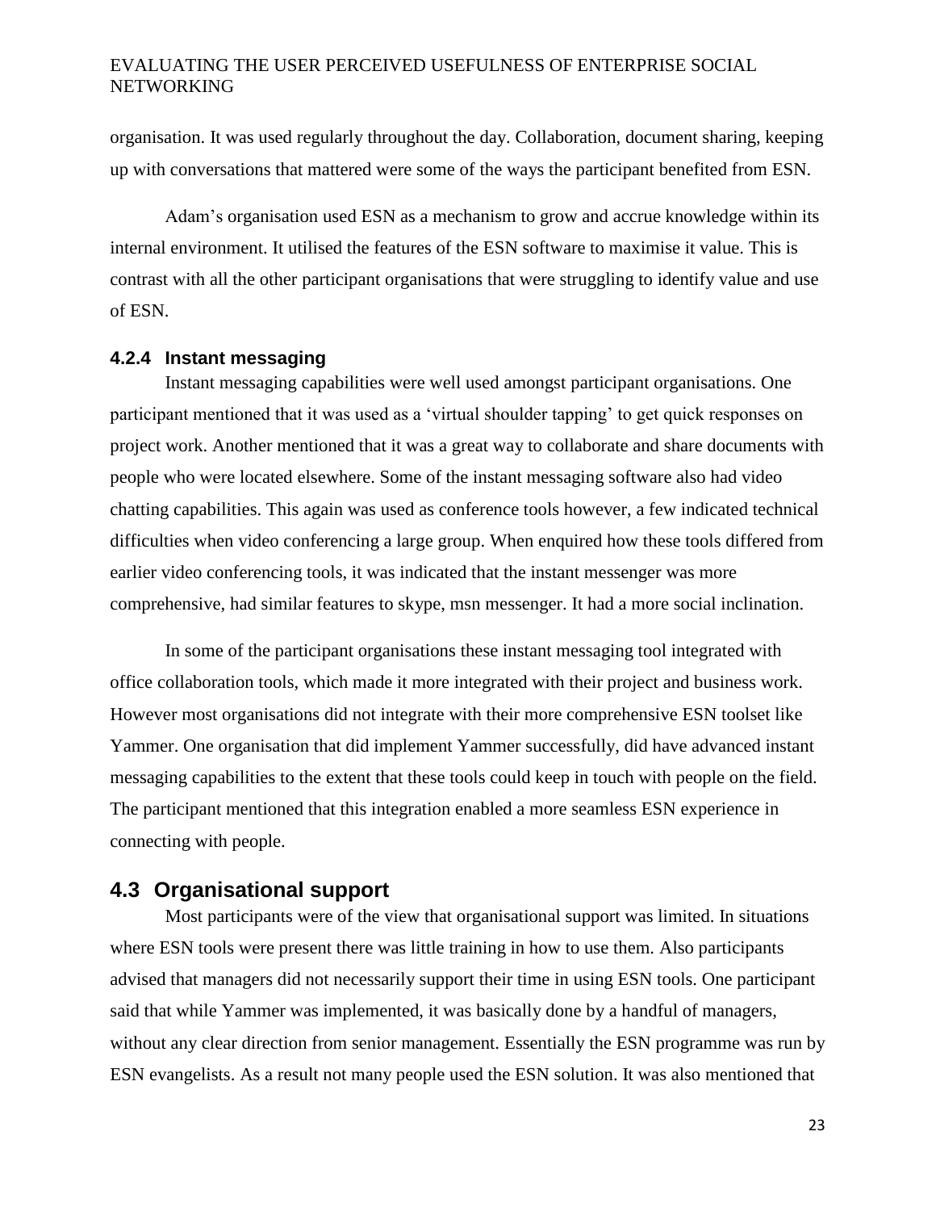organisation. It was used regularly throughout the day. Collaboration, document sharing, keeping up with conversations that mattered were some of the ways the participant benefited from ESN.

Adam's organisation used ESN as a mechanism to grow and accrue knowledge within its internal environment. It utilised the features of the ESN software to maximise it value. This is contrast with all the other participant organisations that were struggling to identify value and use of ESN.

### 4.2.4 Instant messaging

Instant messaging capabilities were well used amongst participant organisations. One participant mentioned that it was used as a 'virtual shoulder tapping' to get quick responses on project work. Another mentioned that it was a great way to collaborate and share documents with people who were located elsewhere. Some of the instant messaging software also had video chatting capabilities. This again was used as conference tools however, a few indicated technical difficulties when video conferencing a large group. When enquired how these tools differed from earlier video conferencing tools, it was indicated that the instant messenger was more comprehensive, had similar features to skype, msn messenger. It had a more social inclination.

In some of the participant organisations these instant messaging tool integrated with office collaboration tools, which made it more integrated with their project and business work. However most organisations did not integrate with their more comprehensive ESN toolset like Yammer. One organisation that did implement Yammer successfully, did have advanced instant messaging capabilities to the extent that these tools could keep in touch with people on the field. The participant mentioned that this integration enabled a more seamless ESN experience in connecting with people.

## 4.3 Organisational support

Most participants were of the view that organisational support was limited. In situations where ESN tools were present there was little training in how to use them. Also participants advised that managers did not necessarily support their time in using ESN tools. One participant said that while Yammer was implemented, it was basically done by a handful of managers, without any clear direction from senior management. Essentially the ESN programme was run by ESN evangelists. As a result not many people used the ESN solution. It was also mentioned that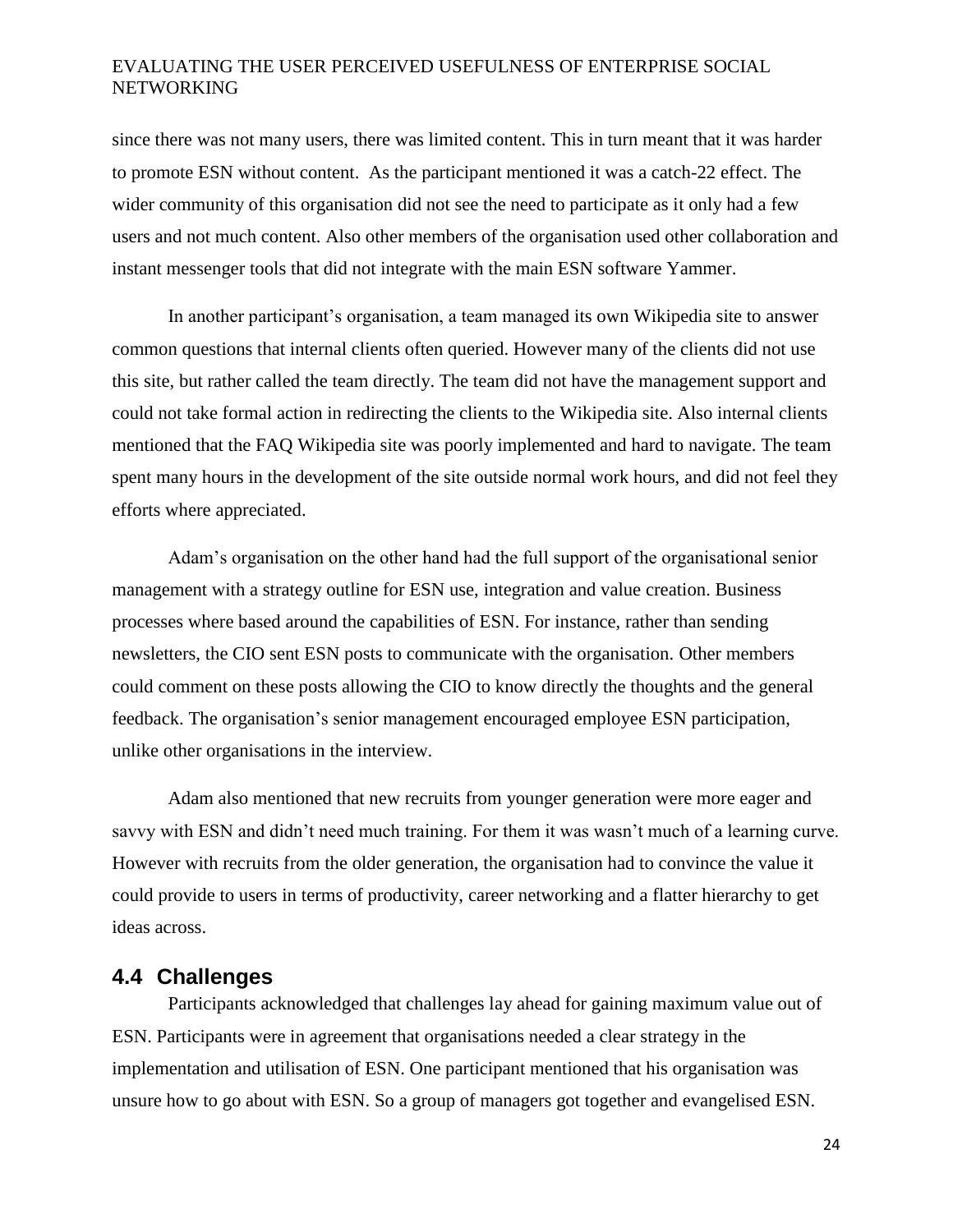since there was not many users, there was limited content. This in turn meant that it was harder to promote ESN without content. As the participant mentioned it was a catch-22 effect. The wider community of this organisation did not see the need to participate as it only had a few users and not much content. Also other members of the organisation used other collaboration and instant messenger tools that did not integrate with the main ESN software Yammer.

In another participant's organisation, a team managed its own Wikipedia site to answer common questions that internal clients often queried. However many of the clients did not use this site, but rather called the team directly. The team did not have the management support and could not take formal action in redirecting the clients to the Wikipedia site. Also internal clients mentioned that the FAQ Wikipedia site was poorly implemented and hard to navigate. The team spent many hours in the development of the site outside normal work hours, and did not feel they efforts where appreciated.

Adam's organisation on the other hand had the full support of the organisational senior management with a strategy outline for ESN use, integration and value creation. Business processes where based around the capabilities of ESN. For instance, rather than sending newsletters, the CIO sent ESN posts to communicate with the organisation. Other members could comment on these posts allowing the CIO to know directly the thoughts and the general feedback. The organisation's senior management encouraged employee ESN participation, unlike other organisations in the interview.

Adam also mentioned that new recruits from younger generation were more eager and savvy with ESN and didn't need much training. For them it was wasn't much of a learning curve. However with recruits from the older generation, the organisation had to convince the value it could provide to users in terms of productivity, career networking and a flatter hierarchy to get ideas across.

## 4.4 Challenges

Participants acknowledged that challenges lay ahead for gaining maximum value out of ESN. Participants were in agreement that organisations needed a clear strategy in the implementation and utilisation of ESN. One participant mentioned that his organisation was unsure how to go about with ESN. So a group of managers got together and evangelised ESN.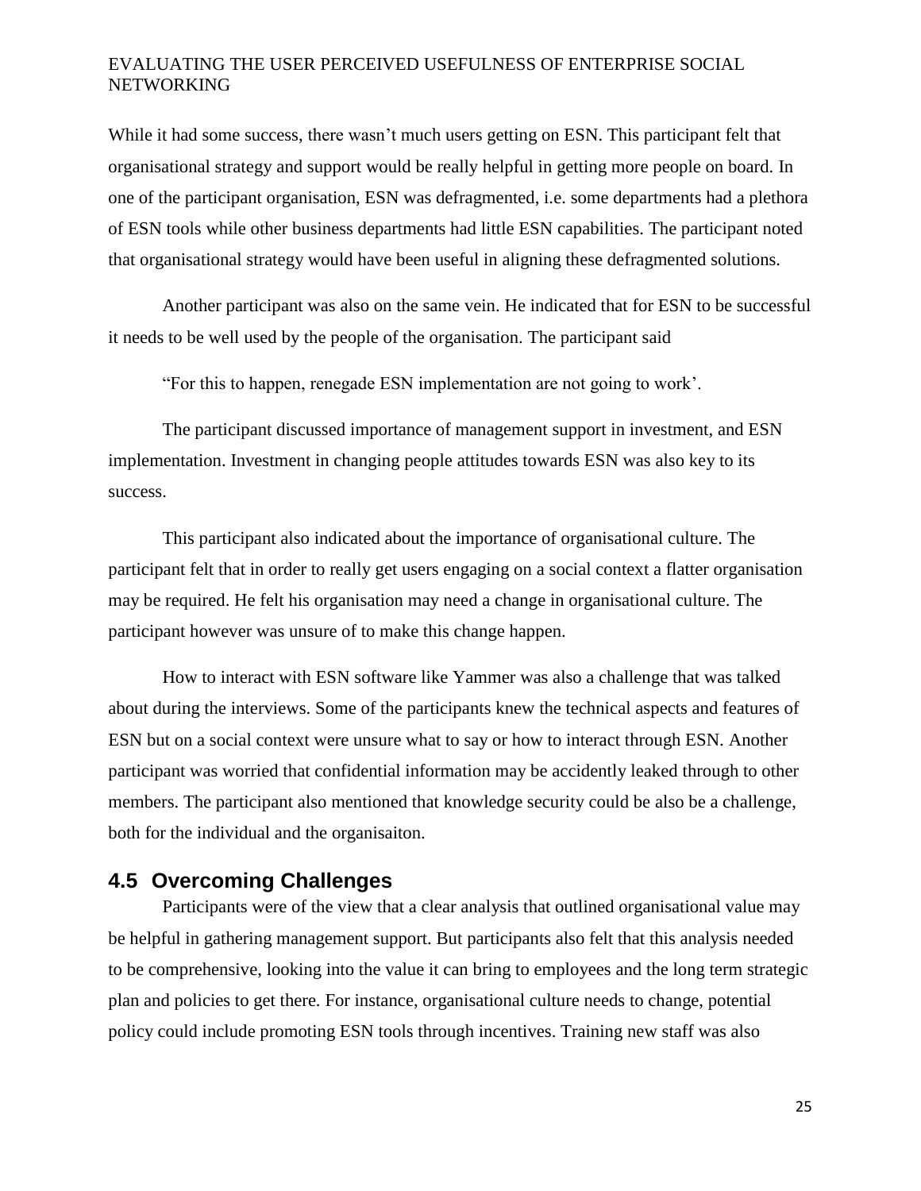While it had some success, there wasn't much users getting on ESN. This participant felt that organisational strategy and support would be really helpful in getting more people on board. In one of the participant organisation, ESN was defragmented, i.e. some departments had a plethora of ESN tools while other business departments had little ESN capabilities. The participant noted that organisational strategy would have been useful in aligning these defragmented solutions.

Another participant was also on the same vein. He indicated that for ESN to be successful it needs to be well used by the people of the organisation. The participant said

"For this to happen, renegade ESN implementation are not going to work'.

The participant discussed importance of management support in investment, and ESN implementation. Investment in changing people attitudes towards ESN was also key to its success.

This participant also indicated about the importance of organisational culture. The participant felt that in order to really get users engaging on a social context a flatter organisation may be required. He felt his organisation may need a change in organisational culture. The participant however was unsure of to make this change happen.

How to interact with ESN software like Yammer was also a challenge that was talked about during the interviews. Some of the participants knew the technical aspects and features of ESN but on a social context were unsure what to say or how to interact through ESN. Another participant was worried that confidential information may be accidently leaked through to other members. The participant also mentioned that knowledge security could be also be a challenge, both for the individual and the organisaiton.

## 4.5 Overcoming Challenges

Participants were of the view that a clear analysis that outlined organisational value may be helpful in gathering management support. But participants also felt that this analysis needed to be comprehensive, looking into the value it can bring to employees and the long term strategic plan and policies to get there. For instance, organisational culture needs to change, potential policy could include promoting ESN tools through incentives. Training new staff was also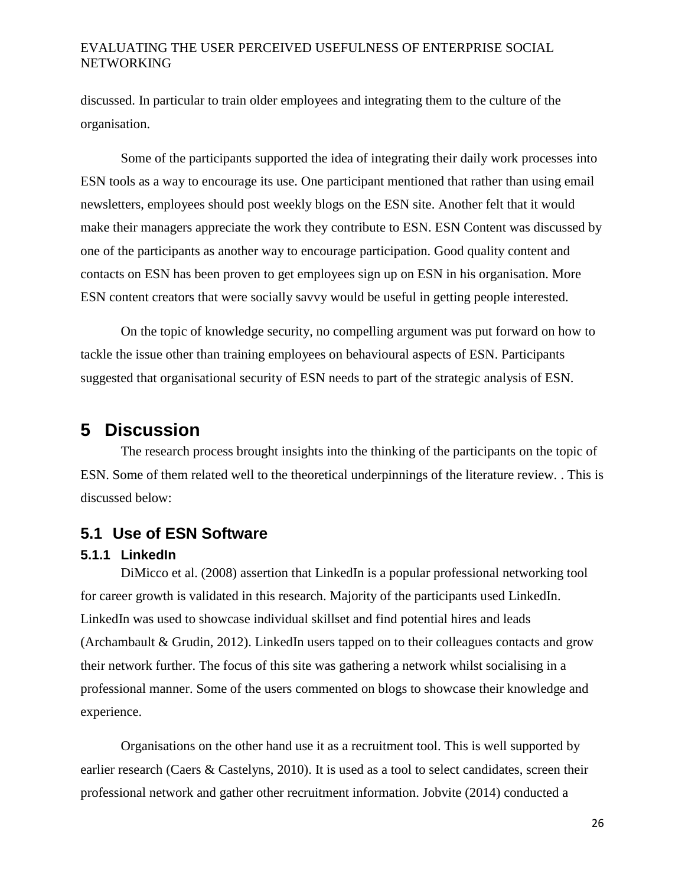discussed. In particular to train older employees and integrating them to the culture of the organisation.

Some of the participants supported the idea of integrating their daily work processes into ESN tools as a way to encourage its use. One participant mentioned that rather than using email newsletters, employees should post weekly blogs on the ESN site. Another felt that it would make their managers appreciate the work they contribute to ESN. ESN Content was discussed by one of the participants as another way to encourage participation. Good quality content and contacts on ESN has been proven to get employees sign up on ESN in his organisation. More ESN content creators that were socially savvy would be useful in getting people interested.

On the topic of knowledge security, no compelling argument was put forward on how to tackle the issue other than training employees on behavioural aspects of ESN. Participants suggested that organisational security of ESN needs to part of the strategic analysis of ESN.

# 5 Discussion

The research process brought insights into the thinking of the participants on the topic of ESN. Some of them related well to the theoretical underpinnings of the literature review. . This is discussed below:

## 5.1 Use of ESN Software

### 5.1.1 LinkedIn

DiMicco et al. (2008) assertion that LinkedIn is a popular professional networking tool for career growth is validated in this research. Majority of the participants used LinkedIn. LinkedIn was used to showcase individual skillset and find potential hires and leads (Archambault & Grudin, 2012). LinkedIn users tapped on to their colleagues contacts and grow their network further. The focus of this site was gathering a network whilst socialising in a professional manner. Some of the users commented on blogs to showcase their knowledge and experience.

Organisations on the other hand use it as a recruitment tool. This is well supported by earlier research (Caers & Castelyns, 2010). It is used as a tool to select candidates, screen their professional network and gather other recruitment information. Jobvite (2014) conducted a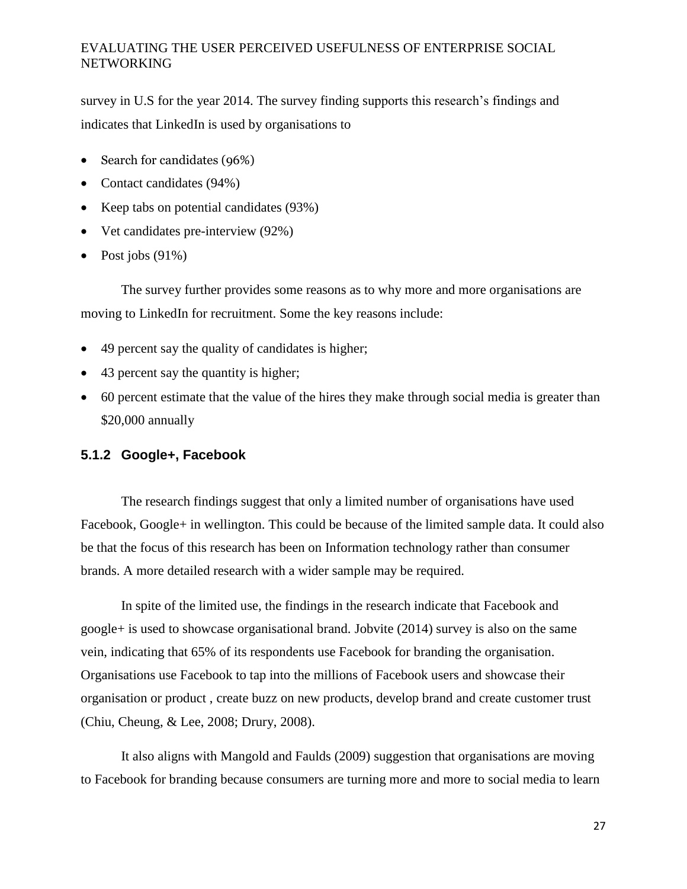survey in U.S for the year 2014. The survey finding supports this research's findings and indicates that LinkedIn is used by organisations to

- Search for candidates (96%)
- Contact candidates (94%)
- Keep tabs on potential candidates (93%)
- Vet candidates pre-interview (92%)
- Post jobs (91%)

The survey further provides some reasons as to why more and more organisations are moving to LinkedIn for recruitment. Some the key reasons include:

- 49 percent say the quality of candidates is higher;
- 43 percent say the quantity is higher;
- 60 percent estimate that the value of the hires they make through social media is greater than $20,000 annually

### 5.1.2 Google+, Facebook

The research findings suggest that only a limited number of organisations have used Facebook, Google+ in wellington. This could be because of the limited sample data. It could also be that the focus of this research has been on Information technology rather than consumer brands. A more detailed research with a wider sample may be required.

In spite of the limited use, the findings in the research indicate that Facebook and google+ is used to showcase organisational brand. Jobvite (2014) survey is also on the same vein, indicating that 65% of its respondents use Facebook for branding the organisation. Organisations use Facebook to tap into the millions of Facebook users and showcase their organisation or product , create buzz on new products, develop brand and create customer trust (Chiu, Cheung, & Lee, 2008; Drury, 2008).

It also aligns with Mangold and Faulds (2009) suggestion that organisations are moving to Facebook for branding because consumers are turning more and more to social media to learn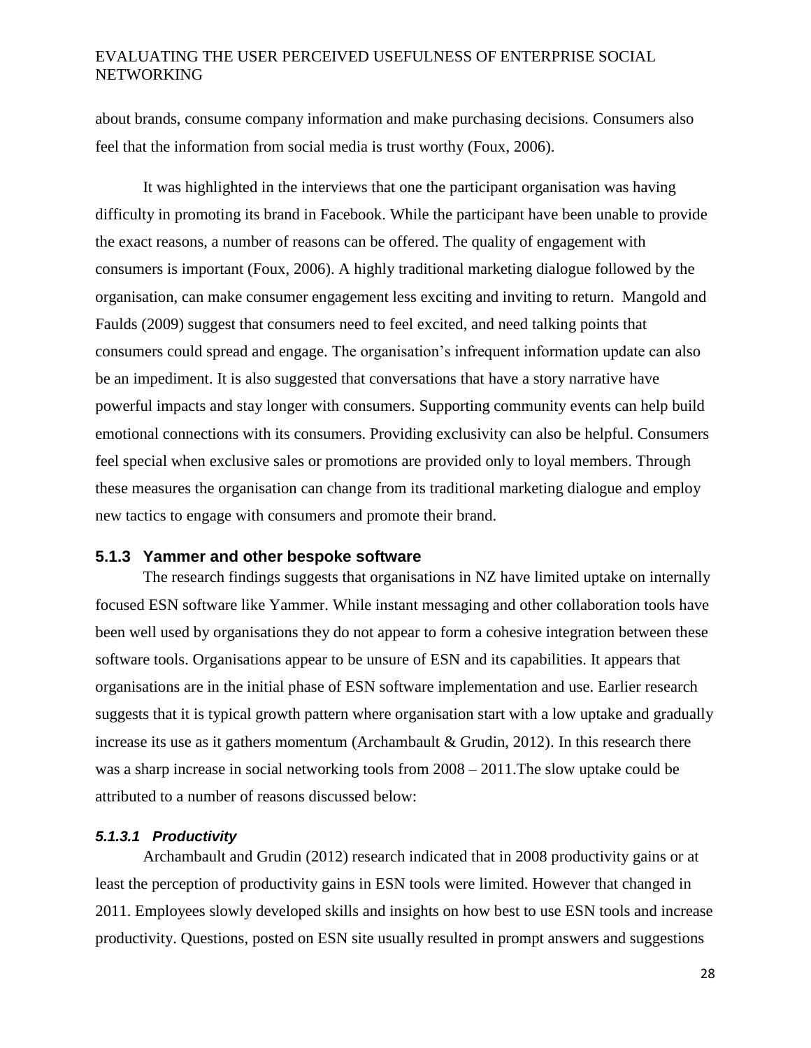about brands, consume company information and make purchasing decisions. Consumers also feel that the information from social media is trust worthy (Foux, 2006).

It was highlighted in the interviews that one the participant organisation was having difficulty in promoting its brand in Facebook. While the participant have been unable to provide the exact reasons, a number of reasons can be offered. The quality of engagement with consumers is important (Foux, 2006). A highly traditional marketing dialogue followed by the organisation, can make consumer engagement less exciting and inviting to return. Mangold and Faulds (2009) suggest that consumers need to feel excited, and need talking points that consumers could spread and engage. The organisation's infrequent information update can also be an impediment. It is also suggested that conversations that have a story narrative have powerful impacts and stay longer with consumers. Supporting community events can help build emotional connections with its consumers. Providing exclusivity can also be helpful. Consumers feel special when exclusive sales or promotions are provided only to loyal members. Through these measures the organisation can change from its traditional marketing dialogue and employ new tactics to engage with consumers and promote their brand.

### 5.1.3 Yammer and other bespoke software

The research findings suggests that organisations in NZ have limited uptake on internally focused ESN software like Yammer. While instant messaging and other collaboration tools have been well used by organisations they do not appear to form a cohesive integration between these software tools. Organisations appear to be unsure of ESN and its capabilities. It appears that organisations are in the initial phase of ESN software implementation and use. Earlier research suggests that it is typical growth pattern where organisation start with a low uptake and gradually increase its use as it gathers momentum (Archambault & Grudin, 2012). In this research there was a sharp increase in social networking tools from 2008 – 2011.The slow uptake could be attributed to a number of reasons discussed below:

#### *5.1.3.1 Productivity*

Archambault and Grudin (2012) research indicated that in 2008 productivity gains or at least the perception of productivity gains in ESN tools were limited. However that changed in 2011. Employees slowly developed skills and insights on how best to use ESN tools and increase productivity. Questions, posted on ESN site usually resulted in prompt answers and suggestions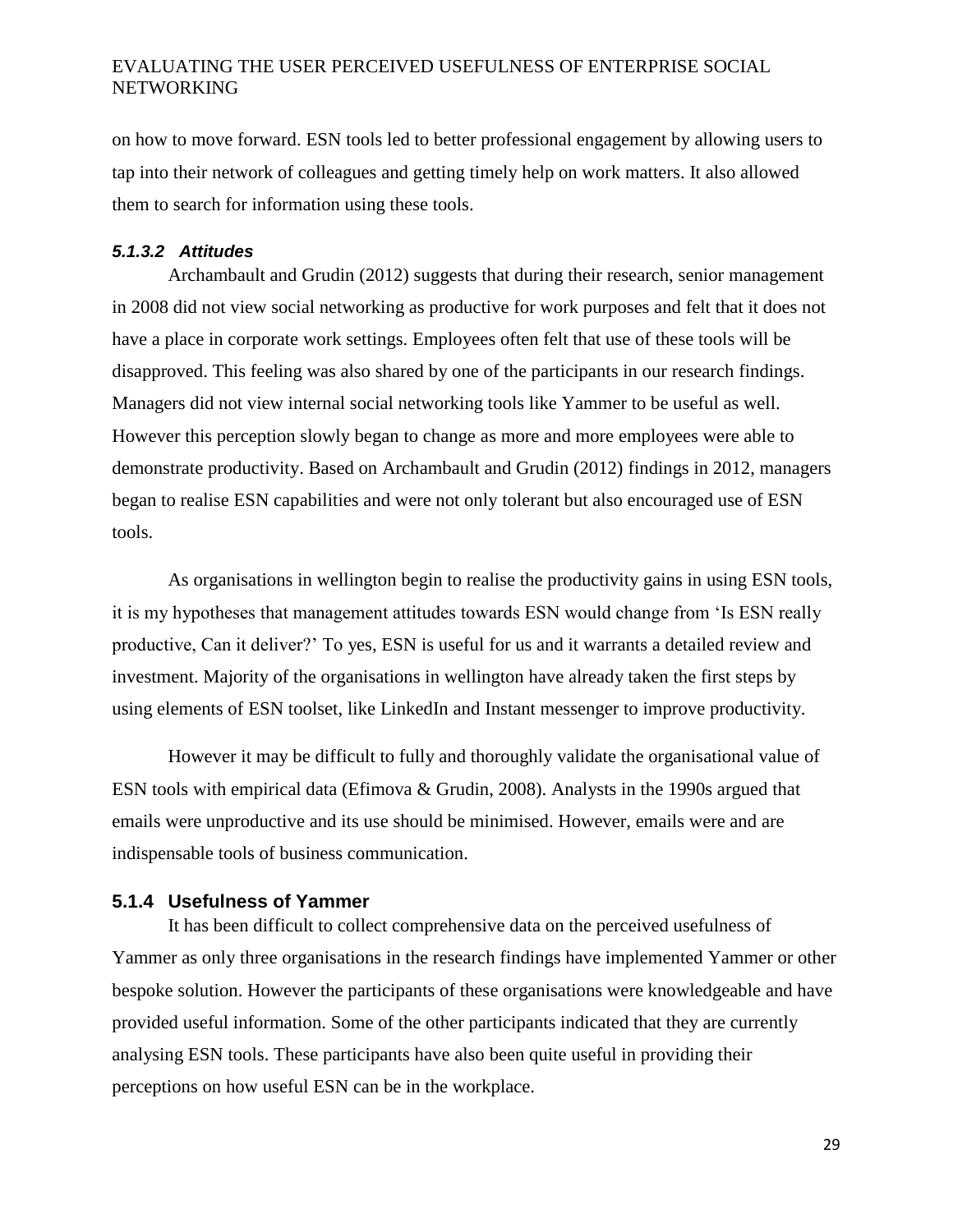on how to move forward. ESN tools led to better professional engagement by allowing users to tap into their network of colleagues and getting timely help on work matters. It also allowed them to search for information using these tools.

#### *5.1.3.2 Attitudes*

Archambault and Grudin (2012) suggests that during their research, senior management in 2008 did not view social networking as productive for work purposes and felt that it does not have a place in corporate work settings. Employees often felt that use of these tools will be disapproved. This feeling was also shared by one of the participants in our research findings. Managers did not view internal social networking tools like Yammer to be useful as well. However this perception slowly began to change as more and more employees were able to demonstrate productivity. Based on Archambault and Grudin (2012) findings in 2012, managers began to realise ESN capabilities and were not only tolerant but also encouraged use of ESN tools.

As organisations in wellington begin to realise the productivity gains in using ESN tools, it is my hypotheses that management attitudes towards ESN would change from 'Is ESN really productive, Can it deliver?' To yes, ESN is useful for us and it warrants a detailed review and investment. Majority of the organisations in wellington have already taken the first steps by using elements of ESN toolset, like LinkedIn and Instant messenger to improve productivity.

However it may be difficult to fully and thoroughly validate the organisational value of ESN tools with empirical data (Efimova & Grudin, 2008). Analysts in the 1990s argued that emails were unproductive and its use should be minimised. However, emails were and are indispensable tools of business communication.

### 5.1.4 Usefulness of Yammer

It has been difficult to collect comprehensive data on the perceived usefulness of Yammer as only three organisations in the research findings have implemented Yammer or other bespoke solution. However the participants of these organisations were knowledgeable and have provided useful information. Some of the other participants indicated that they are currently analysing ESN tools. These participants have also been quite useful in providing their perceptions on how useful ESN can be in the workplace.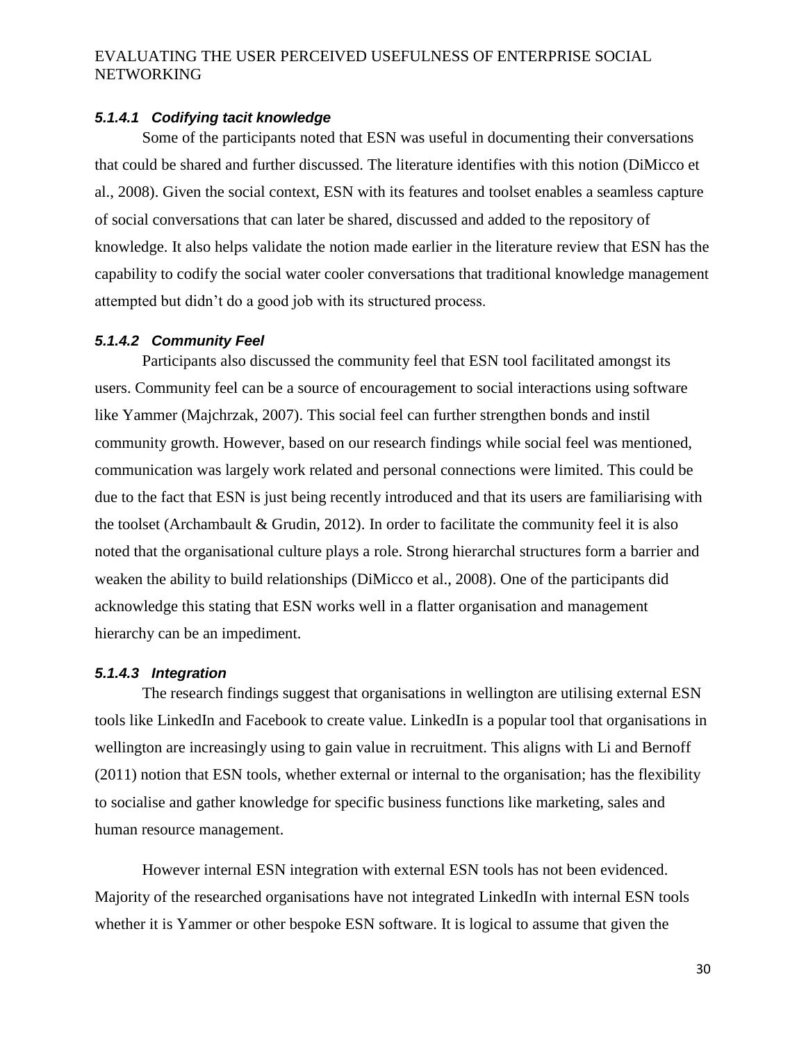#### *5.1.4.1 Codifying tacit knowledge*

Some of the participants noted that ESN was useful in documenting their conversations that could be shared and further discussed. The literature identifies with this notion (DiMicco et al., 2008). Given the social context, ESN with its features and toolset enables a seamless capture of social conversations that can later be shared, discussed and added to the repository of knowledge. It also helps validate the notion made earlier in the literature review that ESN has the capability to codify the social water cooler conversations that traditional knowledge management attempted but didn't do a good job with its structured process.

#### *5.1.4.2 Community Feel*

Participants also discussed the community feel that ESN tool facilitated amongst its users. Community feel can be a source of encouragement to social interactions using software like Yammer (Majchrzak, 2007). This social feel can further strengthen bonds and instil community growth. However, based on our research findings while social feel was mentioned, communication was largely work related and personal connections were limited. This could be due to the fact that ESN is just being recently introduced and that its users are familiarising with the toolset (Archambault & Grudin, 2012). In order to facilitate the community feel it is also noted that the organisational culture plays a role. Strong hierarchal structures form a barrier and weaken the ability to build relationships (DiMicco et al., 2008). One of the participants did acknowledge this stating that ESN works well in a flatter organisation and management hierarchy can be an impediment.

#### *5.1.4.3 Integration*

The research findings suggest that organisations in wellington are utilising external ESN tools like LinkedIn and Facebook to create value. LinkedIn is a popular tool that organisations in wellington are increasingly using to gain value in recruitment. This aligns with Li and Bernoff (2011) notion that ESN tools, whether external or internal to the organisation; has the flexibility to socialise and gather knowledge for specific business functions like marketing, sales and human resource management.

However internal ESN integration with external ESN tools has not been evidenced. Majority of the researched organisations have not integrated LinkedIn with internal ESN tools whether it is Yammer or other bespoke ESN software. It is logical to assume that given the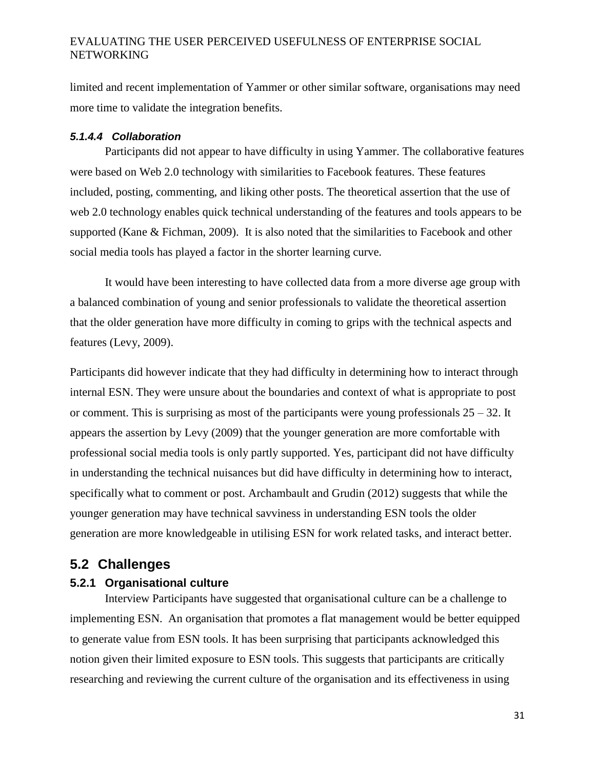limited and recent implementation of Yammer or other similar software, organisations may need more time to validate the integration benefits.

#### *5.1.4.4 Collaboration*

Participants did not appear to have difficulty in using Yammer. The collaborative features were based on Web 2.0 technology with similarities to Facebook features. These features included, posting, commenting, and liking other posts. The theoretical assertion that the use of web 2.0 technology enables quick technical understanding of the features and tools appears to be supported (Kane & Fichman, 2009). It is also noted that the similarities to Facebook and other social media tools has played a factor in the shorter learning curve.

It would have been interesting to have collected data from a more diverse age group with a balanced combination of young and senior professionals to validate the theoretical assertion that the older generation have more difficulty in coming to grips with the technical aspects and features (Levy, 2009).

Participants did however indicate that they had difficulty in determining how to interact through internal ESN. They were unsure about the boundaries and context of what is appropriate to post or comment. This is surprising as most of the participants were young professionals 25 – 32. It appears the assertion by Levy (2009) that the younger generation are more comfortable with professional social media tools is only partly supported. Yes, participant did not have difficulty in understanding the technical nuisances but did have difficulty in determining how to interact, specifically what to comment or post. Archambault and Grudin (2012) suggests that while the younger generation may have technical savviness in understanding ESN tools the older generation are more knowledgeable in utilising ESN for work related tasks, and interact better.

## 5.2 Challenges

### 5.2.1 Organisational culture

Interview Participants have suggested that organisational culture can be a challenge to implementing ESN. An organisation that promotes a flat management would be better equipped to generate value from ESN tools. It has been surprising that participants acknowledged this notion given their limited exposure to ESN tools. This suggests that participants are critically researching and reviewing the current culture of the organisation and its effectiveness in using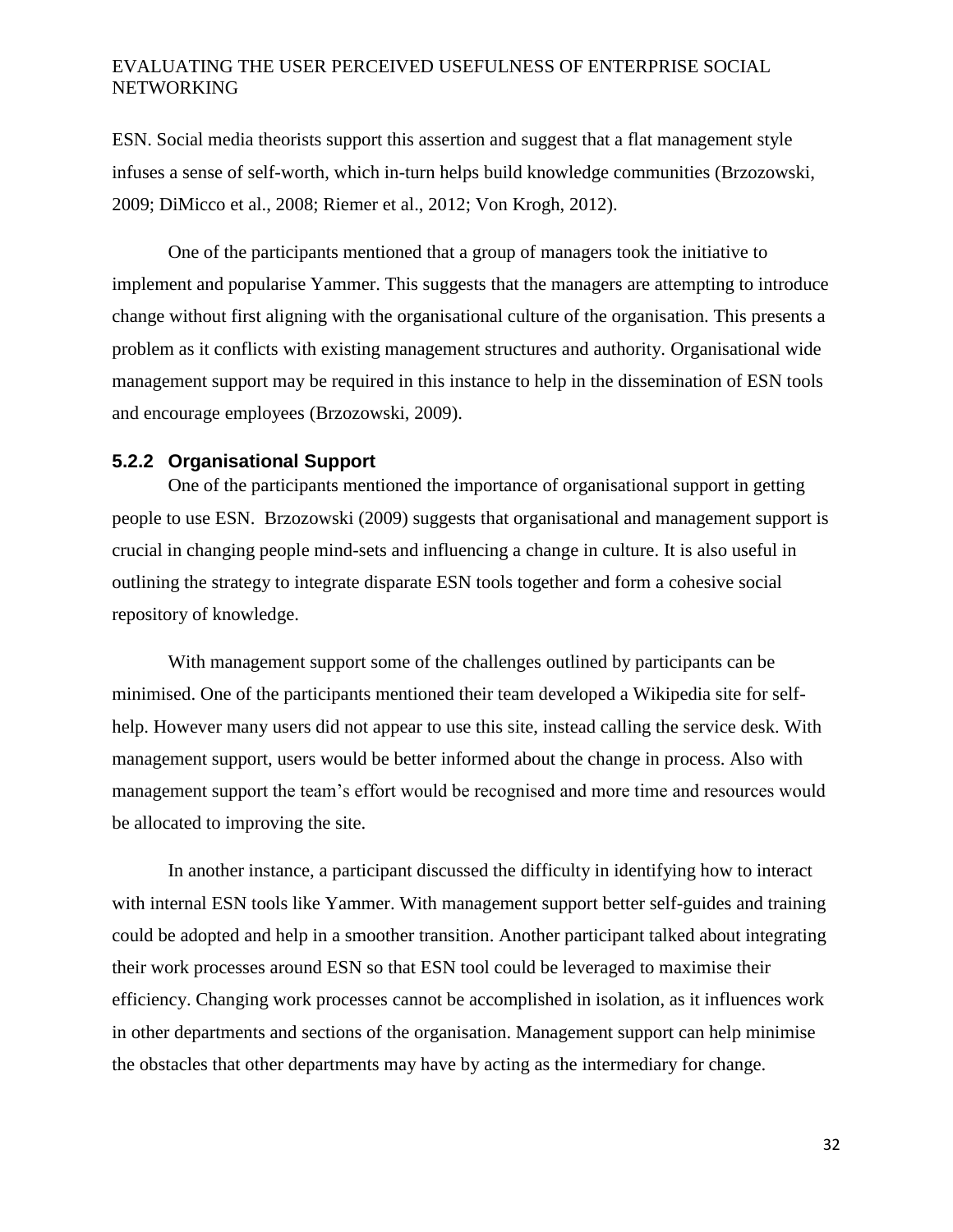ESN. Social media theorists support this assertion and suggest that a flat management style infuses a sense of self-worth, which in-turn helps build knowledge communities (Brzozowski, 2009; DiMicco et al., 2008; Riemer et al., 2012; Von Krogh, 2012).

One of the participants mentioned that a group of managers took the initiative to implement and popularise Yammer. This suggests that the managers are attempting to introduce change without first aligning with the organisational culture of the organisation. This presents a problem as it conflicts with existing management structures and authority. Organisational wide management support may be required in this instance to help in the dissemination of ESN tools and encourage employees (Brzozowski, 2009).

### 5.2.2 Organisational Support

One of the participants mentioned the importance of organisational support in getting people to use ESN. Brzozowski (2009) suggests that organisational and management support is crucial in changing people mind-sets and influencing a change in culture. It is also useful in outlining the strategy to integrate disparate ESN tools together and form a cohesive social repository of knowledge.

With management support some of the challenges outlined by participants can be minimised. One of the participants mentioned their team developed a Wikipedia site for self-help. However many users did not appear to use this site, instead calling the service desk. With management support, users would be better informed about the change in process. Also with management support the team's effort would be recognised and more time and resources would be allocated to improving the site.

In another instance, a participant discussed the difficulty in identifying how to interact with internal ESN tools like Yammer. With management support better self-guides and training could be adopted and help in a smoother transition. Another participant talked about integrating their work processes around ESN so that ESN tool could be leveraged to maximise their efficiency. Changing work processes cannot be accomplished in isolation, as it influences work in other departments and sections of the organisation. Management support can help minimise the obstacles that other departments may have by acting as the intermediary for change.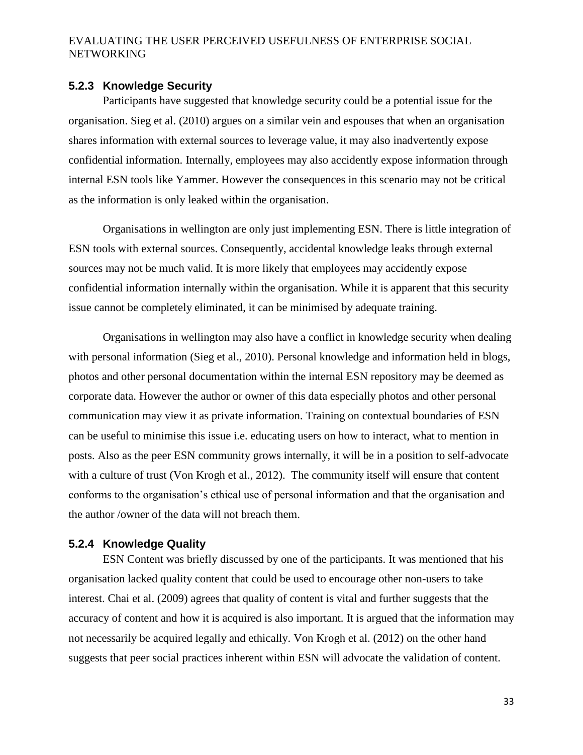### 5.2.3 Knowledge Security

Participants have suggested that knowledge security could be a potential issue for the organisation. Sieg et al. (2010) argues on a similar vein and espouses that when an organisation shares information with external sources to leverage value, it may also inadvertently expose confidential information. Internally, employees may also accidently expose information through internal ESN tools like Yammer. However the consequences in this scenario may not be critical as the information is only leaked within the organisation.

Organisations in wellington are only just implementing ESN. There is little integration of ESN tools with external sources. Consequently, accidental knowledge leaks through external sources may not be much valid. It is more likely that employees may accidently expose confidential information internally within the organisation. While it is apparent that this security issue cannot be completely eliminated, it can be minimised by adequate training.

Organisations in wellington may also have a conflict in knowledge security when dealing with personal information (Sieg et al., 2010). Personal knowledge and information held in blogs, photos and other personal documentation within the internal ESN repository may be deemed as corporate data. However the author or owner of this data especially photos and other personal communication may view it as private information. Training on contextual boundaries of ESN can be useful to minimise this issue i.e. educating users on how to interact, what to mention in posts. Also as the peer ESN community grows internally, it will be in a position to self-advocate with a culture of trust (Von Krogh et al., 2012). The community itself will ensure that content conforms to the organisation's ethical use of personal information and that the organisation and the author /owner of the data will not breach them.

### 5.2.4 Knowledge Quality

ESN Content was briefly discussed by one of the participants. It was mentioned that his organisation lacked quality content that could be used to encourage other non-users to take interest. Chai et al. (2009) agrees that quality of content is vital and further suggests that the accuracy of content and how it is acquired is also important. It is argued that the information may not necessarily be acquired legally and ethically. Von Krogh et al. (2012) on the other hand suggests that peer social practices inherent within ESN will advocate the validation of content.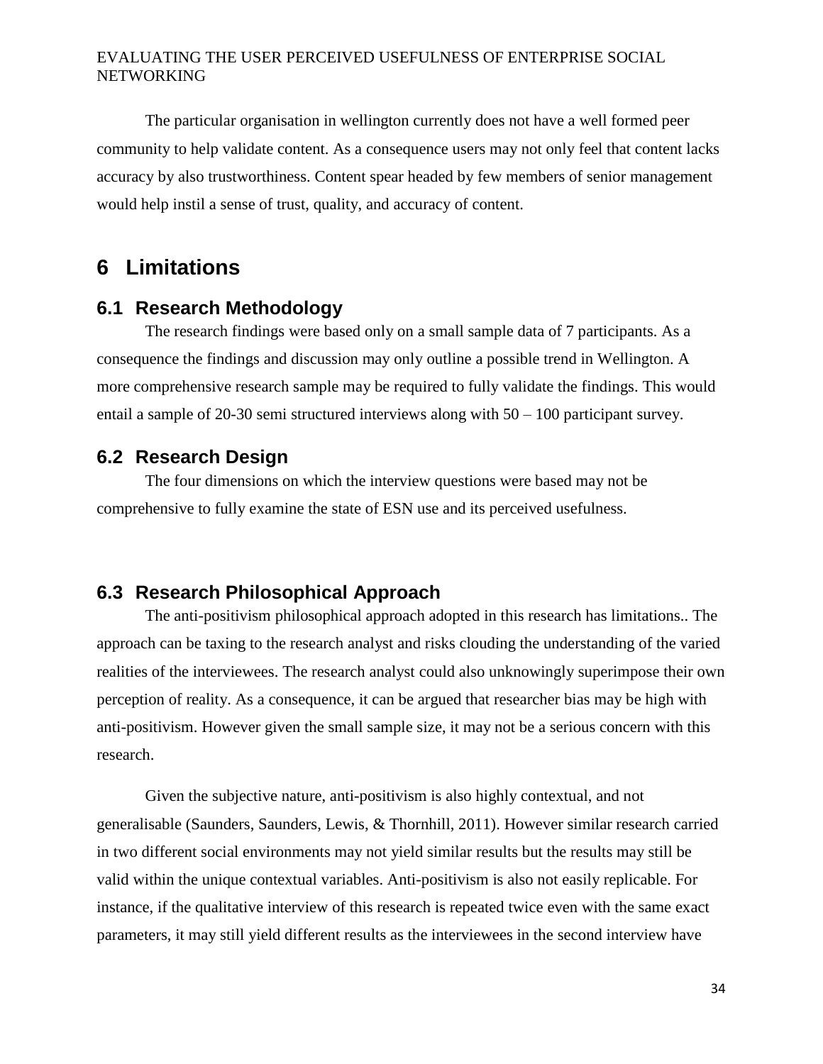The particular organisation in wellington currently does not have a well formed peer community to help validate content. As a consequence users may not only feel that content lacks accuracy by also trustworthiness. Content spear headed by few members of senior management would help instil a sense of trust, quality, and accuracy of content.

# 6 Limitations

## 6.1 Research Methodology

The research findings were based only on a small sample data of 7 participants. As a consequence the findings and discussion may only outline a possible trend in Wellington. A more comprehensive research sample may be required to fully validate the findings. This would entail a sample of 20-30 semi structured interviews along with 50 – 100 participant survey.

## 6.2 Research Design

The four dimensions on which the interview questions were based may not be comprehensive to fully examine the state of ESN use and its perceived usefulness.

## 6.3 Research Philosophical Approach

The anti-positivism philosophical approach adopted in this research has limitations.. The approach can be taxing to the research analyst and risks clouding the understanding of the varied realities of the interviewees. The research analyst could also unknowingly superimpose their own perception of reality. As a consequence, it can be argued that researcher bias may be high with anti-positivism. However given the small sample size, it may not be a serious concern with this research.

Given the subjective nature, anti-positivism is also highly contextual, and not generalisable (Saunders, Saunders, Lewis, & Thornhill, 2011). However similar research carried in two different social environments may not yield similar results but the results may still be valid within the unique contextual variables. Anti-positivism is also not easily replicable. For instance, if the qualitative interview of this research is repeated twice even with the same exact parameters, it may still yield different results as the interviewees in the second interview have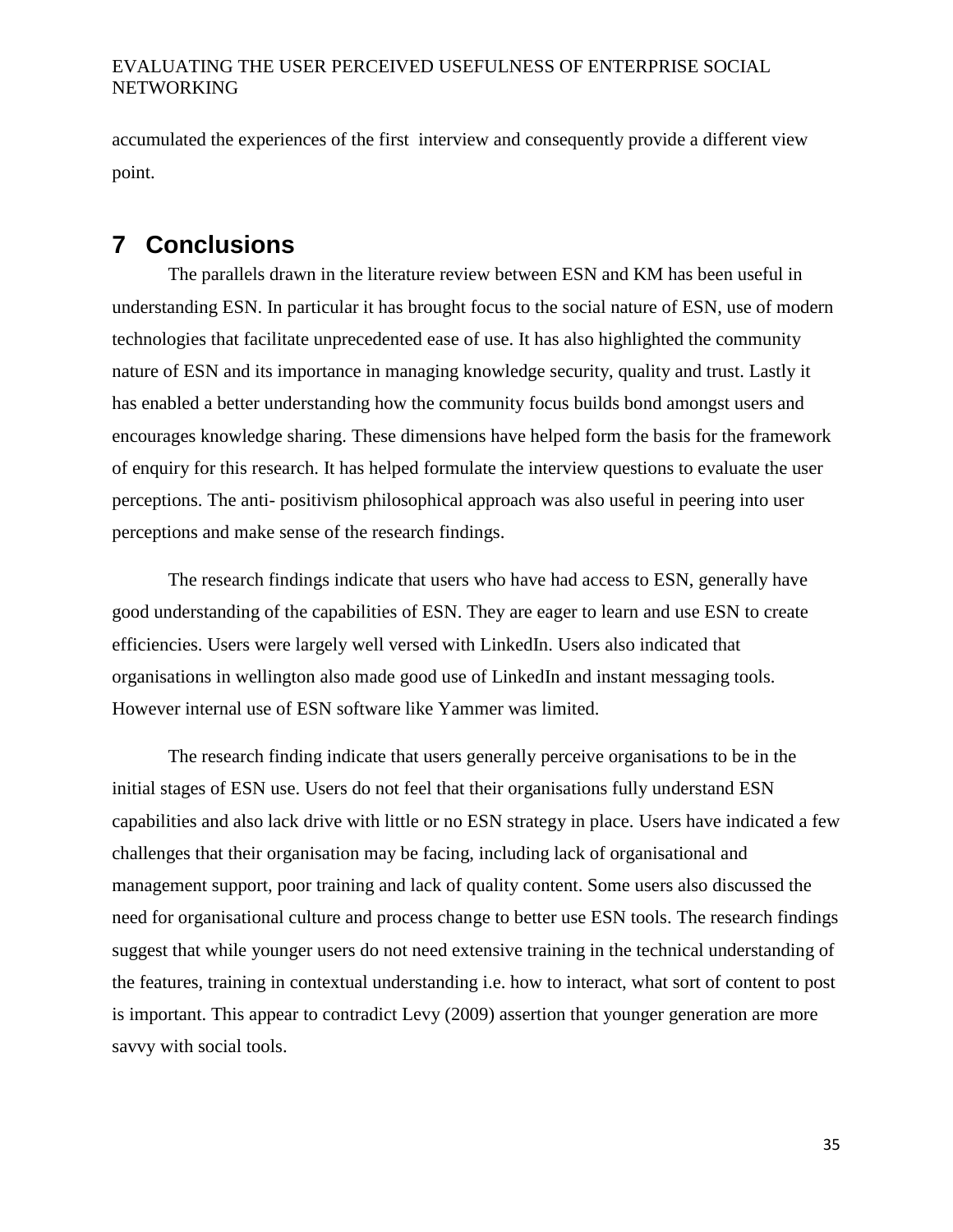accumulated the experiences of the first interview and consequently provide a different view point.

# 7 Conclusions

The parallels drawn in the literature review between ESN and KM has been useful in understanding ESN. In particular it has brought focus to the social nature of ESN, use of modern technologies that facilitate unprecedented ease of use. It has also highlighted the community nature of ESN and its importance in managing knowledge security, quality and trust. Lastly it has enabled a better understanding how the community focus builds bond amongst users and encourages knowledge sharing. These dimensions have helped form the basis for the framework of enquiry for this research. It has helped formulate the interview questions to evaluate the user perceptions. The anti- positivism philosophical approach was also useful in peering into user perceptions and make sense of the research findings.

The research findings indicate that users who have had access to ESN, generally have good understanding of the capabilities of ESN. They are eager to learn and use ESN to create efficiencies. Users were largely well versed with LinkedIn. Users also indicated that organisations in wellington also made good use of LinkedIn and instant messaging tools. However internal use of ESN software like Yammer was limited.

The research finding indicate that users generally perceive organisations to be in the initial stages of ESN use. Users do not feel that their organisations fully understand ESN capabilities and also lack drive with little or no ESN strategy in place. Users have indicated a few challenges that their organisation may be facing, including lack of organisational and management support, poor training and lack of quality content. Some users also discussed the need for organisational culture and process change to better use ESN tools. The research findings suggest that while younger users do not need extensive training in the technical understanding of the features, training in contextual understanding i.e. how to interact, what sort of content to post is important. This appear to contradict Levy (2009) assertion that younger generation are more savvy with social tools.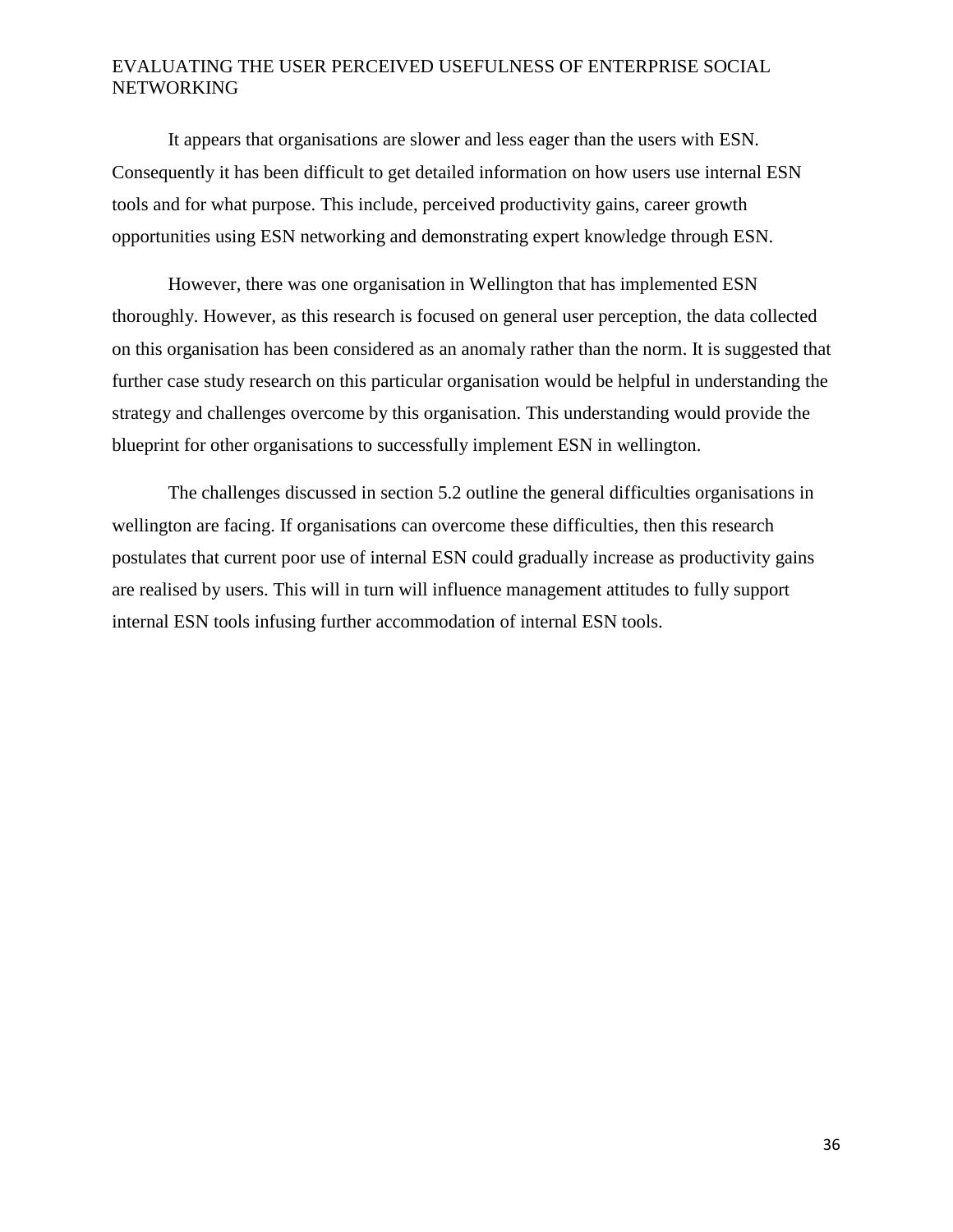It appears that organisations are slower and less eager than the users with ESN. Consequently it has been difficult to get detailed information on how users use internal ESN tools and for what purpose. This include, perceived productivity gains, career growth opportunities using ESN networking and demonstrating expert knowledge through ESN.

However, there was one organisation in Wellington that has implemented ESN thoroughly. However, as this research is focused on general user perception, the data collected on this organisation has been considered as an anomaly rather than the norm. It is suggested that further case study research on this particular organisation would be helpful in understanding the strategy and challenges overcome by this organisation. This understanding would provide the blueprint for other organisations to successfully implement ESN in wellington.

The challenges discussed in section 5.2 outline the general difficulties organisations in wellington are facing. If organisations can overcome these difficulties, then this research postulates that current poor use of internal ESN could gradually increase as productivity gains are realised by users. This will in turn will influence management attitudes to fully support internal ESN tools infusing further accommodation of internal ESN tools.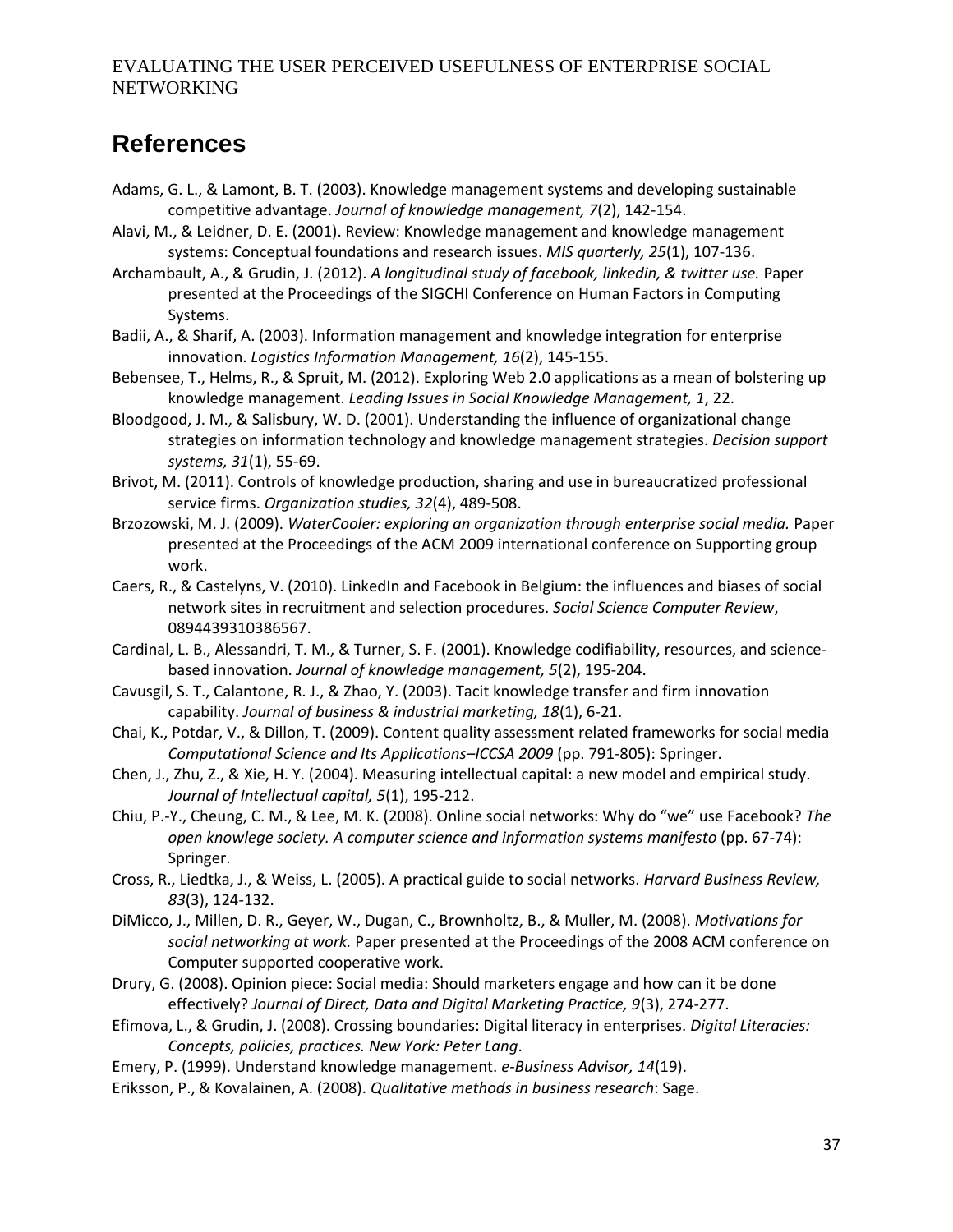# References

Adams, G. L., & Lamont, B. T. (2003). Knowledge management systems and developing sustainable competitive advantage. *Journal of knowledge management, 7*(2), 142-154.

Alavi, M., & Leidner, D. E. (2001). Review: Knowledge management and knowledge management systems: Conceptual foundations and research issues. *MIS quarterly, 25*(1), 107-136.

Archambault, A., & Grudin, J. (2012). *A longitudinal study of facebook, linkedin, & twitter use.* Paper presented at the Proceedings of the SIGCHI Conference on Human Factors in Computing Systems.

Badii, A., & Sharif, A. (2003). Information management and knowledge integration for enterprise innovation. *Logistics Information Management, 16*(2), 145-155.

Bebensee, T., Helms, R., & Spruit, M. (2012). Exploring Web 2.0 applications as a mean of bolstering up knowledge management. *Leading Issues in Social Knowledge Management, 1*, 22.

Bloodgood, J. M., & Salisbury, W. D. (2001). Understanding the influence of organizational change strategies on information technology and knowledge management strategies. *Decision support systems, 31*(1), 55-69.

Brivot, M. (2011). Controls of knowledge production, sharing and use in bureaucratized professional service firms. *Organization studies, 32*(4), 489-508.

Brzozowski, M. J. (2009). *WaterCooler: exploring an organization through enterprise social media.* Paper presented at the Proceedings of the ACM 2009 international conference on Supporting group work.

Caers, R., & Castelyns, V. (2010). LinkedIn and Facebook in Belgium: the influences and biases of social network sites in recruitment and selection procedures. *Social Science Computer Review*, 0894439310386567.

Cardinal, L. B., Alessandri, T. M., & Turner, S. F. (2001). Knowledge codifiability, resources, and science-based innovation. *Journal of knowledge management, 5*(2), 195-204.

Cavusgil, S. T., Calantone, R. J., & Zhao, Y. (2003). Tacit knowledge transfer and firm innovation capability. *Journal of business & industrial marketing, 18*(1), 6-21.

Chai, K., Potdar, V., & Dillon, T. (2009). Content quality assessment related frameworks for social media *Computational Science and Its Applications–ICCSA 2009* (pp. 791-805): Springer.

Chen, J., Zhu, Z., & Xie, H. Y. (2004). Measuring intellectual capital: a new model and empirical study. *Journal of Intellectual capital, 5*(1), 195-212.

Chiu, P.-Y., Cheung, C. M., & Lee, M. K. (2008). Online social networks: Why do "we" use Facebook? *The open knowlege society. A computer science and information systems manifesto* (pp. 67-74): Springer.

Cross, R., Liedtka, J., & Weiss, L. (2005). A practical guide to social networks. *Harvard Business Review, 83*(3), 124-132.

DiMicco, J., Millen, D. R., Geyer, W., Dugan, C., Brownholtz, B., & Muller, M. (2008). *Motivations for social networking at work.* Paper presented at the Proceedings of the 2008 ACM conference on Computer supported cooperative work.

Drury, G. (2008). Opinion piece: Social media: Should marketers engage and how can it be done effectively? *Journal of Direct, Data and Digital Marketing Practice, 9*(3), 274-277.

Efimova, L., & Grudin, J. (2008). Crossing boundaries: Digital literacy in enterprises. *Digital Literacies: Concepts, policies, practices. New York: Peter Lang*.

Emery, P. (1999). Understand knowledge management. *e-Business Advisor, 14*(19).

Eriksson, P., & Kovalainen, A. (2008). *Qualitative methods in business research*: Sage.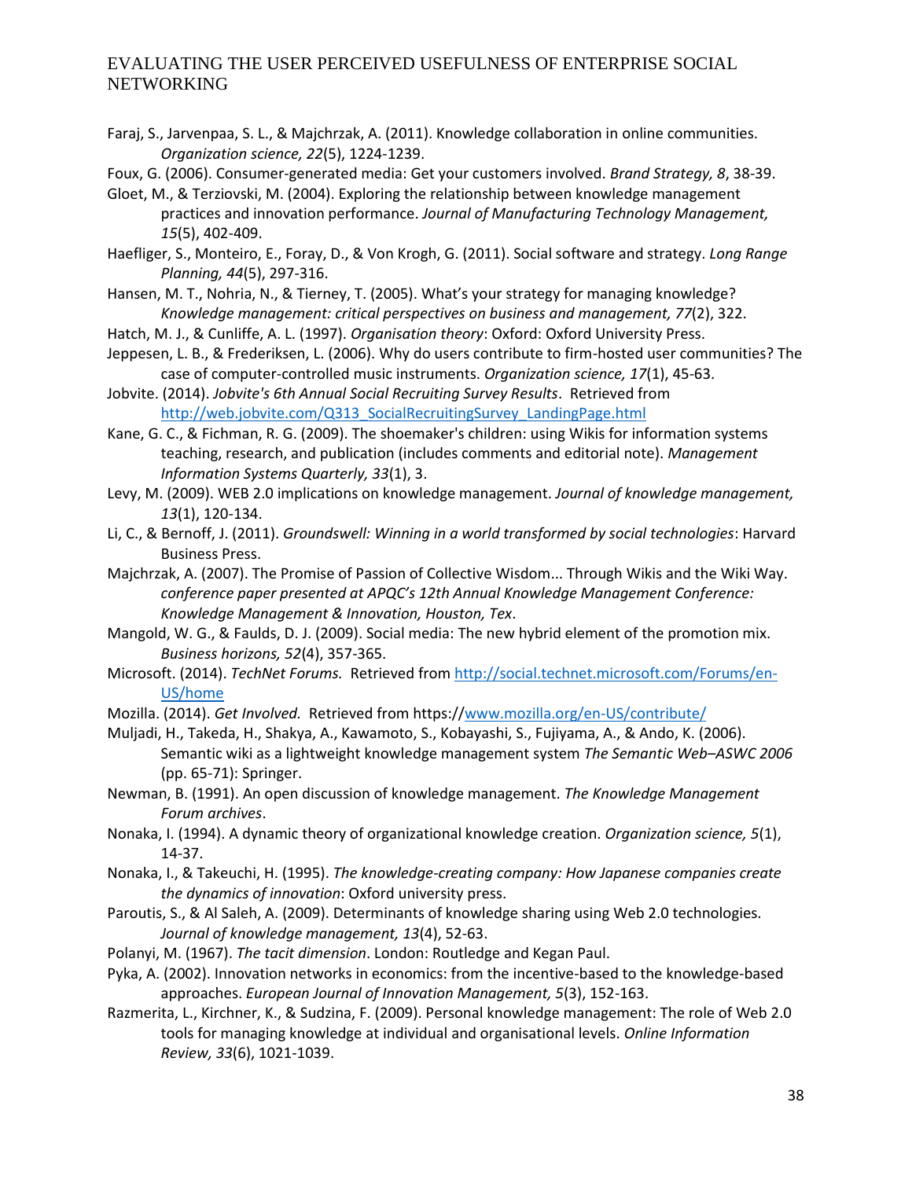Faraj, S., Jarvenpaa, S. L., & Majchrzak, A. (2011). Knowledge collaboration in online communities. *Organization science, 22*(5), 1224-1239.

Foux, G. (2006). Consumer-generated media: Get your customers involved. *Brand Strategy, 8*, 38-39.

Gloet, M., & Terziovski, M. (2004). Exploring the relationship between knowledge management practices and innovation performance. *Journal of Manufacturing Technology Management, 15*(5), 402-409.

Haefliger, S., Monteiro, E., Foray, D., & Von Krogh, G. (2011). Social software and strategy. *Long Range Planning, 44*(5), 297-316.

Hansen, M. T., Nohria, N., & Tierney, T. (2005). What's your strategy for managing knowledge? *Knowledge management: critical perspectives on business and management, 77*(2), 322.

Hatch, M. J., & Cunliffe, A. L. (1997). *Organisation theory*: Oxford: Oxford University Press.

Jeppesen, L. B., & Frederiksen, L. (2006). Why do users contribute to firm-hosted user communities? The case of computer-controlled music instruments. *Organization science, 17*(1), 45-63.

Jobvite. (2014). *Jobvite's 6th Annual Social Recruiting Survey Results*. Retrieved from http://web.jobvite.com/Q313_SocialRecruitingSurvey_LandingPage.html

Kane, G. C., & Fichman, R. G. (2009). The shoemaker's children: using Wikis for information systems teaching, research, and publication (includes comments and editorial note). *Management Information Systems Quarterly, 33*(1), 3.

Levy, M. (2009). WEB 2.0 implications on knowledge management. *Journal of knowledge management, 13*(1), 120-134.

Li, C., & Bernoff, J. (2011). *Groundswell: Winning in a world transformed by social technologies*: Harvard Business Press.

Majchrzak, A. (2007). The Promise of Passion of Collective Wisdom... Through Wikis and the Wiki Way. *conference paper presented at APQC's 12th Annual Knowledge Management Conference: Knowledge Management & Innovation, Houston, Tex*.

Mangold, W. G., & Faulds, D. J. (2009). Social media: The new hybrid element of the promotion mix. *Business horizons, 52*(4), 357-365.

Microsoft. (2014). *TechNet Forums.* Retrieved from http://social.technet.microsoft.com/Forums/en-US/home

Mozilla. (2014). *Get Involved.* Retrieved from https://www.mozilla.org/en-US/contribute/

Muljadi, H., Takeda, H., Shakya, A., Kawamoto, S., Kobayashi, S., Fujiyama, A., & Ando, K. (2006). Semantic wiki as a lightweight knowledge management system *The Semantic Web–ASWC 2006* (pp. 65-71): Springer.

Newman, B. (1991). An open discussion of knowledge management. *The Knowledge Management Forum archives*.

Nonaka, I. (1994). A dynamic theory of organizational knowledge creation. *Organization science, 5*(1), 14-37.

Nonaka, I., & Takeuchi, H. (1995). *The knowledge-creating company: How Japanese companies create the dynamics of innovation*: Oxford university press.

Paroutis, S., & Al Saleh, A. (2009). Determinants of knowledge sharing using Web 2.0 technologies. *Journal of knowledge management, 13*(4), 52-63.

Polanyi, M. (1967). *The tacit dimension*. London: Routledge and Kegan Paul.

Pyka, A. (2002). Innovation networks in economics: from the incentive-based to the knowledge-based approaches. *European Journal of Innovation Management, 5*(3), 152-163.

Razmerita, L., Kirchner, K., & Sudzina, F. (2009). Personal knowledge management: The role of Web 2.0 tools for managing knowledge at individual and organisational levels. *Online Information Review, 33*(6), 1021-1039.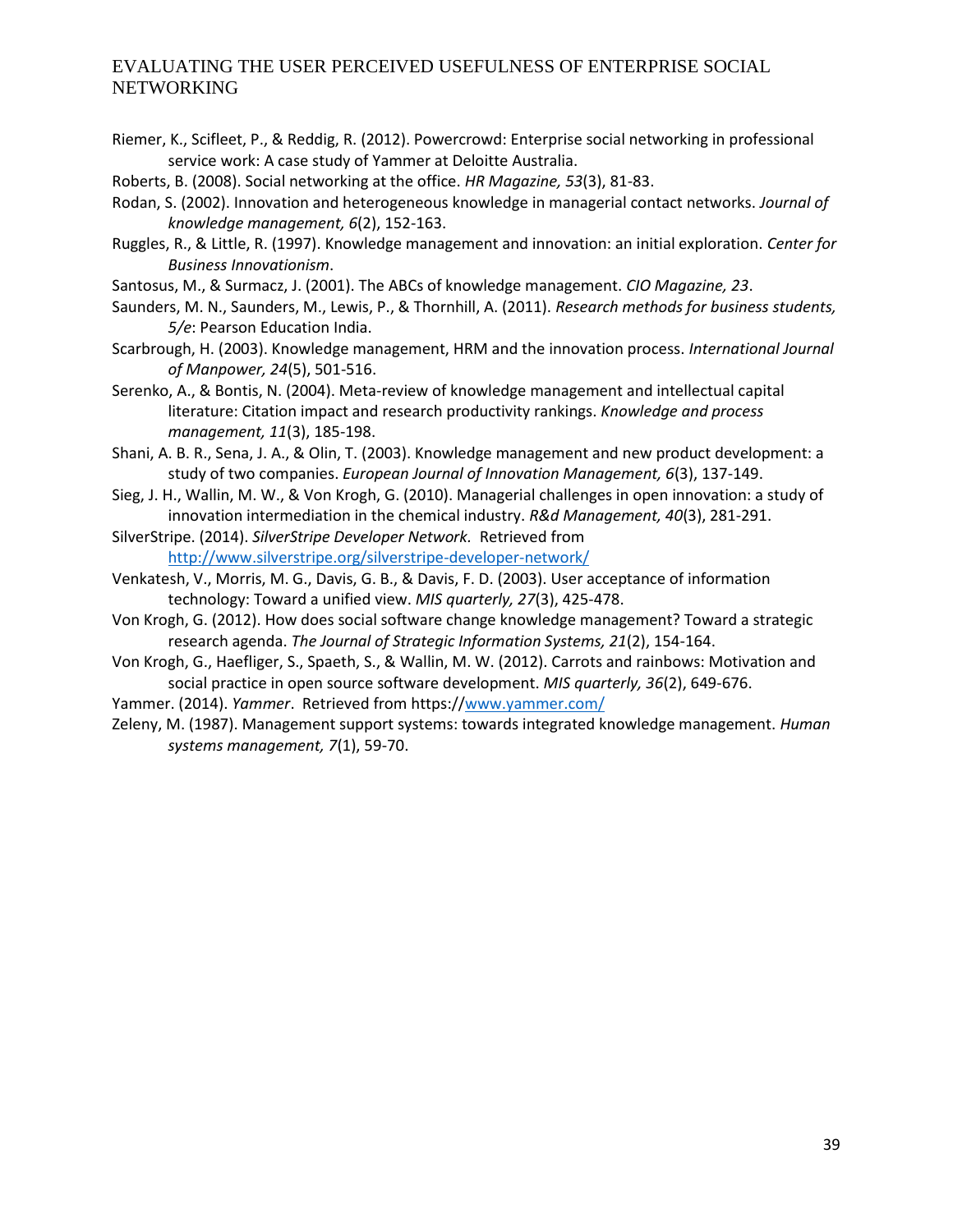Riemer, K., Scifleet, P., & Reddig, R. (2012). Powercrowd: Enterprise social networking in professional service work: A case study of Yammer at Deloitte Australia.

Roberts, B. (2008). Social networking at the office. *HR Magazine, 53*(3), 81-83.

Rodan, S. (2002). Innovation and heterogeneous knowledge in managerial contact networks. *Journal of knowledge management, 6*(2), 152-163.

Ruggles, R., & Little, R. (1997). Knowledge management and innovation: an initial exploration. *Center for Business Innovationism*.

Santosus, M., & Surmacz, J. (2001). The ABCs of knowledge management. *CIO Magazine, 23*.

Saunders, M. N., Saunders, M., Lewis, P., & Thornhill, A. (2011). *Research methods for business students, 5/e*: Pearson Education India.

Scarbrough, H. (2003). Knowledge management, HRM and the innovation process. *International Journal of Manpower, 24*(5), 501-516.

Serenko, A., & Bontis, N. (2004). Meta-review of knowledge management and intellectual capital literature: Citation impact and research productivity rankings. *Knowledge and process management, 11*(3), 185-198.

Shani, A. B. R., Sena, J. A., & Olin, T. (2003). Knowledge management and new product development: a study of two companies. *European Journal of Innovation Management, 6*(3), 137-149.

Sieg, J. H., Wallin, M. W., & Von Krogh, G. (2010). Managerial challenges in open innovation: a study of innovation intermediation in the chemical industry. *R&d Management, 40*(3), 281-291.

SilverStripe. (2014). *SilverStripe Developer Network*. Retrieved from http://www.silverstripe.org/silverstripe-developer-network/

Venkatesh, V., Morris, M. G., Davis, G. B., & Davis, F. D. (2003). User acceptance of information technology: Toward a unified view. *MIS quarterly, 27*(3), 425-478.

Von Krogh, G. (2012). How does social software change knowledge management? Toward a strategic research agenda. *The Journal of Strategic Information Systems, 21*(2), 154-164.

Von Krogh, G., Haefliger, S., Spaeth, S., & Wallin, M. W. (2012). Carrots and rainbows: Motivation and social practice in open source software development. *MIS quarterly, 36*(2), 649-676.

Yammer. (2014). *Yammer*. Retrieved from https://www.yammer.com/

Zeleny, M. (1987). Management support systems: towards integrated knowledge management. *Human systems management, 7*(1), 59-70.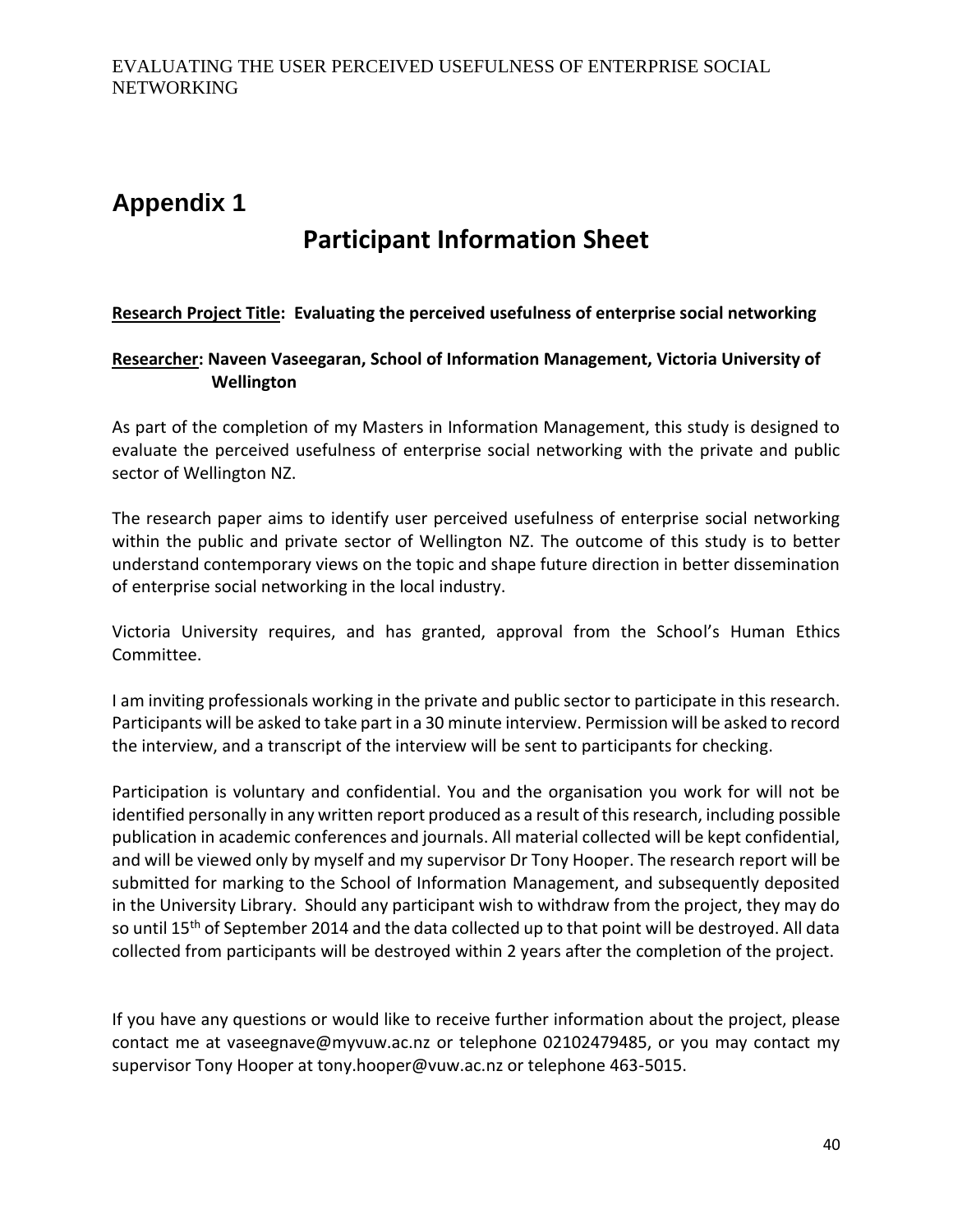# Appendix 1

## Participant Information Sheet

**<u>Research Project Title</u>: Evaluating the perceived usefulness of enterprise social networking**

**<u>Researcher</u>: Naveen Vaseegaran, School of Information Management, Victoria University of Wellington**

As part of the completion of my Masters in Information Management, this study is designed to evaluate the perceived usefulness of enterprise social networking with the private and public sector of Wellington NZ.

The research paper aims to identify user perceived usefulness of enterprise social networking within the public and private sector of Wellington NZ. The outcome of this study is to better understand contemporary views on the topic and shape future direction in better dissemination of enterprise social networking in the local industry.

Victoria University requires, and has granted, approval from the School's Human Ethics Committee.

I am inviting professionals working in the private and public sector to participate in this research. Participants will be asked to take part in a 30 minute interview. Permission will be asked to record the interview, and a transcript of the interview will be sent to participants for checking.

Participation is voluntary and confidential. You and the organisation you work for will not be identified personally in any written report produced as a result of this research, including possible publication in academic conferences and journals. All material collected will be kept confidential, and will be viewed only by myself and my supervisor Dr Tony Hooper. The research report will be submitted for marking to the School of Information Management, and subsequently deposited in the University Library. Should any participant wish to withdraw from the project, they may do so until 15th of September 2014 and the data collected up to that point will be destroyed. All data collected from participants will be destroyed within 2 years after the completion of the project.

If you have any questions or would like to receive further information about the project, please contact me at vaseegnave@myvuw.ac.nz or telephone 02102479485, or you may contact my supervisor Tony Hooper at tony.hooper@vuw.ac.nz or telephone 463-5015.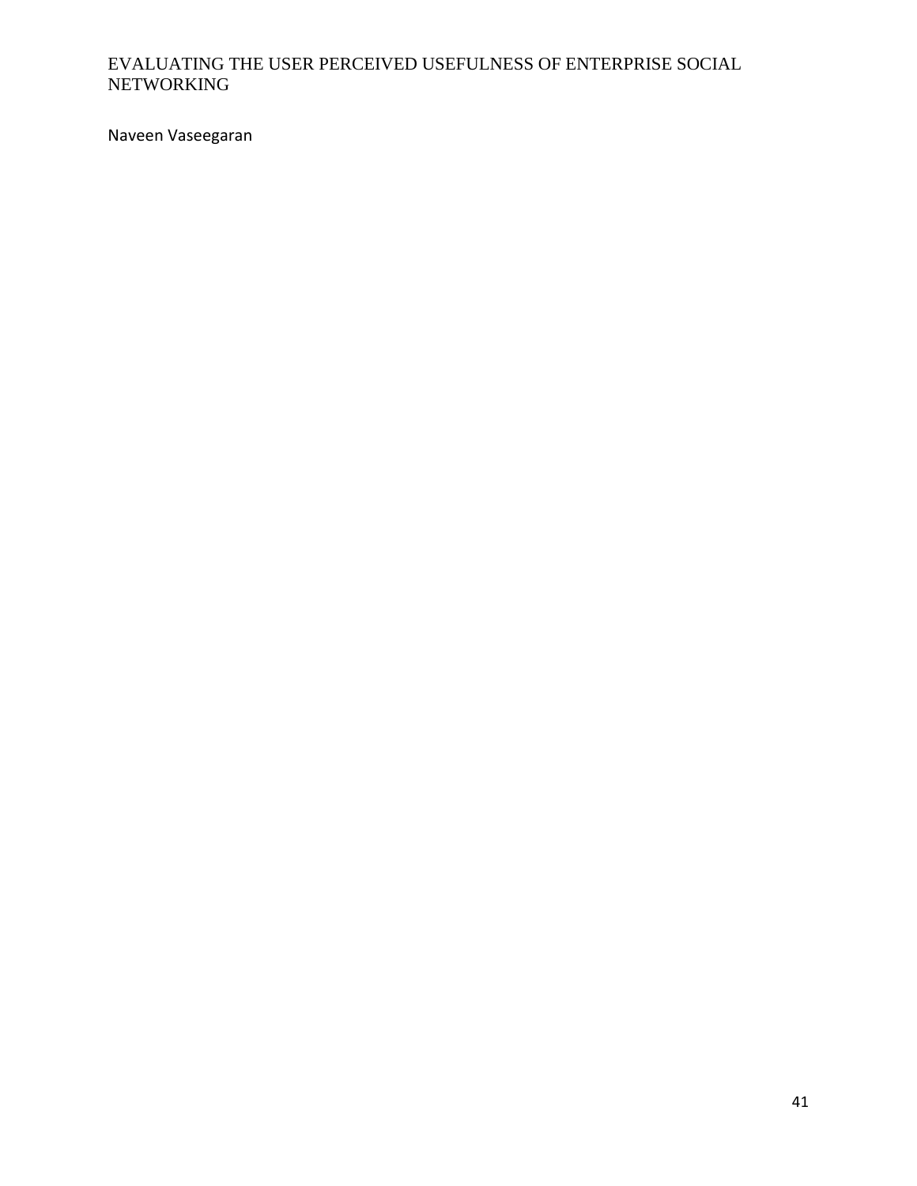Naveen Vaseegaran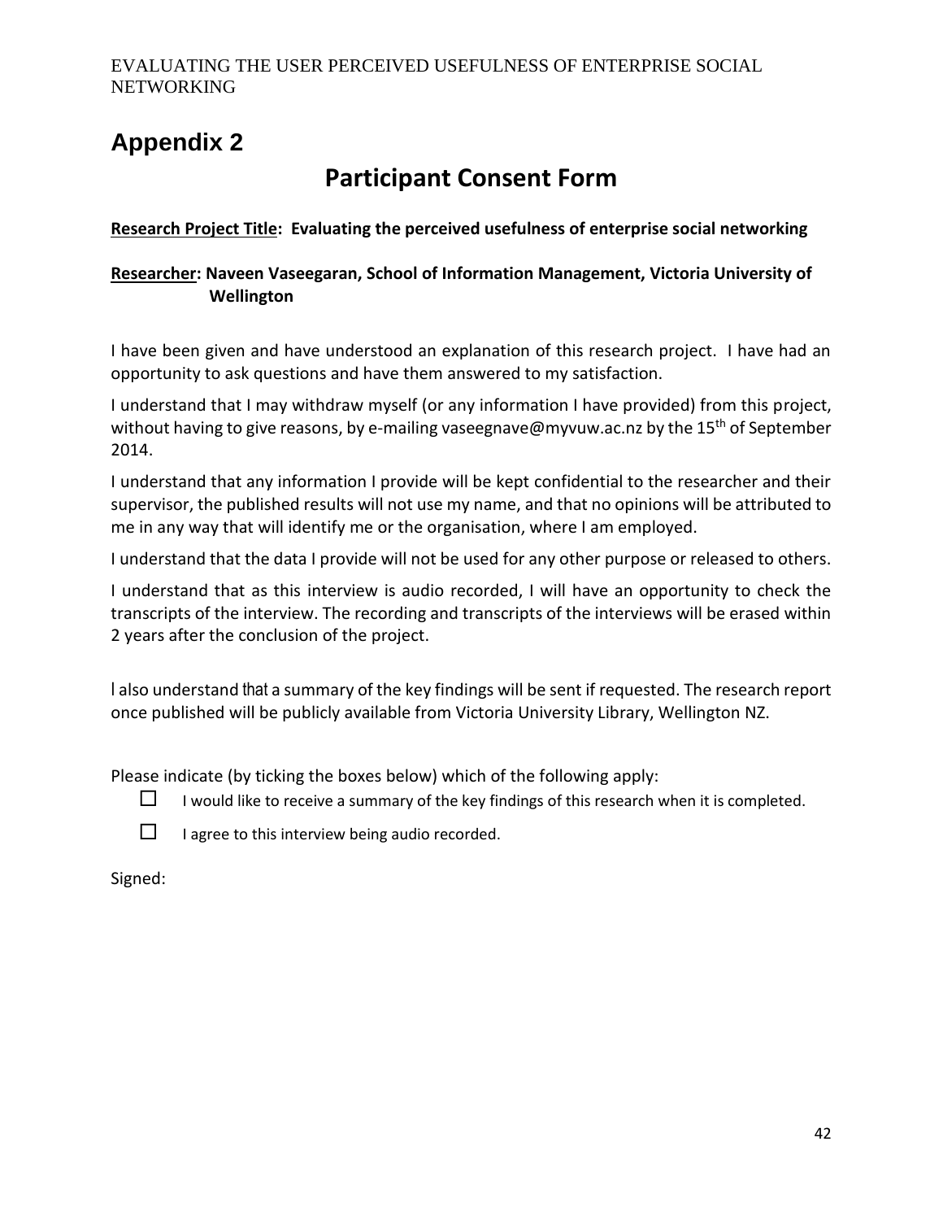# Appendix 2

## Participant Consent Form

**Research Project Title: Evaluating the perceived usefulness of enterprise social networking**

**Researcher: Naveen Vaseegaran, School of Information Management, Victoria University of Wellington**

I have been given and have understood an explanation of this research project. I have had an opportunity to ask questions and have them answered to my satisfaction.

I understand that I may withdraw myself (or any information I have provided) from this project, without having to give reasons, by e-mailing vaseegnave@myvuw.ac.nz by the 15th of September 2014.

I understand that any information I provide will be kept confidential to the researcher and their supervisor, the published results will not use my name, and that no opinions will be attributed to me in any way that will identify me or the organisation, where I am employed.

I understand that the data I provide will not be used for any other purpose or released to others.

I understand that as this interview is audio recorded, I will have an opportunity to check the transcripts of the interview. The recording and transcripts of the interviews will be erased within 2 years after the conclusion of the project.

I also understand that a summary of the key findings will be sent if requested. The research report once published will be publicly available from Victoria University Library, Wellington NZ.

Please indicate (by ticking the boxes below) which of the following apply:

- ☐ I would like to receive a summary of the key findings of this research when it is completed.
- ☐ I agree to this interview being audio recorded.

Signed: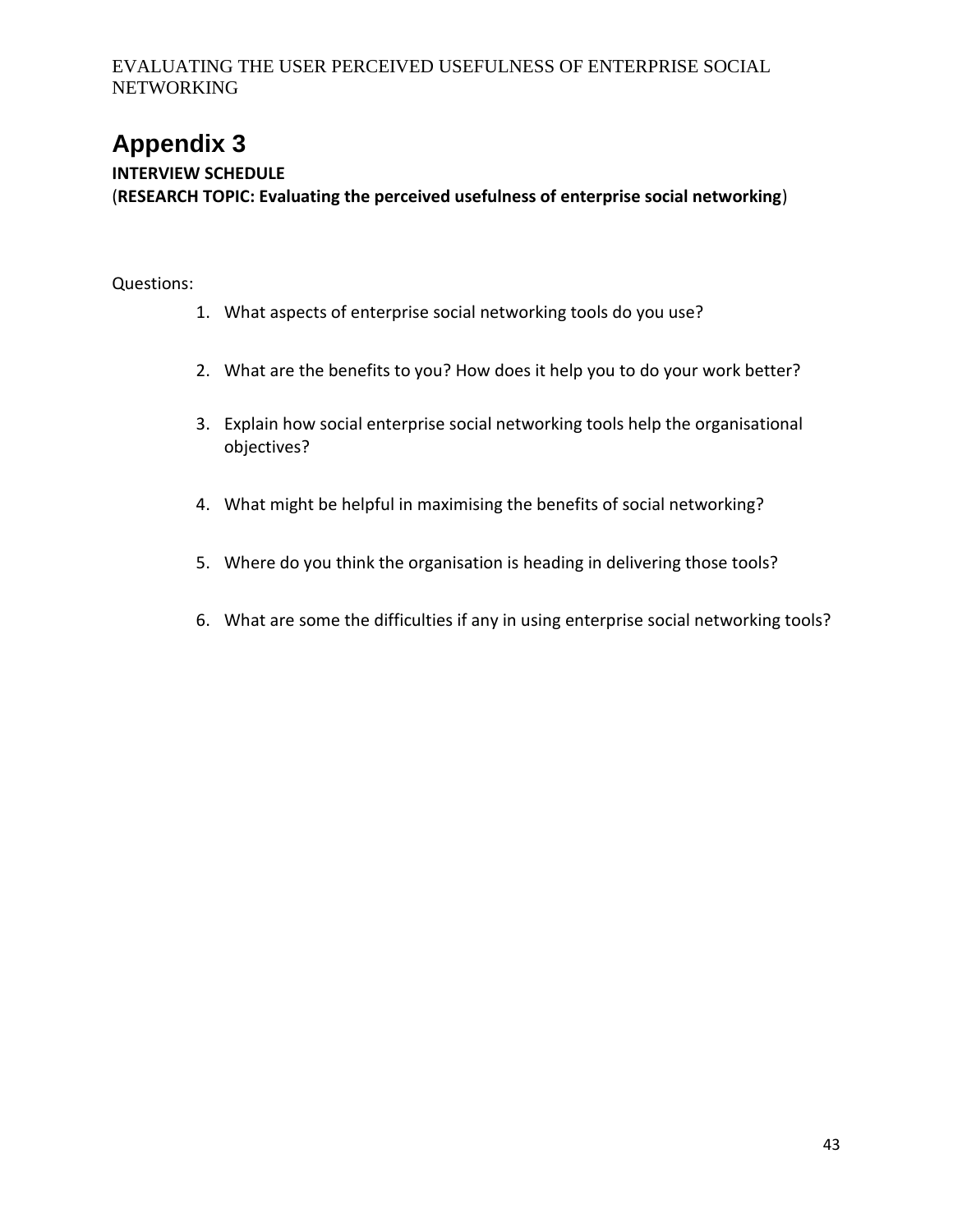# Appendix 3

**INTERVIEW SCHEDULE**
(**RESEARCH TOPIC: Evaluating the perceived usefulness of enterprise social networking**)

Questions:

1. What aspects of enterprise social networking tools do you use?
2. What are the benefits to you? How does it help you to do your work better?
3. Explain how social enterprise social networking tools help the organisational objectives?
4. What might be helpful in maximising the benefits of social networking?
5. Where do you think the organisation is heading in delivering those tools?
6. What are some the difficulties if any in using enterprise social networking tools?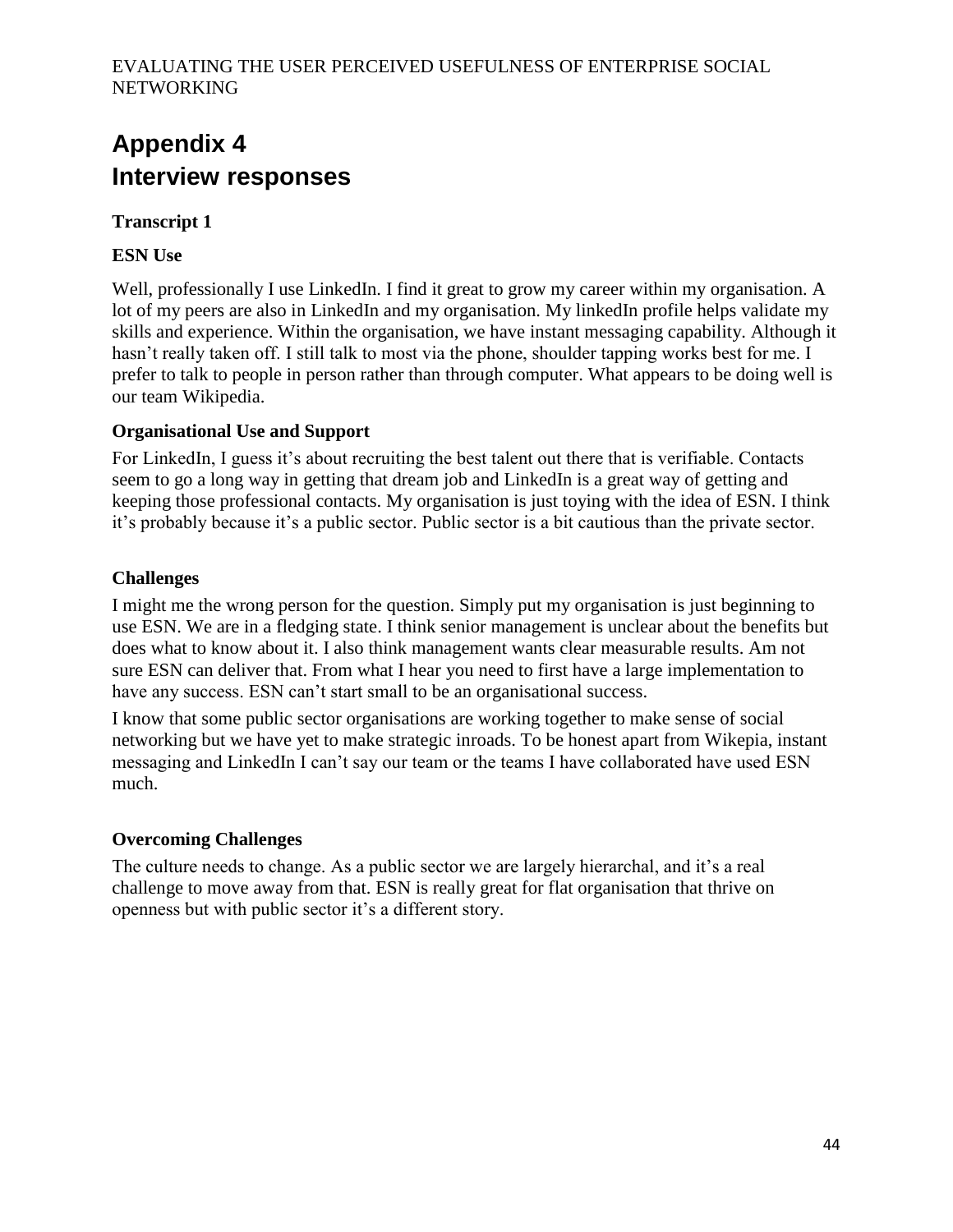# Appendix 4
# Interview responses

### Transcript 1

#### ESN Use

Well, professionally I use LinkedIn. I find it great to grow my career within my organisation. A lot of my peers are also in LinkedIn and my organisation. My linkedIn profile helps validate my skills and experience. Within the organisation, we have instant messaging capability. Although it hasn't really taken off. I still talk to most via the phone, shoulder tapping works best for me. I prefer to talk to people in person rather than through computer. What appears to be doing well is our team Wikipedia.

#### Organisational Use and Support

For LinkedIn, I guess it's about recruiting the best talent out there that is verifiable. Contacts seem to go a long way in getting that dream job and LinkedIn is a great way of getting and keeping those professional contacts. My organisation is just toying with the idea of ESN. I think it's probably because it's a public sector. Public sector is a bit cautious than the private sector.

#### Challenges

I might me the wrong person for the question. Simply put my organisation is just beginning to use ESN. We are in a fledging state. I think senior management is unclear about the benefits but does what to know about it. I also think management wants clear measurable results. Am not sure ESN can deliver that. From what I hear you need to first have a large implementation to have any success. ESN can't start small to be an organisational success.

I know that some public sector organisations are working together to make sense of social networking but we have yet to make strategic inroads. To be honest apart from Wikepia, instant messaging and LinkedIn I can't say our team or the teams I have collaborated have used ESN much.

#### Overcoming Challenges

The culture needs to change. As a public sector we are largely hierarchal, and it's a real challenge to move away from that. ESN is really great for flat organisation that thrive on openness but with public sector it's a different story.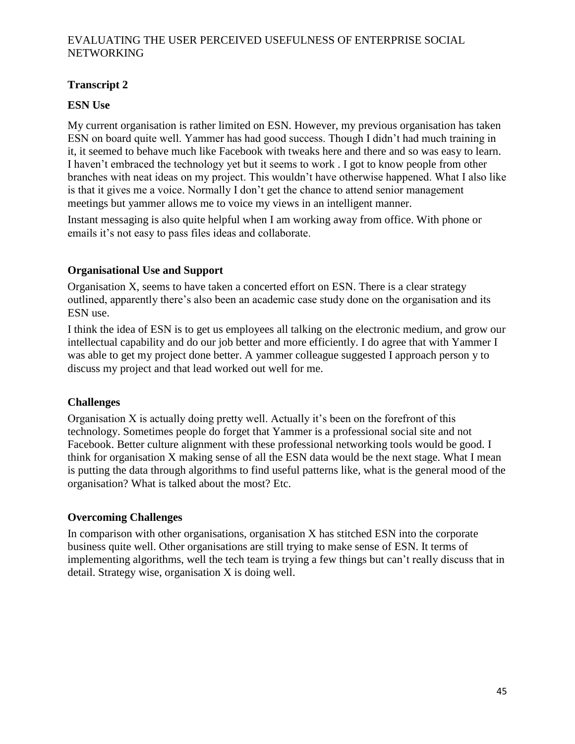## Transcript 2

### ESN Use

My current organisation is rather limited on ESN. However, my previous organisation has taken ESN on board quite well. Yammer has had good success. Though I didn't had much training in it, it seemed to behave much like Facebook with tweaks here and there and so was easy to learn. I haven't embraced the technology yet but it seems to work . I got to know people from other branches with neat ideas on my project. This wouldn't have otherwise happened. What I also like is that it gives me a voice. Normally I don't get the chance to attend senior management meetings but yammer allows me to voice my views in an intelligent manner.

Instant messaging is also quite helpful when I am working away from office. With phone or emails it's not easy to pass files ideas and collaborate.

### Organisational Use and Support

Organisation X, seems to have taken a concerted effort on ESN. There is a clear strategy outlined, apparently there's also been an academic case study done on the organisation and its ESN use.

I think the idea of ESN is to get us employees all talking on the electronic medium, and grow our intellectual capability and do our job better and more efficiently. I do agree that with Yammer I was able to get my project done better. A yammer colleague suggested I approach person y to discuss my project and that lead worked out well for me.

### Challenges

Organisation X is actually doing pretty well. Actually it's been on the forefront of this technology. Sometimes people do forget that Yammer is a professional social site and not Facebook. Better culture alignment with these professional networking tools would be good. I think for organisation X making sense of all the ESN data would be the next stage. What I mean is putting the data through algorithms to find useful patterns like, what is the general mood of the organisation? What is talked about the most? Etc.

### Overcoming Challenges

In comparison with other organisations, organisation X has stitched ESN into the corporate business quite well. Other organisations are still trying to make sense of ESN. It terms of implementing algorithms, well the tech team is trying a few things but can't really discuss that in detail. Strategy wise, organisation X is doing well.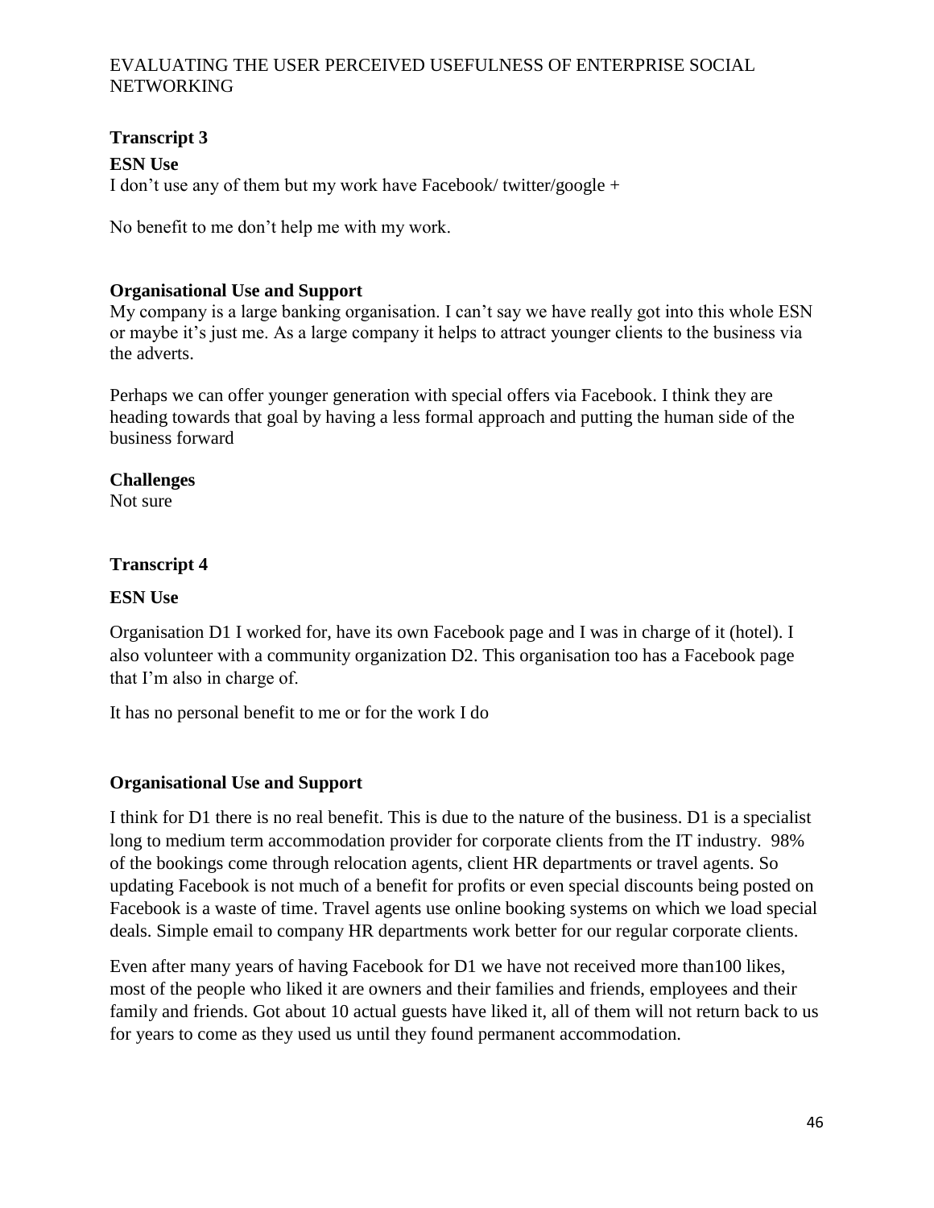## Transcript 3

**ESN Use**

I don't use any of them but my work have Facebook/ twitter/google +

No benefit to me don't help me with my work.

**Organisational Use and Support**

My company is a large banking organisation. I can't say we have really got into this whole ESN or maybe it's just me. As a large company it helps to attract younger clients to the business via the adverts.

Perhaps we can offer younger generation with special offers via Facebook. I think they are heading towards that goal by having a less formal approach and putting the human side of the business forward

**Challenges**

Not sure

## Transcript 4

**ESN Use**

Organisation D1 I worked for, have its own Facebook page and I was in charge of it (hotel). I also volunteer with a community organization D2. This organisation too has a Facebook page that I'm also in charge of.

It has no personal benefit to me or for the work I do

**Organisational Use and Support**

I think for D1 there is no real benefit. This is due to the nature of the business. D1 is a specialist long to medium term accommodation provider for corporate clients from the IT industry. 98% of the bookings come through relocation agents, client HR departments or travel agents. So updating Facebook is not much of a benefit for profits or even special discounts being posted on Facebook is a waste of time. Travel agents use online booking systems on which we load special deals. Simple email to company HR departments work better for our regular corporate clients.

Even after many years of having Facebook for D1 we have not received more than100 likes, most of the people who liked it are owners and their families and friends, employees and their family and friends. Got about 10 actual guests have liked it, all of them will not return back to us for years to come as they used us until they found permanent accommodation.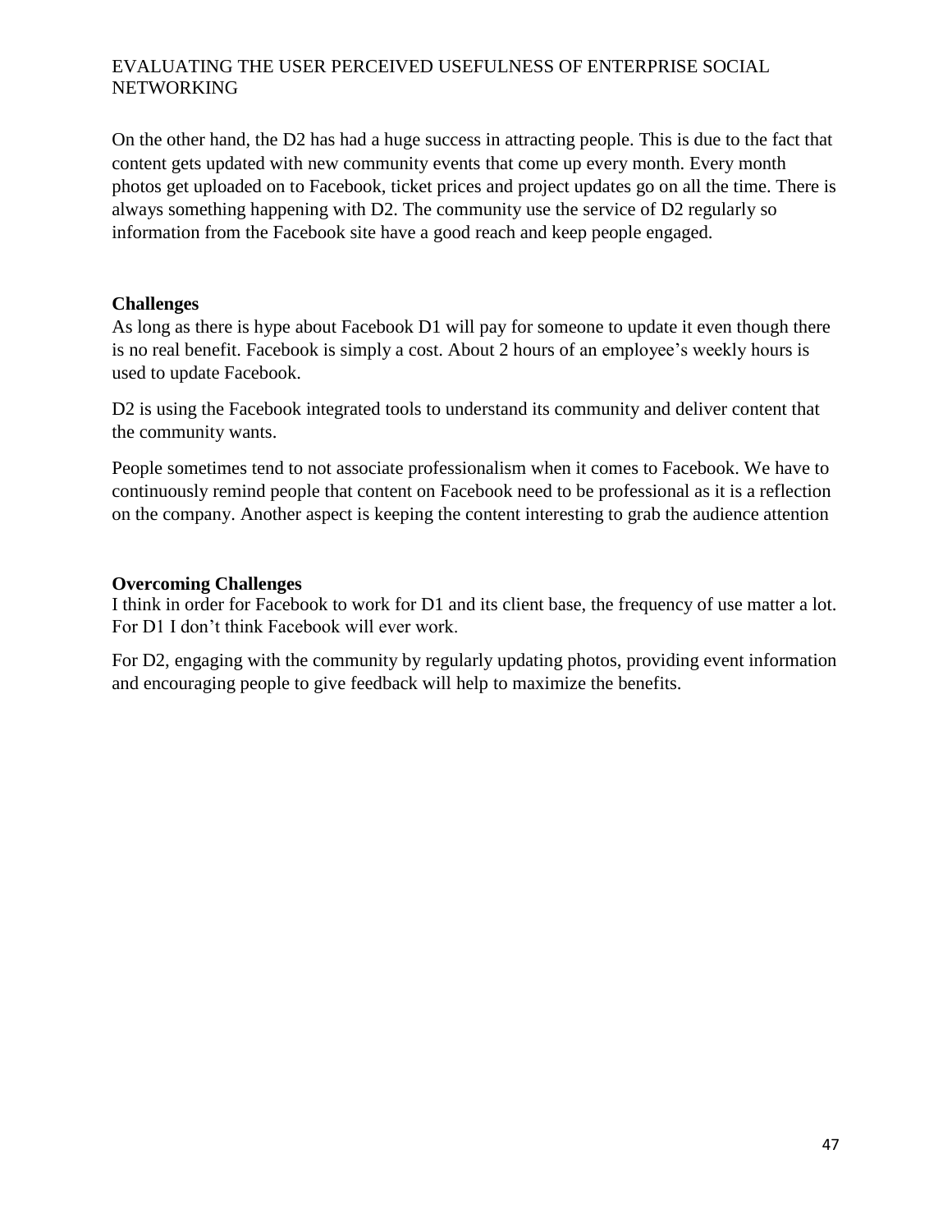On the other hand, the D2 has had a huge success in attracting people. This is due to the fact that content gets updated with new community events that come up every month. Every month photos get uploaded on to Facebook, ticket prices and project updates go on all the time. There is always something happening with D2. The community use the service of D2 regularly so information from the Facebook site have a good reach and keep people engaged.

**Challenges**

As long as there is hype about Facebook D1 will pay for someone to update it even though there is no real benefit. Facebook is simply a cost. About 2 hours of an employee's weekly hours is used to update Facebook.

D2 is using the Facebook integrated tools to understand its community and deliver content that the community wants.

People sometimes tend to not associate professionalism when it comes to Facebook. We have to continuously remind people that content on Facebook need to be professional as it is a reflection on the company. Another aspect is keeping the content interesting to grab the audience attention

**Overcoming Challenges**

I think in order for Facebook to work for D1 and its client base, the frequency of use matter a lot. For D1 I don't think Facebook will ever work.

For D2, engaging with the community by regularly updating photos, providing event information and encouraging people to give feedback will help to maximize the benefits.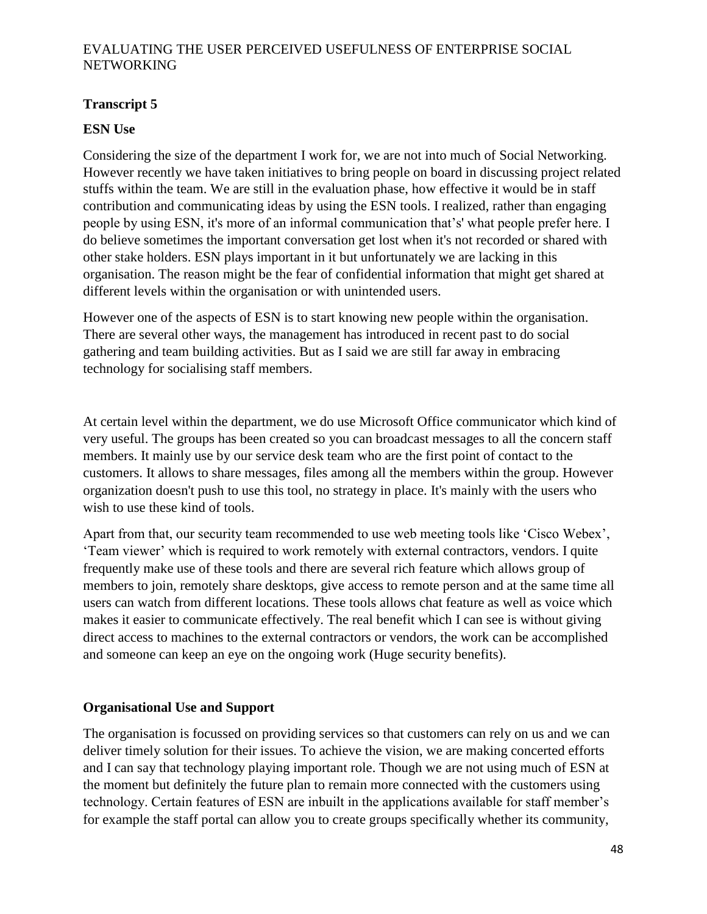## Transcript 5

### ESN Use

Considering the size of the department I work for, we are not into much of Social Networking. However recently we have taken initiatives to bring people on board in discussing project related stuffs within the team. We are still in the evaluation phase, how effective it would be in staff contribution and communicating ideas by using the ESN tools. I realized, rather than engaging people by using ESN, it's more of an informal communication that's' what people prefer here. I do believe sometimes the important conversation get lost when it's not recorded or shared with other stake holders. ESN plays important in it but unfortunately we are lacking in this organisation. The reason might be the fear of confidential information that might get shared at different levels within the organisation or with unintended users.

However one of the aspects of ESN is to start knowing new people within the organisation. There are several other ways, the management has introduced in recent past to do social gathering and team building activities. But as I said we are still far away in embracing technology for socialising staff members.

At certain level within the department, we do use Microsoft Office communicator which kind of very useful. The groups has been created so you can broadcast messages to all the concern staff members. It mainly use by our service desk team who are the first point of contact to the customers. It allows to share messages, files among all the members within the group. However organization doesn't push to use this tool, no strategy in place. It's mainly with the users who wish to use these kind of tools.

Apart from that, our security team recommended to use web meeting tools like 'Cisco Webex', 'Team viewer' which is required to work remotely with external contractors, vendors. I quite frequently make use of these tools and there are several rich feature which allows group of members to join, remotely share desktops, give access to remote person and at the same time all users can watch from different locations. These tools allows chat feature as well as voice which makes it easier to communicate effectively. The real benefit which I can see is without giving direct access to machines to the external contractors or vendors, the work can be accomplished and someone can keep an eye on the ongoing work (Huge security benefits).

### Organisational Use and Support

The organisation is focussed on providing services so that customers can rely on us and we can deliver timely solution for their issues. To achieve the vision, we are making concerted efforts and I can say that technology playing important role. Though we are not using much of ESN at the moment but definitely the future plan to remain more connected with the customers using technology. Certain features of ESN are inbuilt in the applications available for staff member's for example the staff portal can allow you to create groups specifically whether its community,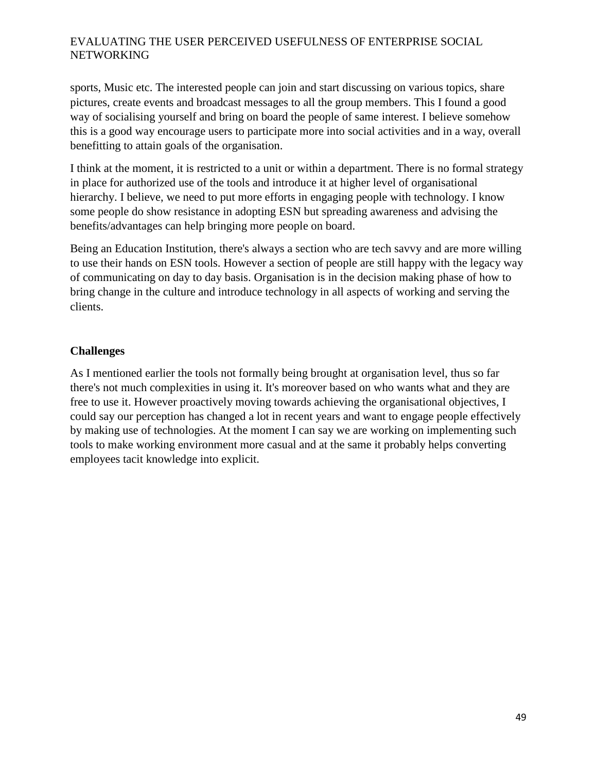sports, Music etc. The interested people can join and start discussing on various topics, share pictures, create events and broadcast messages to all the group members. This I found a good way of socialising yourself and bring on board the people of same interest. I believe somehow this is a good way encourage users to participate more into social activities and in a way, overall benefitting to attain goals of the organisation.

I think at the moment, it is restricted to a unit or within a department. There is no formal strategy in place for authorized use of the tools and introduce it at higher level of organisational hierarchy. I believe, we need to put more efforts in engaging people with technology. I know some people do show resistance in adopting ESN but spreading awareness and advising the benefits/advantages can help bringing more people on board.

Being an Education Institution, there's always a section who are tech savvy and are more willing to use their hands on ESN tools. However a section of people are still happy with the legacy way of communicating on day to day basis. Organisation is in the decision making phase of how to bring change in the culture and introduce technology in all aspects of working and serving the clients.

**Challenges**

As I mentioned earlier the tools not formally being brought at organisation level, thus so far there's not much complexities in using it. It's moreover based on who wants what and they are free to use it. However proactively moving towards achieving the organisational objectives, I could say our perception has changed a lot in recent years and want to engage people effectively by making use of technologies. At the moment I can say we are working on implementing such tools to make working environment more casual and at the same it probably helps converting employees tacit knowledge into explicit.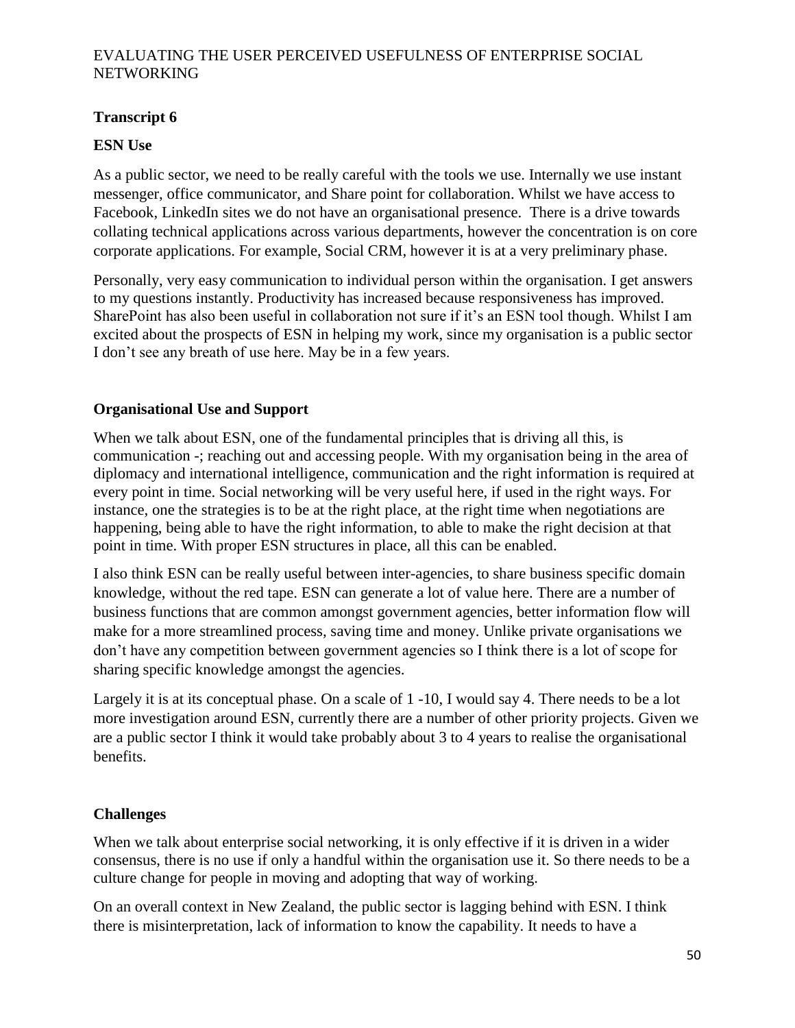## Transcript 6

### ESN Use

As a public sector, we need to be really careful with the tools we use. Internally we use instant messenger, office communicator, and Share point for collaboration. Whilst we have access to Facebook, LinkedIn sites we do not have an organisational presence. There is a drive towards collating technical applications across various departments, however the concentration is on core corporate applications. For example, Social CRM, however it is at a very preliminary phase.

Personally, very easy communication to individual person within the organisation. I get answers to my questions instantly. Productivity has increased because responsiveness has improved. SharePoint has also been useful in collaboration not sure if it's an ESN tool though. Whilst I am excited about the prospects of ESN in helping my work, since my organisation is a public sector I don't see any breath of use here. May be in a few years.

### Organisational Use and Support

When we talk about ESN, one of the fundamental principles that is driving all this, is communication -; reaching out and accessing people. With my organisation being in the area of diplomacy and international intelligence, communication and the right information is required at every point in time. Social networking will be very useful here, if used in the right ways. For instance, one the strategies is to be at the right place, at the right time when negotiations are happening, being able to have the right information, to able to make the right decision at that point in time. With proper ESN structures in place, all this can be enabled.

I also think ESN can be really useful between inter-agencies, to share business specific domain knowledge, without the red tape. ESN can generate a lot of value here. There are a number of business functions that are common amongst government agencies, better information flow will make for a more streamlined process, saving time and money. Unlike private organisations we don't have any competition between government agencies so I think there is a lot of scope for sharing specific knowledge amongst the agencies.

Largely it is at its conceptual phase. On a scale of 1 -10, I would say 4. There needs to be a lot more investigation around ESN, currently there are a number of other priority projects. Given we are a public sector I think it would take probably about 3 to 4 years to realise the organisational benefits.

### Challenges

When we talk about enterprise social networking, it is only effective if it is driven in a wider consensus, there is no use if only a handful within the organisation use it. So there needs to be a culture change for people in moving and adopting that way of working.

On an overall context in New Zealand, the public sector is lagging behind with ESN. I think there is misinterpretation, lack of information to know the capability. It needs to have a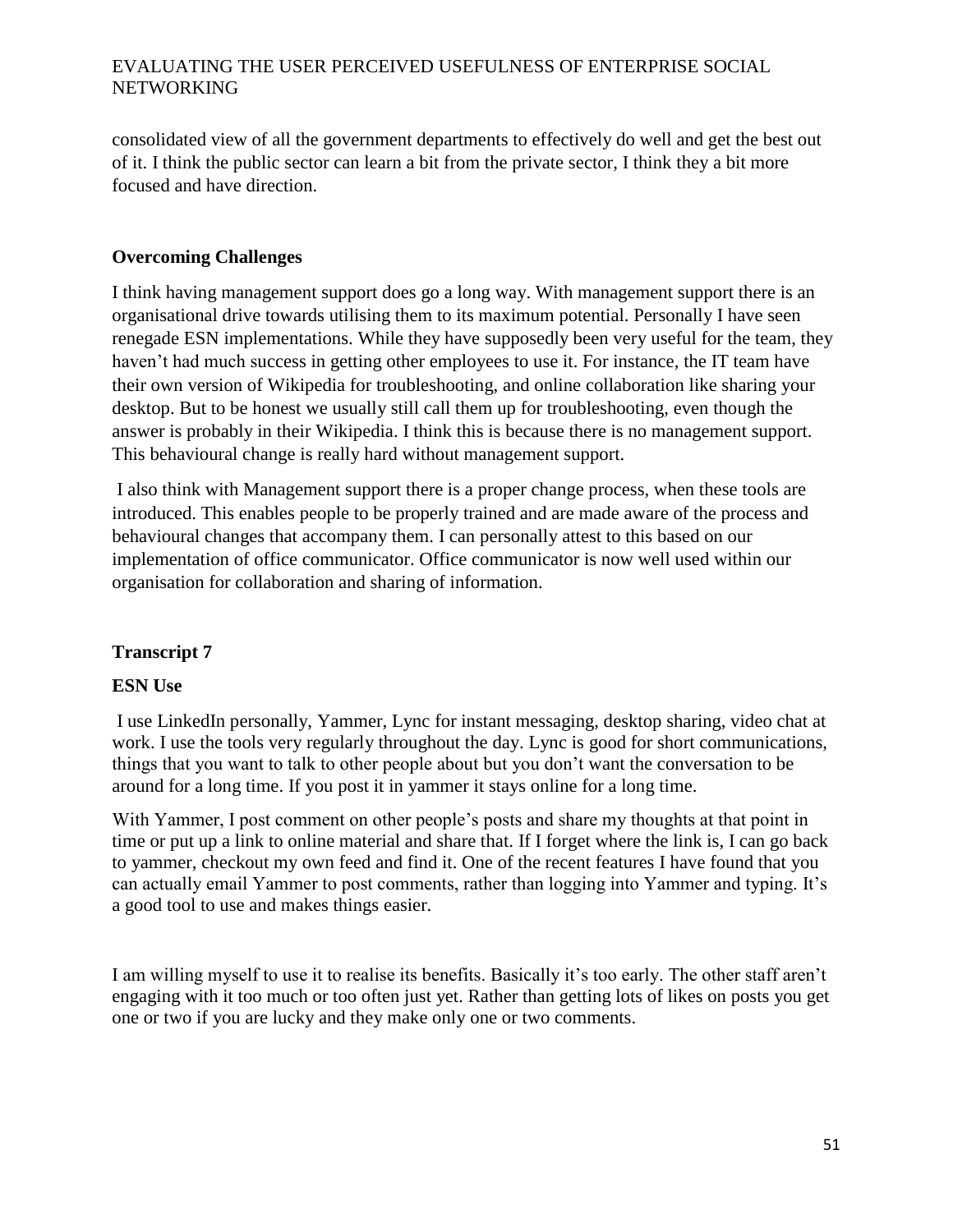consolidated view of all the government departments to effectively do well and get the best out of it. I think the public sector can learn a bit from the private sector, I think they a bit more focused and have direction.

### Overcoming Challenges

I think having management support does go a long way. With management support there is an organisational drive towards utilising them to its maximum potential. Personally I have seen renegade ESN implementations. While they have supposedly been very useful for the team, they haven't had much success in getting other employees to use it. For instance, the IT team have their own version of Wikipedia for troubleshooting, and online collaboration like sharing your desktop. But to be honest we usually still call them up for troubleshooting, even though the answer is probably in their Wikipedia. I think this is because there is no management support. This behavioural change is really hard without management support.

I also think with Management support there is a proper change process, when these tools are introduced. This enables people to be properly trained and are made aware of the process and behavioural changes that accompany them. I can personally attest to this based on our implementation of office communicator. Office communicator is now well used within our organisation for collaboration and sharing of information.

## Transcript 7

### ESN Use

I use LinkedIn personally, Yammer, Lync for instant messaging, desktop sharing, video chat at work. I use the tools very regularly throughout the day. Lync is good for short communications, things that you want to talk to other people about but you don't want the conversation to be around for a long time. If you post it in yammer it stays online for a long time.

With Yammer, I post comment on other people's posts and share my thoughts at that point in time or put up a link to online material and share that. If I forget where the link is, I can go back to yammer, checkout my own feed and find it. One of the recent features I have found that you can actually email Yammer to post comments, rather than logging into Yammer and typing. It's a good tool to use and makes things easier.

I am willing myself to use it to realise its benefits. Basically it's too early. The other staff aren't engaging with it too much or too often just yet. Rather than getting lots of likes on posts you get one or two if you are lucky and they make only one or two comments.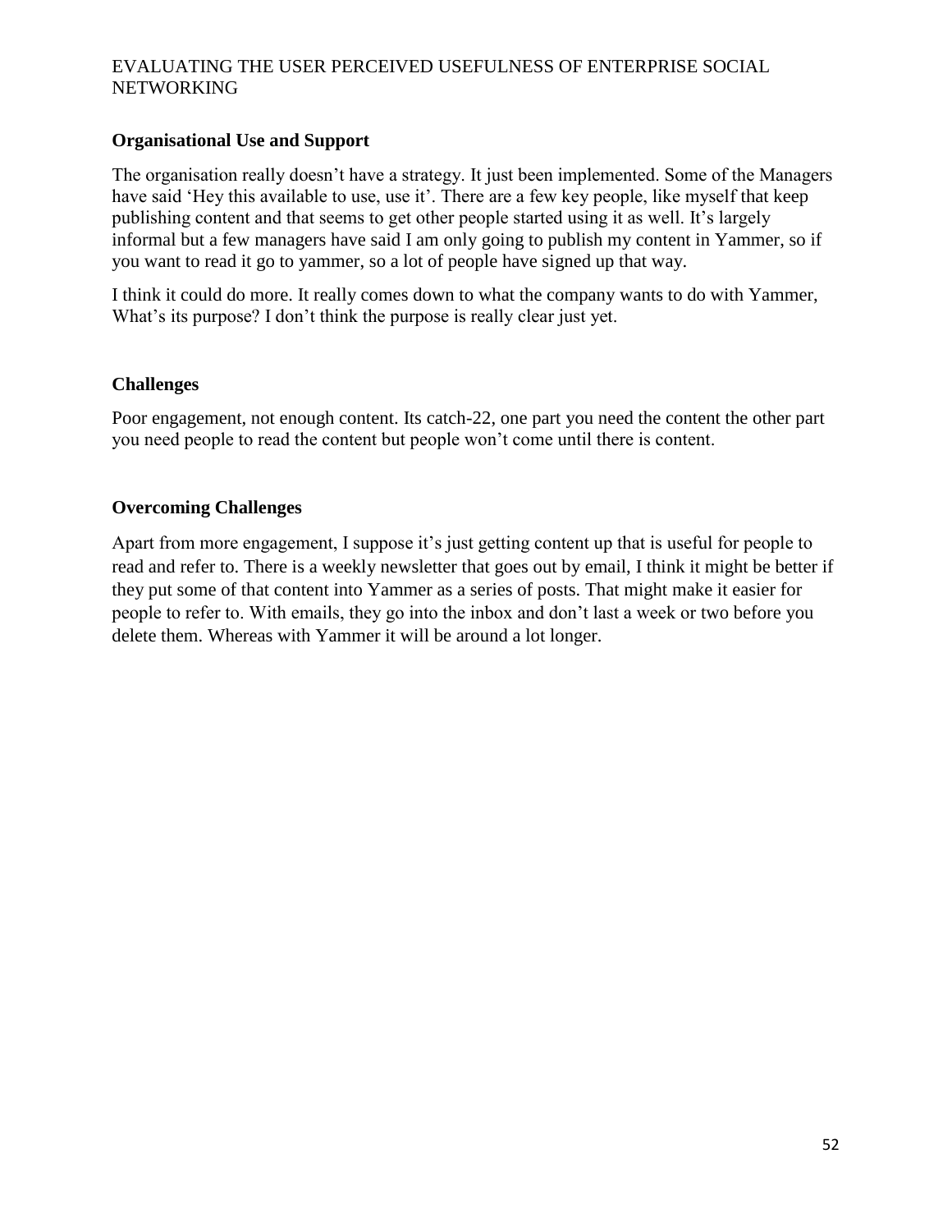### Organisational Use and Support

The organisation really doesn't have a strategy. It just been implemented. Some of the Managers have said 'Hey this available to use, use it'. There are a few key people, like myself that keep publishing content and that seems to get other people started using it as well. It's largely informal but a few managers have said I am only going to publish my content in Yammer, so if you want to read it go to yammer, so a lot of people have signed up that way.

I think it could do more. It really comes down to what the company wants to do with Yammer, What's its purpose? I don't think the purpose is really clear just yet.

### Challenges

Poor engagement, not enough content. Its catch-22, one part you need the content the other part you need people to read the content but people won't come until there is content.

### Overcoming Challenges

Apart from more engagement, I suppose it's just getting content up that is useful for people to read and refer to. There is a weekly newsletter that goes out by email, I think it might be better if they put some of that content into Yammer as a series of posts. That might make it easier for people to refer to. With emails, they go into the inbox and don't last a week or two before you delete them. Whereas with Yammer it will be around a lot longer.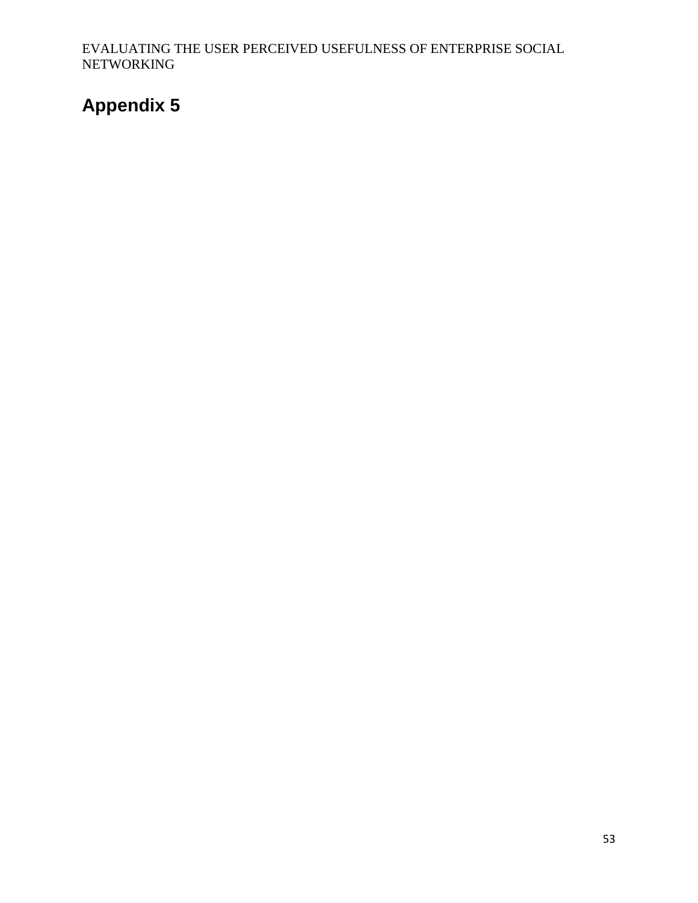# Appendix 5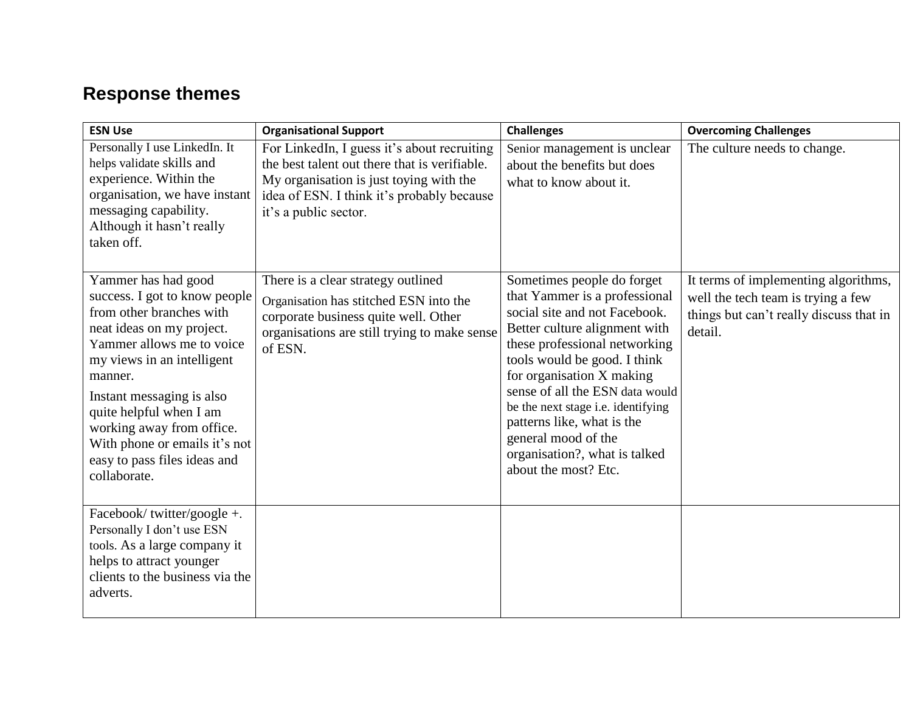## Response themes

| ESN Use | Organisational Support | Challenges | Overcoming Challenges |
|---|---|---|---|
| Personally I use LinkedIn. It helps validate skills and experience. Within the organisation, we have instant messaging capability. Although it hasn't really taken off. | For LinkedIn, I guess it's about recruiting the best talent out there that is verifiable. My organisation is just toying with the idea of ESN. I think it's probably because it's a public sector. | Senior management is unclear about the benefits but does what to know about it. | The culture needs to change. |
| Yammer has had good success. I got to know people from other branches with neat ideas on my project. Yammer allows me to voice my views in an intelligent manner.<br><br>Instant messaging is also quite helpful when I am working away from office. With phone or emails it's not easy to pass files ideas and collaborate. | There is a clear strategy outlined<br><br>Organisation has stitched ESN into the corporate business quite well. Other organisations are still trying to make sense of ESN. | Sometimes people do forget that Yammer is a professional social site and not Facebook. Better culture alignment with these professional networking tools would be good. I think for organisation X making sense of all the ESN data would be the next stage i.e. identifying patterns like, what is the general mood of the organisation?, what is talked about the most? Etc. | It terms of implementing algorithms, well the tech team is trying a few things but can't really discuss that in detail. |
| Facebook/ twitter/google +. Personally I don't use ESN tools. As a large company it helps to attract younger clients to the business via the adverts. | | | |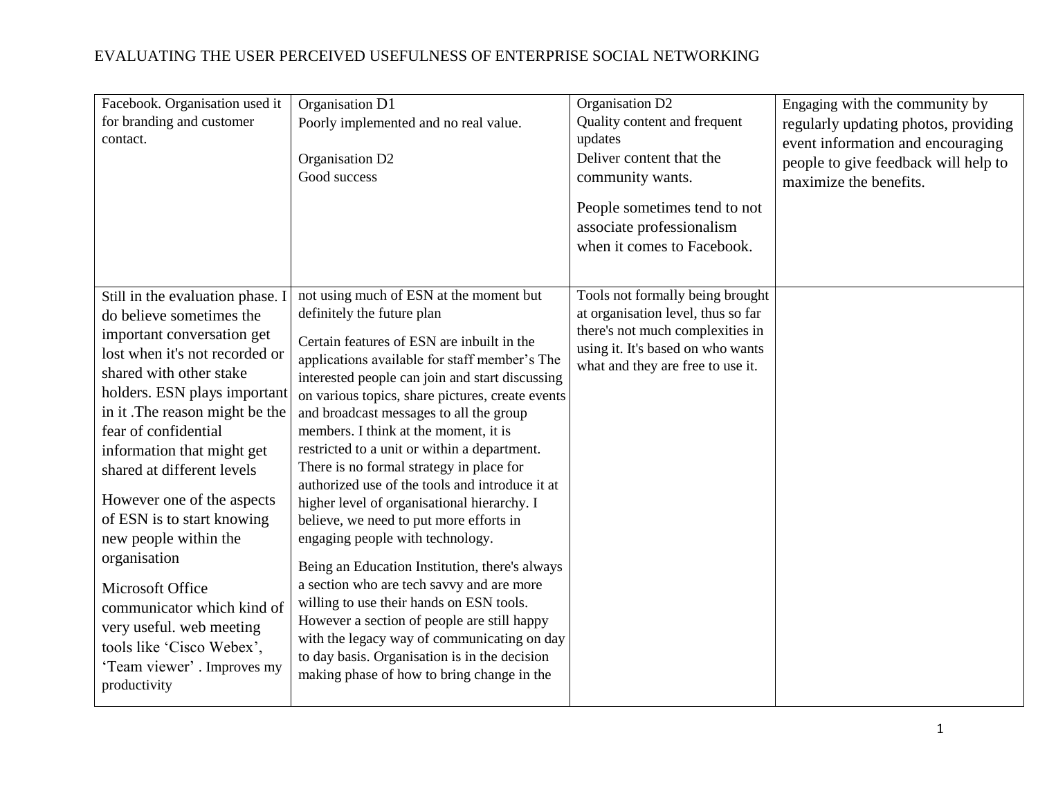| | | | |
|---|---|---|---|
| Facebook. Organisation used it for branding and customer contact. | Organisation D1<br>Poorly implemented and no real value.<br><br>Organisation D2<br>Good success | Organisation D2<br>Quality content and frequent updates<br>Deliver content that the community wants.<br><br>People sometimes tend to not associate professionalism when it comes to Facebook. | Engaging with the community by regularly updating photos, providing event information and encouraging people to give feedback will help to maximize the benefits. |
| Still in the evaluation phase. I do believe sometimes the important conversation get lost when it's not recorded or shared with other stake holders. ESN plays important in it .The reason might be the fear of confidential information that might get shared at different levels<br><br>However one of the aspects of ESN is to start knowing new people within the organisation<br><br>Microsoft Office communicator which kind of very useful. web meeting tools like 'Cisco Webex', 'Team viewer' . Improves my productivity | not using much of ESN at the moment but definitely the future plan<br><br>Certain features of ESN are inbuilt in the applications available for staff member's The interested people can join and start discussing on various topics, share pictures, create events and broadcast messages to all the group members. I think at the moment, it is restricted to a unit or within a department. There is no formal strategy in place for authorized use of the tools and introduce it at higher level of organisational hierarchy. I believe, we need to put more efforts in engaging people with technology.<br><br>Being an Education Institution, there's always a section who are tech savvy and are more willing to use their hands on ESN tools. However a section of people are still happy with the legacy way of communicating on day to day basis. Organisation is in the decision making phase of how to bring change in the | Tools not formally being brought at organisation level, thus so far there's not much complexities in using it. It's based on who wants what and they are free to use it. | |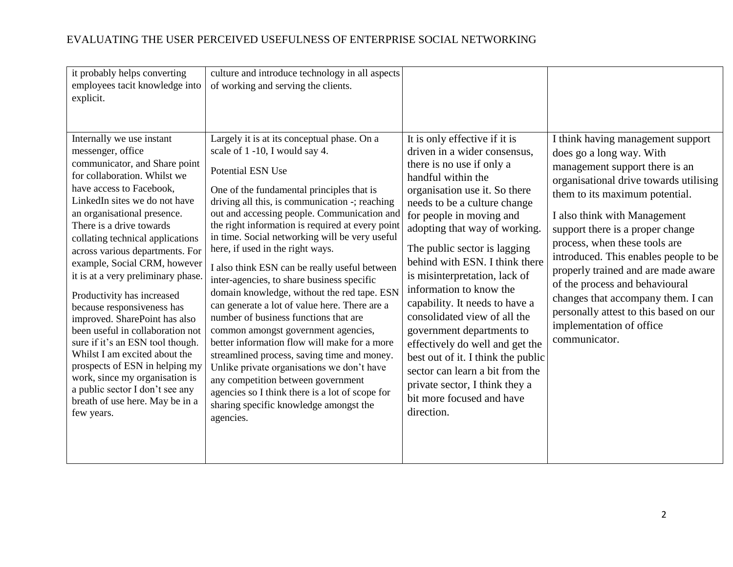| | | | |
|---|---|---|---|
| it probably helps converting employees tacit knowledge into explicit. | culture and introduce technology in all aspects of working and serving the clients. | | |
| Internally we use instant messenger, office communicator, and Share point for collaboration. Whilst we have access to Facebook, LinkedIn sites we do not have an organisational presence. There is a drive towards collating technical applications across various departments. For example, Social CRM, however it is at a very preliminary phase.<br><br>Productivity has increased because responsiveness has improved. SharePoint has also been useful in collaboration not sure if it's an ESN tool though. Whilst I am excited about the prospects of ESN in helping my work, since my organisation is a public sector I don't see any breath of use here. May be in a few years. | Largely it is at its conceptual phase. On a scale of 1 -10, I would say 4.<br><br>Potential ESN Use<br><br>One of the fundamental principles that is driving all this, is communication -; reaching out and accessing people. Communication and the right information is required at every point in time. Social networking will be very useful here, if used in the right ways.<br><br>I also think ESN can be really useful between inter-agencies, to share business specific domain knowledge, without the red tape. ESN can generate a lot of value here. There are a number of business functions that are common amongst government agencies, better information flow will make for a more streamlined process, saving time and money. Unlike private organisations we don't have any competition between government agencies so I think there is a lot of scope for sharing specific knowledge amongst the agencies. | It is only effective if it is driven in a wider consensus, there is no use if only a handful within the organisation use it. So there needs to be a culture change for people in moving and adopting that way of working.<br><br>The public sector is lagging behind with ESN. I think there is misinterpretation, lack of information to know the capability. It needs to have a consolidated view of all the government departments to effectively do well and get the best out of it. I think the public sector can learn a bit from the private sector, I think they a bit more focused and have direction. | I think having management support does go a long way. With management support there is an organisational drive towards utilising them to its maximum potential.<br><br>I also think with Management support there is a proper change process, when these tools are introduced. This enables people to be properly trained and are made aware of the process and behavioural changes that accompany them. I can personally attest to this based on our implementation of office communicator. |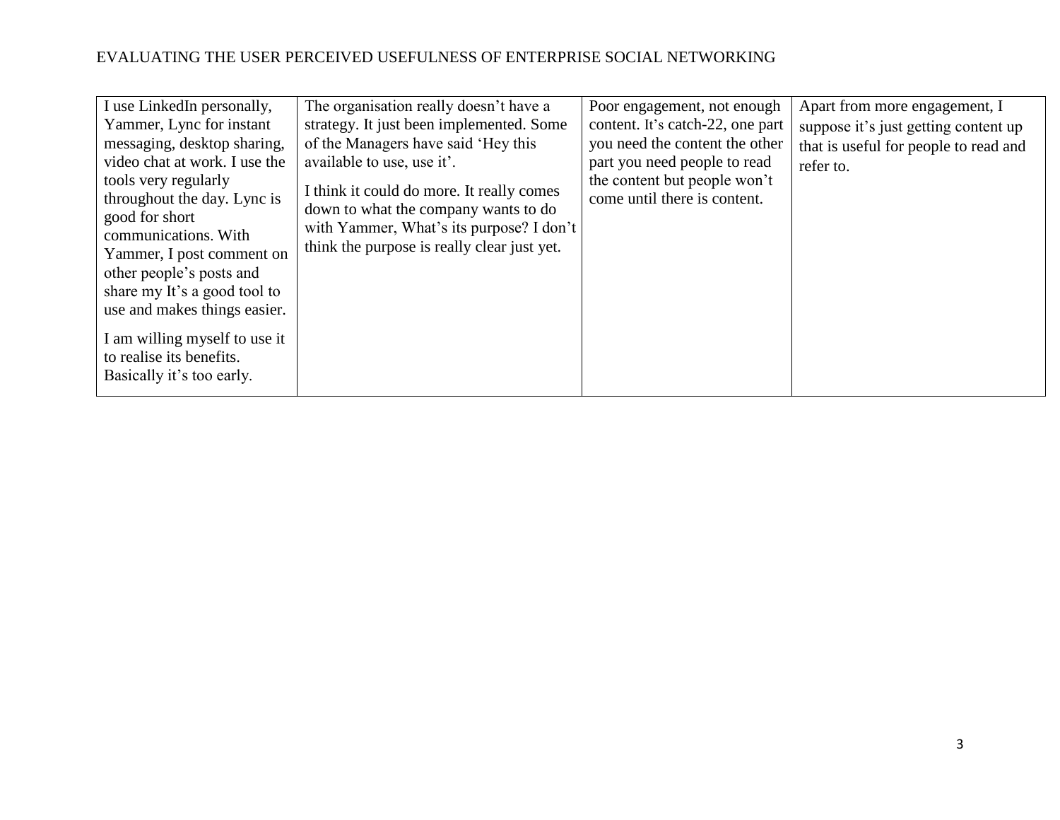| | | | |
|---|---|---|---|
| I use LinkedIn personally, Yammer, Lync for instant messaging, desktop sharing, video chat at work. I use the tools very regularly throughout the day. Lync is good for short communications. With Yammer, I post comment on other people's posts and share my It's a good tool to use and makes things easier.<br><br>I am willing myself to use it to realise its benefits. Basically it's too early. | The organisation really doesn't have a strategy. It just been implemented. Some of the Managers have said 'Hey this available to use, use it'.<br><br>I think it could do more. It really comes down to what the company wants to do with Yammer, What's its purpose? I don't think the purpose is really clear just yet. | Poor engagement, not enough content. It's catch-22, one part you need the content the other part you need people to read the content but people won't come until there is content. | Apart from more engagement, I suppose it's just getting content up that is useful for people to read and refer to. |